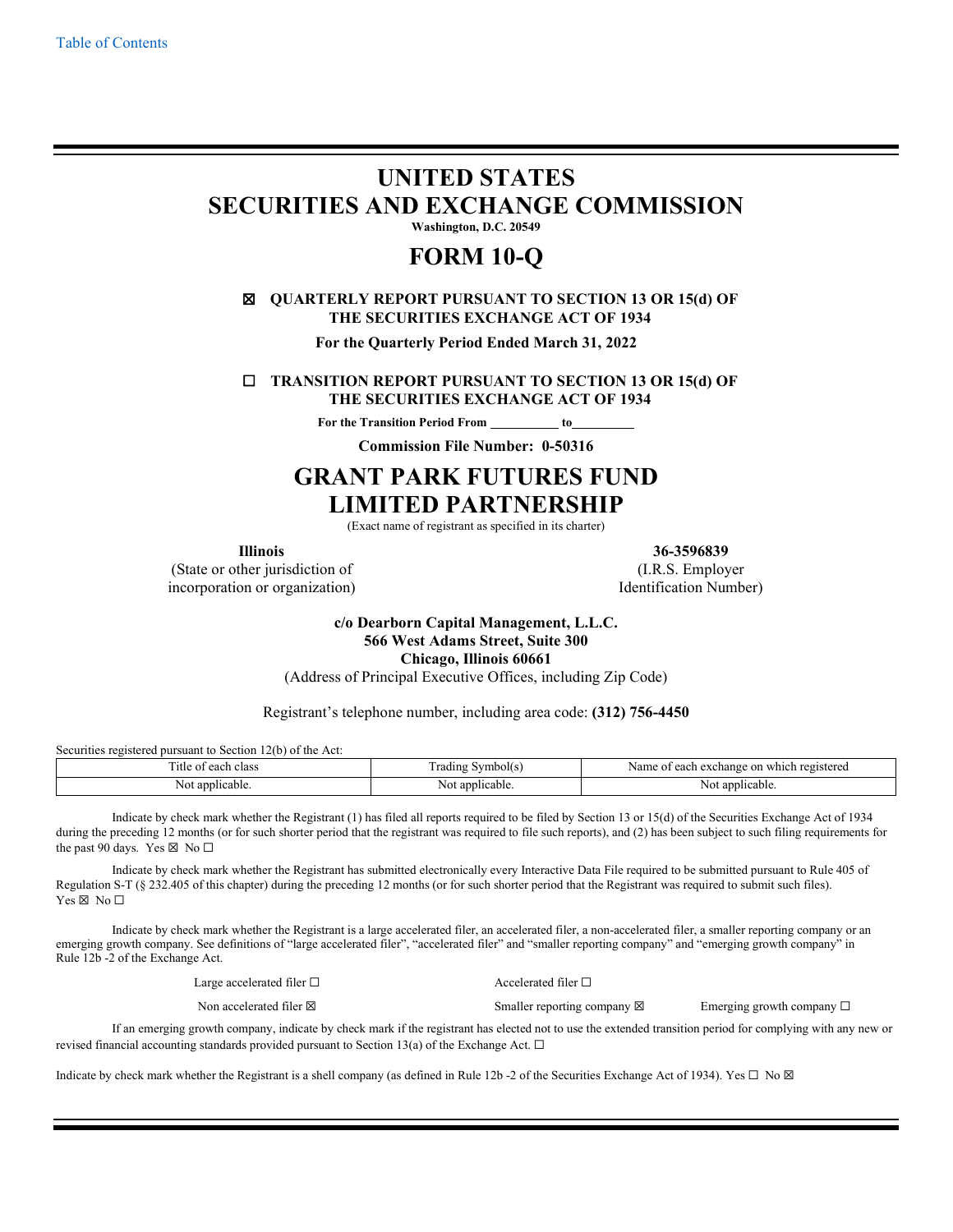[Table of Contents]

# UNITED STATES
# SECURITIES AND EXCHANGE COMMISSION

**Washington, D.C. 20549**

# FORM 10-Q

☒ **QUARTERLY REPORT PURSUANT TO SECTION 13 OR 15(d) OF THE SECURITIES EXCHANGE ACT OF 1934**

**For the Quarterly Period Ended March 31, 2022**

☐ **TRANSITION REPORT PURSUANT TO SECTION 13 OR 15(d) OF THE SECURITIES EXCHANGE ACT OF 1934**

**For the Transition Period From \_\_\_\_\_\_\_\_\_\_ to \_\_\_\_\_\_\_\_\_\_**

**Commission File Number: 0-50316**

# GRANT PARK FUTURES FUND LIMITED PARTNERSHIP

(Exact name of registrant as specified in its charter)

| **Illinois** | **36-3596839** |
|---|---|
| (State or other jurisdiction of incorporation or organization) | (I.R.S. Employer Identification Number) |

**c/o Dearborn Capital Management, L.L.C.**
**566 West Adams Street, Suite 300**
**Chicago, Illinois 60661**
(Address of Principal Executive Offices, including Zip Code)

Registrant's telephone number, including area code: **(312) 756-4450**

Securities registered pursuant to Section 12(b) of the Act:

| Title of each class | Trading Symbol(s) | Name of each exchange on which registered |
|---|---|---|
| Not applicable. | Not applicable. | Not applicable. |

Indicate by check mark whether the Registrant (1) has filed all reports required to be filed by Section 13 or 15(d) of the Securities Exchange Act of 1934 during the preceding 12 months (or for such shorter period that the registrant was required to file such reports), and (2) has been subject to such filing requirements for the past 90 days. Yes ☒ No ☐

Indicate by check mark whether the Registrant has submitted electronically every Interactive Data File required to be submitted pursuant to Rule 405 of Regulation S-T (§ 232.405 of this chapter) during the preceding 12 months (or for such shorter period that the Registrant was required to submit such files). Yes ☒ No ☐

Indicate by check mark whether the Registrant is a large accelerated filer, an accelerated filer, a non-accelerated filer, a smaller reporting company or an emerging growth company. See definitions of "large accelerated filer", "accelerated filer" and "smaller reporting company" and "emerging growth company" in Rule 12b -2 of the Exchange Act.

| | | |
|---|---|---|
| Large accelerated filer ☐ | Accelerated filer ☐ | |
| Non accelerated filer ☒ | Smaller reporting company ☒ | Emerging growth company ☐ |

If an emerging growth company, indicate by check mark if the registrant has elected not to use the extended transition period for complying with any new or revised financial accounting standards provided pursuant to Section 13(a) of the Exchange Act. ☐

Indicate by check mark whether the Registrant is a shell company (as defined in Rule 12b -2 of the Securities Exchange Act of 1934). Yes ☐ No ☒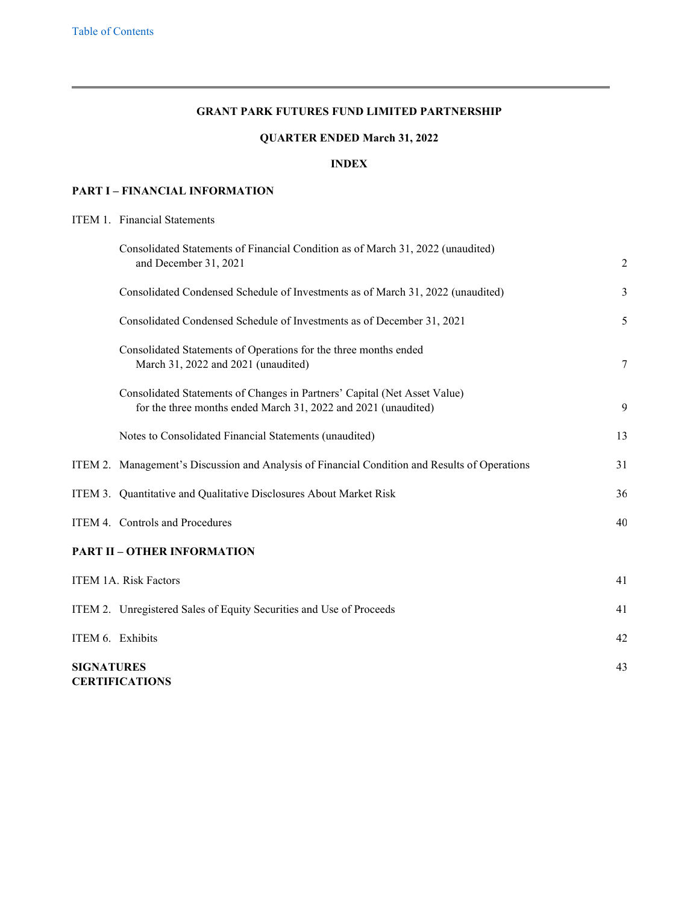# GRANT PARK FUTURES FUND LIMITED PARTNERSHIP

## QUARTER ENDED March 31, 2022

## INDEX

### PART I – FINANCIAL INFORMATION

| | | |
|---|---|---|
| ITEM 1. | Financial Statements | |
| | Consolidated Statements of Financial Condition as of March 31, 2022 (unaudited) and December 31, 2021 | 2 |
| | Consolidated Condensed Schedule of Investments as of March 31, 2022 (unaudited) | 3 |
| | Consolidated Condensed Schedule of Investments as of December 31, 2021 | 5 |
| | Consolidated Statements of Operations for the three months ended March 31, 2022 and 2021 (unaudited) | 7 |
| | Consolidated Statements of Changes in Partners' Capital (Net Asset Value) for the three months ended March 31, 2022 and 2021 (unaudited) | 9 |
| | Notes to Consolidated Financial Statements (unaudited) | 13 |
| ITEM 2. | Management's Discussion and Analysis of Financial Condition and Results of Operations | 31 |
| ITEM 3. | Quantitative and Qualitative Disclosures About Market Risk | 36 |
| ITEM 4. | Controls and Procedures | 40 |

### PART II – OTHER INFORMATION

| | | |
|---|---|---|
| ITEM 1A. | Risk Factors | 41 |
| ITEM 2. | Unregistered Sales of Equity Securities and Use of Proceeds | 41 |
| ITEM 6. | Exhibits | 42 |

**SIGNATURES** 43

**CERTIFICATIONS**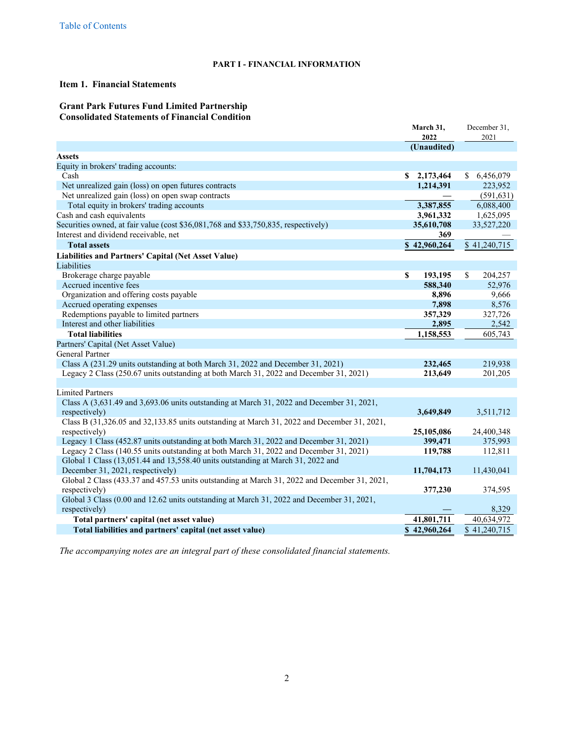Table of Contents

**PART I - FINANCIAL INFORMATION**

## Item 1. Financial Statements

### Grant Park Futures Fund Limited Partnership
### Consolidated Statements of Financial Condition

| | March 31, 2022 (Unaudited) | December 31, 2021 |
|---|---|---|
| **Assets** | | |
| Equity in brokers' trading accounts: | | |
| Cash | **$ 2,173,464** | $ 6,456,079 |
| Net unrealized gain (loss) on open futures contracts | **1,214,391** | 223,952 |
| Net unrealized gain (loss) on open swap contracts | **—** | (591,631) |
| Total equity in brokers' trading accounts | **3,387,855** | 6,088,400 |
| Cash and cash equivalents | **3,961,332** | 1,625,095 |
| Securities owned, at fair value (cost $36,081,768 and $33,750,835, respectively) | **35,610,708** | 33,527,220 |
| Interest and dividend receivable, net | **369** | — |
| **Total assets** | **$ 42,960,264** | $ 41,240,715 |
| **Liabilities and Partners' Capital (Net Asset Value)** | | |
| Liabilities | | |
| Brokerage charge payable | **$ 193,195** | $ 204,257 |
| Accrued incentive fees | **588,340** | 52,976 |
| Organization and offering costs payable | **8,896** | 9,666 |
| Accrued operating expenses | **7,898** | 8,576 |
| Redemptions payable to limited partners | **357,329** | 327,726 |
| Interest and other liabilities | **2,895** | 2,542 |
| **Total liabilities** | **1,158,553** | 605,743 |
| Partners' Capital (Net Asset Value) | | |
| General Partner | | |
| Class A (231.29 units outstanding at both March 31, 2022 and December 31, 2021) | **232,465** | 219,938 |
| Legacy 2 Class (250.67 units outstanding at both March 31, 2022 and December 31, 2021) | **213,649** | 201,205 |
| | | |
| Limited Partners | | |
| Class A (3,631.49 and 3,693.06 units outstanding at March 31, 2022 and December 31, 2021, respectively) | **3,649,849** | 3,511,712 |
| Class B (31,326.05 and 32,133.85 units outstanding at March 31, 2022 and December 31, 2021, respectively) | **25,105,086** | 24,400,348 |
| Legacy 1 Class (452.87 units outstanding at both March 31, 2022 and December 31, 2021) | **399,471** | 375,993 |
| Legacy 2 Class (140.55 units outstanding at both March 31, 2022 and December 31, 2021) | **119,788** | 112,811 |
| Global 1 Class (13,051.44 and 13,558.40 units outstanding at March 31, 2022 and December 31, 2021, respectively) | **11,704,173** | 11,430,041 |
| Global 2 Class (433.37 and 457.53 units outstanding at March 31, 2022 and December 31, 2021, respectively) | **377,230** | 374,595 |
| Global 3 Class (0.00 and 12.62 units outstanding at March 31, 2022 and December 31, 2021, respectively) | **—** | 8,329 |
| **Total partners' capital (net asset value)** | **41,801,711** | 40,634,972 |
| **Total liabilities and partners' capital (net asset value)** | **$ 42,960,264** | $ 41,240,715 |

*The accompanying notes are an integral part of these consolidated financial statements.*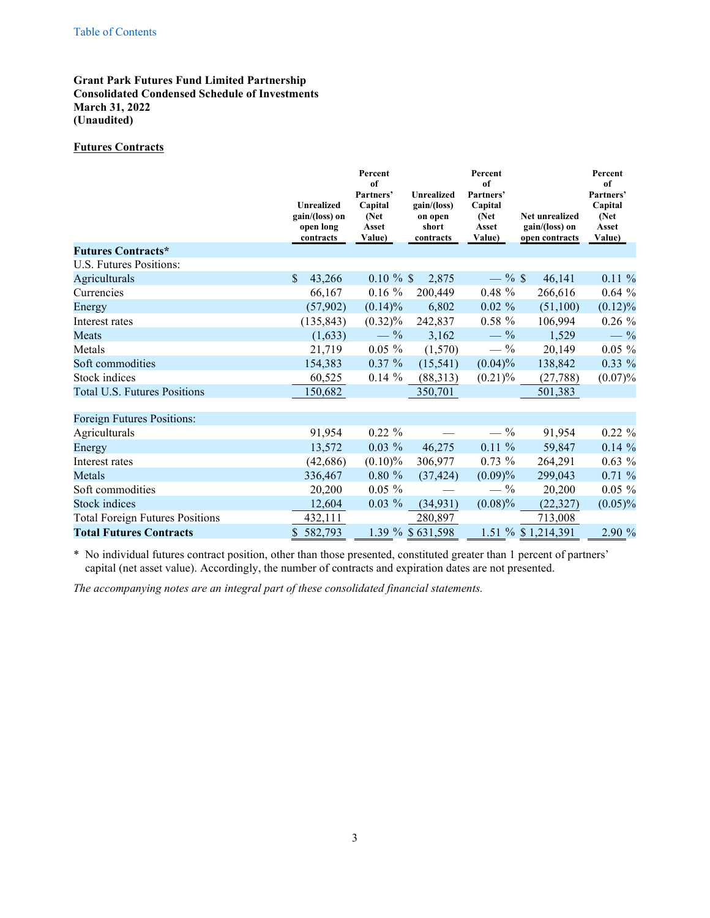Table of Contents

**Grant Park Futures Fund Limited Partnership**
**Consolidated Condensed Schedule of Investments**
**March 31, 2022**
**(Unaudited)**

**Futures Contracts**

| | Unrealized gain/(loss) on open long contracts | Percent of Partners' Capital (Net Asset Value) | Unrealized gain/(loss) on open short contracts | Percent of Partners' Capital (Net Asset Value) | Net unrealized gain/(loss) on open contracts | Percent of Partners' Capital (Net Asset Value) |
|---|---|---|---|---|---|---|
| **Futures Contracts*** | | | | | | |
| U.S. Futures Positions: | | | | | | |
| Agriculturals | $ 43,266 | 0.10 % | $ 2,875 | — % | $ 46,141 | 0.11 % |
| Currencies | 66,167 | 0.16 % | 200,449 | 0.48 % | 266,616 | 0.64 % |
| Energy | (57,902) | (0.14)% | 6,802 | 0.02 % | (51,100) | (0.12)% |
| Interest rates | (135,843) | (0.32)% | 242,837 | 0.58 % | 106,994 | 0.26 % |
| Meats | (1,633) | — % | 3,162 | — % | 1,529 | — % |
| Metals | 21,719 | 0.05 % | (1,570) | — % | 20,149 | 0.05 % |
| Soft commodities | 154,383 | 0.37 % | (15,541) | (0.04)% | 138,842 | 0.33 % |
| Stock indices | 60,525 | 0.14 % | (88,313) | (0.21)% | (27,788) | (0.07)% |
| Total U.S. Futures Positions | 150,682 | | 350,701 | | 501,383 | |
| | | | | | | |
| Foreign Futures Positions: | | | | | | |
| Agriculturals | 91,954 | 0.22 % | — | — % | 91,954 | 0.22 % |
| Energy | 13,572 | 0.03 % | 46,275 | 0.11 % | 59,847 | 0.14 % |
| Interest rates | (42,686) | (0.10)% | 306,977 | 0.73 % | 264,291 | 0.63 % |
| Metals | 336,467 | 0.80 % | (37,424) | (0.09)% | 299,043 | 0.71 % |
| Soft commodities | 20,200 | 0.05 % | — | — % | 20,200 | 0.05 % |
| Stock indices | 12,604 | 0.03 % | (34,931) | (0.08)% | (22,327) | (0.05)% |
| Total Foreign Futures Positions | 432,111 | | 280,897 | | 713,008 | |
| **Total Futures Contracts** | $ 582,793 | 1.39 % | $ 631,598 | 1.51 % | $ 1,214,391 | 2.90 % |

\* No individual futures contract position, other than those presented, constituted greater than 1 percent of partners' capital (net asset value). Accordingly, the number of contracts and expiration dates are not presented.

*The accompanying notes are an integral part of these consolidated financial statements.*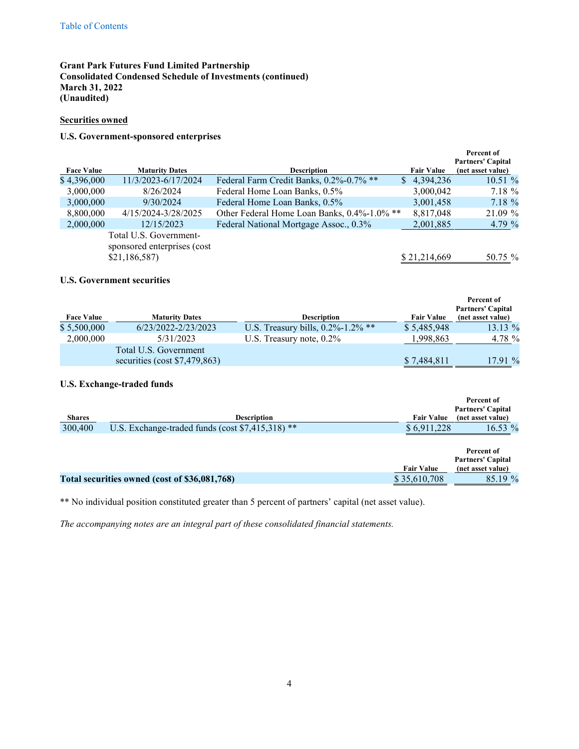**Grant Park Futures Fund Limited Partnership**
**Consolidated Condensed Schedule of Investments (continued)**
**March 31, 2022**
**(Unaudited)**

**Securities owned**

**U.S. Government-sponsored enterprises**

| Face Value | Maturity Dates | Description | Fair Value | Percent of Partners' Capital (net asset value) |
|---|---|---|---|---|
| $ 4,396,000 | 11/3/2023-6/17/2024 | Federal Farm Credit Banks, 0.2%-0.7% ** | $ 4,394,236 | 10.51 % |
| 3,000,000 | 8/26/2024 | Federal Home Loan Banks, 0.5% | 3,000,042 | 7.18 % |
| 3,000,000 | 9/30/2024 | Federal Home Loan Banks, 0.5% | 3,001,458 | 7.18 % |
| 8,800,000 | 4/15/2024-3/28/2025 | Other Federal Home Loan Banks, 0.4%-1.0% ** | 8,817,048 | 21.09 % |
| 2,000,000 | 12/15/2023 | Federal National Mortgage Assoc., 0.3% | 2,001,885 | 4.79 % |
| | Total U.S. Government-sponsored enterprises (cost $21,186,587) | | $ 21,214,669 | 50.75 % |

**U.S. Government securities**

| Face Value | Maturity Dates | Description | Fair Value | Percent of Partners' Capital (net asset value) |
|---|---|---|---|---|
| $ 5,500,000 | 6/23/2022-2/23/2023 | U.S. Treasury bills, 0.2%-1.2% ** | $ 5,485,948 | 13.13 % |
| 2,000,000 | 5/31/2023 | U.S. Treasury note, 0.2% | 1,998,863 | 4.78 % |
| | Total U.S. Government securities (cost $7,479,863) | | $ 7,484,811 | 17.91 % |

**U.S. Exchange-traded funds**

| Shares | Description | Fair Value | Percent of Partners' Capital (net asset value) |
|---|---|---|---|
| 300,400 | U.S. Exchange-traded funds (cost $7,415,318) ** | $ 6,911,228 | 16.53 % |

| | Fair Value | Percent of Partners' Capital (net asset value) |
|---|---|---|
| **Total securities owned (cost of $36,081,768)** | $ 35,610,708 | 85.19 % |

** No individual position constituted greater than 5 percent of partners' capital (net asset value).

*The accompanying notes are an integral part of these consolidated financial statements.*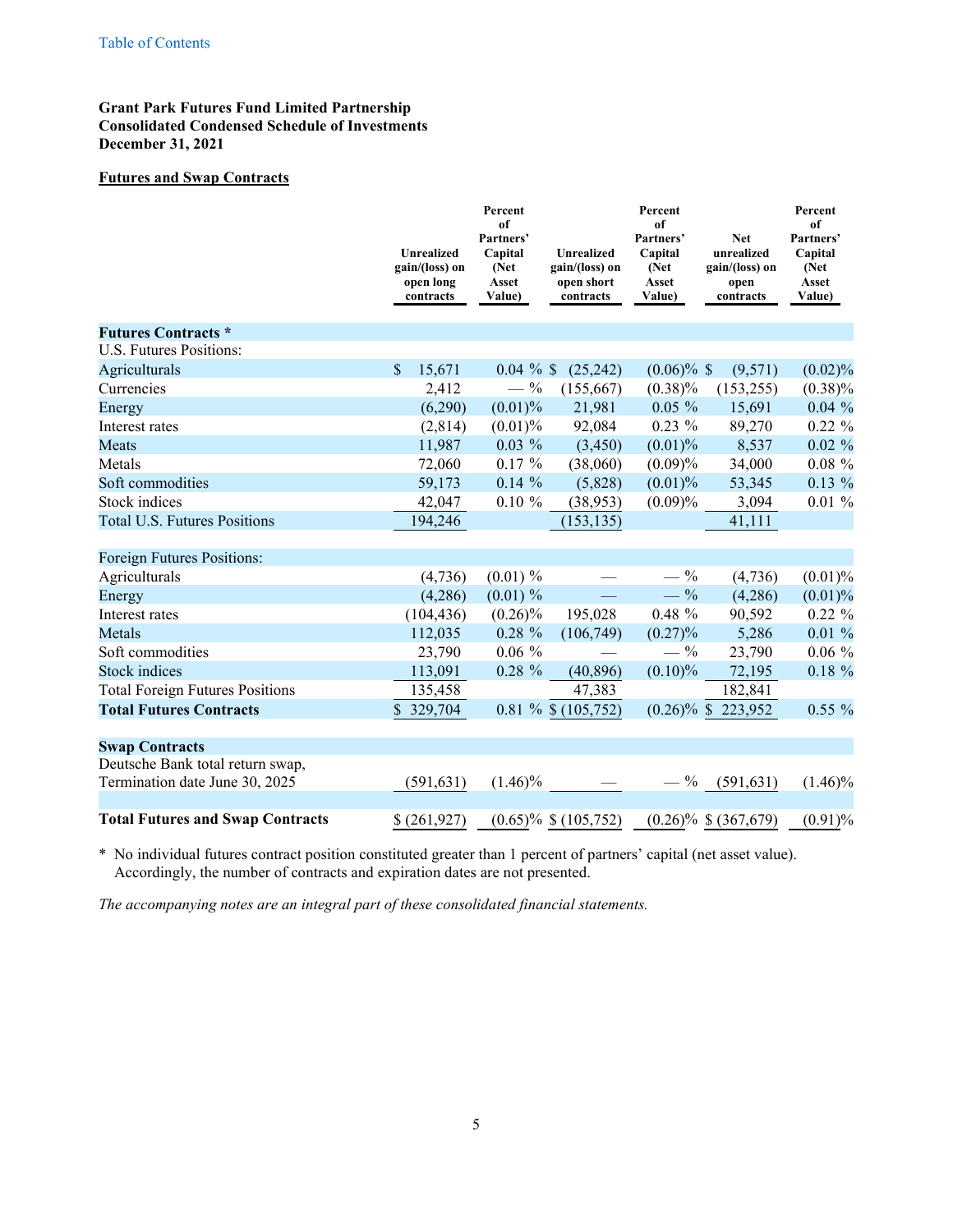**Grant Park Futures Fund Limited Partnership**
**Consolidated Condensed Schedule of Investments**
**December 31, 2021**

**Futures and Swap Contracts**

| | Unrealized gain/(loss) on open long contracts | Percent of Partners' Capital (Net Asset Value) | Unrealized gain/(loss) on open short contracts | Percent of Partners' Capital (Net Asset Value) | Net unrealized gain/(loss) on open contracts | Percent of Partners' Capital (Net Asset Value) |
|---|---|---|---|---|---|---|
| **Futures Contracts *** | | | | | | |
| U.S. Futures Positions: | | | | | | |
| Agriculturals | $ 15,671 | 0.04 % | $ (25,242) | (0.06)% | $ (9,571) | (0.02)% |
| Currencies | 2,412 | — % | (155,667) | (0.38)% | (153,255) | (0.38)% |
| Energy | (6,290) | (0.01)% | 21,981 | 0.05 % | 15,691 | 0.04 % |
| Interest rates | (2,814) | (0.01)% | 92,084 | 0.23 % | 89,270 | 0.22 % |
| Meats | 11,987 | 0.03 % | (3,450) | (0.01)% | 8,537 | 0.02 % |
| Metals | 72,060 | 0.17 % | (38,060) | (0.09)% | 34,000 | 0.08 % |
| Soft commodities | 59,173 | 0.14 % | (5,828) | (0.01)% | 53,345 | 0.13 % |
| Stock indices | 42,047 | 0.10 % | (38,953) | (0.09)% | 3,094 | 0.01 % |
| Total U.S. Futures Positions | 194,246 | | (153,135) | | 41,111 | |
| | | | | | | |
| Foreign Futures Positions: | | | | | | |
| Agriculturals | (4,736) | (0.01) % | — | — % | (4,736) | (0.01)% |
| Energy | (4,286) | (0.01) % | — | — % | (4,286) | (0.01)% |
| Interest rates | (104,436) | (0.26)% | 195,028 | 0.48 % | 90,592 | 0.22 % |
| Metals | 112,035 | 0.28 % | (106,749) | (0.27)% | 5,286 | 0.01 % |
| Soft commodities | 23,790 | 0.06 % | — | — % | 23,790 | 0.06 % |
| Stock indices | 113,091 | 0.28 % | (40,896) | (0.10)% | 72,195 | 0.18 % |
| Total Foreign Futures Positions | 135,458 | | 47,383 | | 182,841 | |
| **Total Futures Contracts** | $ 329,704 | 0.81 % | $ (105,752) | (0.26)% | $ 223,952 | 0.55 % |
| | | | | | | |
| **Swap Contracts** | | | | | | |
| Deutsche Bank total return swap, Termination date June 30, 2025 | (591,631) | (1.46)% | — | — % | (591,631) | (1.46)% |
| | | | | | | |
| **Total Futures and Swap Contracts** | $ (261,927) | (0.65)% | $ (105,752) | (0.26)% | $ (367,679) | (0.91)% |

\* No individual futures contract position constituted greater than 1 percent of partners' capital (net asset value). Accordingly, the number of contracts and expiration dates are not presented.

*The accompanying notes are an integral part of these consolidated financial statements.*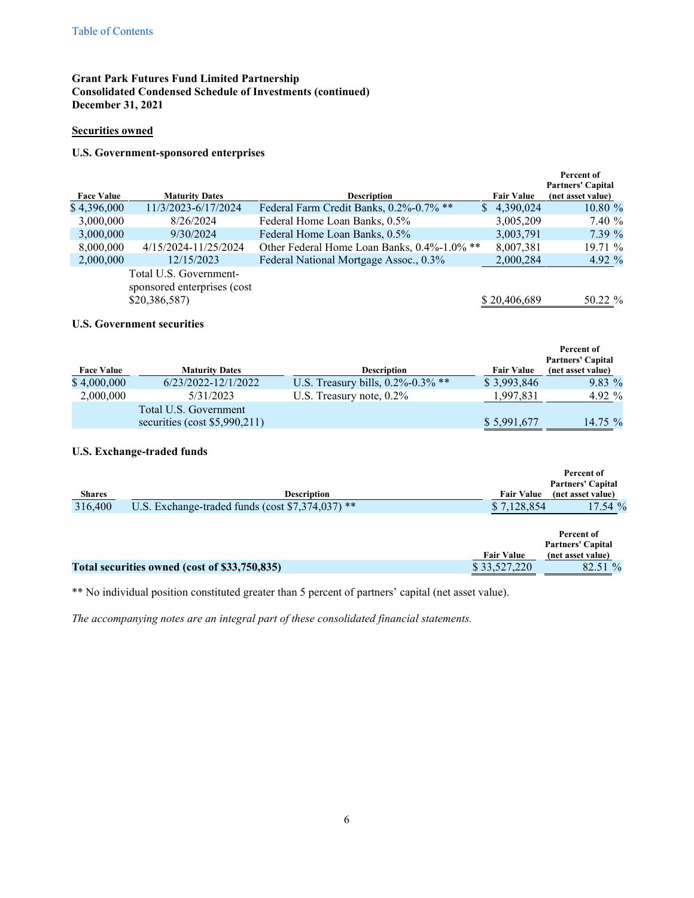Table of Contents

**Grant Park Futures Fund Limited Partnership**
**Consolidated Condensed Schedule of Investments (continued)**
**December 31, 2021**

**Securities owned**

**U.S. Government-sponsored enterprises**

| Face Value | Maturity Dates | Description | Fair Value | Percent of Partners' Capital (net asset value) |
|---|---|---|---|---|
| $ 4,396,000 | 11/3/2023-6/17/2024 | Federal Farm Credit Banks, 0.2%-0.7% ** | $ 4,390,024 | 10.80 % |
| 3,000,000 | 8/26/2024 | Federal Home Loan Banks, 0.5% | 3,005,209 | 7.40 % |
| 3,000,000 | 9/30/2024 | Federal Home Loan Banks, 0.5% | 3,003,791 | 7.39 % |
| 8,000,000 | 4/15/2024-11/25/2024 | Other Federal Home Loan Banks, 0.4%-1.0% ** | 8,007,381 | 19.71 % |
| 2,000,000 | 12/15/2023 | Federal National Mortgage Assoc., 0.3% | 2,000,284 | 4.92 % |
| | Total U.S. Government-sponsored enterprises (cost $20,386,587) | | $ 20,406,689 | 50.22 % |

**U.S. Government securities**

| Face Value | Maturity Dates | Description | Fair Value | Percent of Partners' Capital (net asset value) |
|---|---|---|---|---|
| $ 4,000,000 | 6/23/2022-12/1/2022 | U.S. Treasury bills, 0.2%-0.3% ** | $ 3,993,846 | 9.83 % |
| 2,000,000 | 5/31/2023 | U.S. Treasury note, 0.2% | 1,997,831 | 4.92 % |
| | Total U.S. Government securities (cost $5,990,211) | | $ 5,991,677 | 14.75 % |

**U.S. Exchange-traded funds**

| Shares | Description | Fair Value | Percent of Partners' Capital (net asset value) |
|---|---|---|---|
| 316,400 | U.S. Exchange-traded funds (cost $7,374,037) ** | $ 7,128,854 | 17.54 % |

| | Fair Value | Percent of Partners' Capital (net asset value) |
|---|---|---|
| **Total securities owned (cost of $33,750,835)** | $ 33,527,220 | 82.51 % |

** No individual position constituted greater than 5 percent of partners' capital (net asset value).

*The accompanying notes are an integral part of these consolidated financial statements.*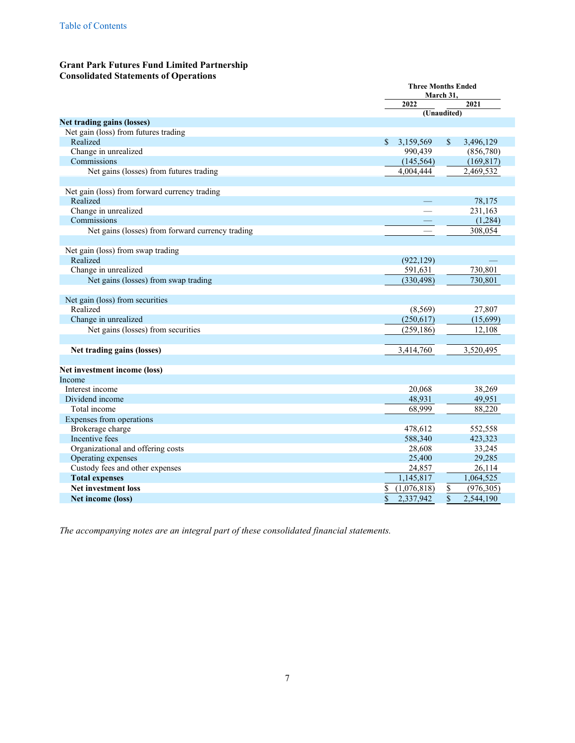Table of Contents

**Grant Park Futures Fund Limited Partnership**
**Consolidated Statements of Operations**

| | Three Months Ended March 31, | |
|---|---|---|
| | 2022 | 2021 |
| | (Unaudited) | |
| **Net trading gains (losses)** | | |
| Net gain (loss) from futures trading | | |
| Realized | $ 3,159,569 | $ 3,496,129 |
| Change in unrealized | 990,439 | (856,780) |
| Commissions | (145,564) | (169,817) |
| Net gains (losses) from futures trading | 4,004,444 | 2,469,532 |
| | | |
| Net gain (loss) from forward currency trading | | |
| Realized | — | 78,175 |
| Change in unrealized | — | 231,163 |
| Commissions | — | (1,284) |
| Net gains (losses) from forward currency trading | — | 308,054 |
| | | |
| Net gain (loss) from swap trading | | |
| Realized | (922,129) | — |
| Change in unrealized | 591,631 | 730,801 |
| Net gains (losses) from swap trading | (330,498) | 730,801 |
| | | |
| Net gain (loss) from securities | | |
| Realized | (8,569) | 27,807 |
| Change in unrealized | (250,617) | (15,699) |
| Net gains (losses) from securities | (259,186) | 12,108 |
| | | |
| **Net trading gains (losses)** | 3,414,760 | 3,520,495 |
| | | |
| **Net investment income (loss)** | | |
| Income | | |
| Interest income | 20,068 | 38,269 |
| Dividend income | 48,931 | 49,951 |
| Total income | 68,999 | 88,220 |
| Expenses from operations | | |
| Brokerage charge | 478,612 | 552,558 |
| Incentive fees | 588,340 | 423,323 |
| Organizational and offering costs | 28,608 | 33,245 |
| Operating expenses | 25,400 | 29,285 |
| Custody fees and other expenses | 24,857 | 26,114 |
| **Total expenses** | 1,145,817 | 1,064,525 |
| **Net investment loss** | $ (1,076,818) | $ (976,305) |
| **Net income (loss)** | $ 2,337,942 | $ 2,544,190 |

*The accompanying notes are an integral part of these consolidated financial statements.*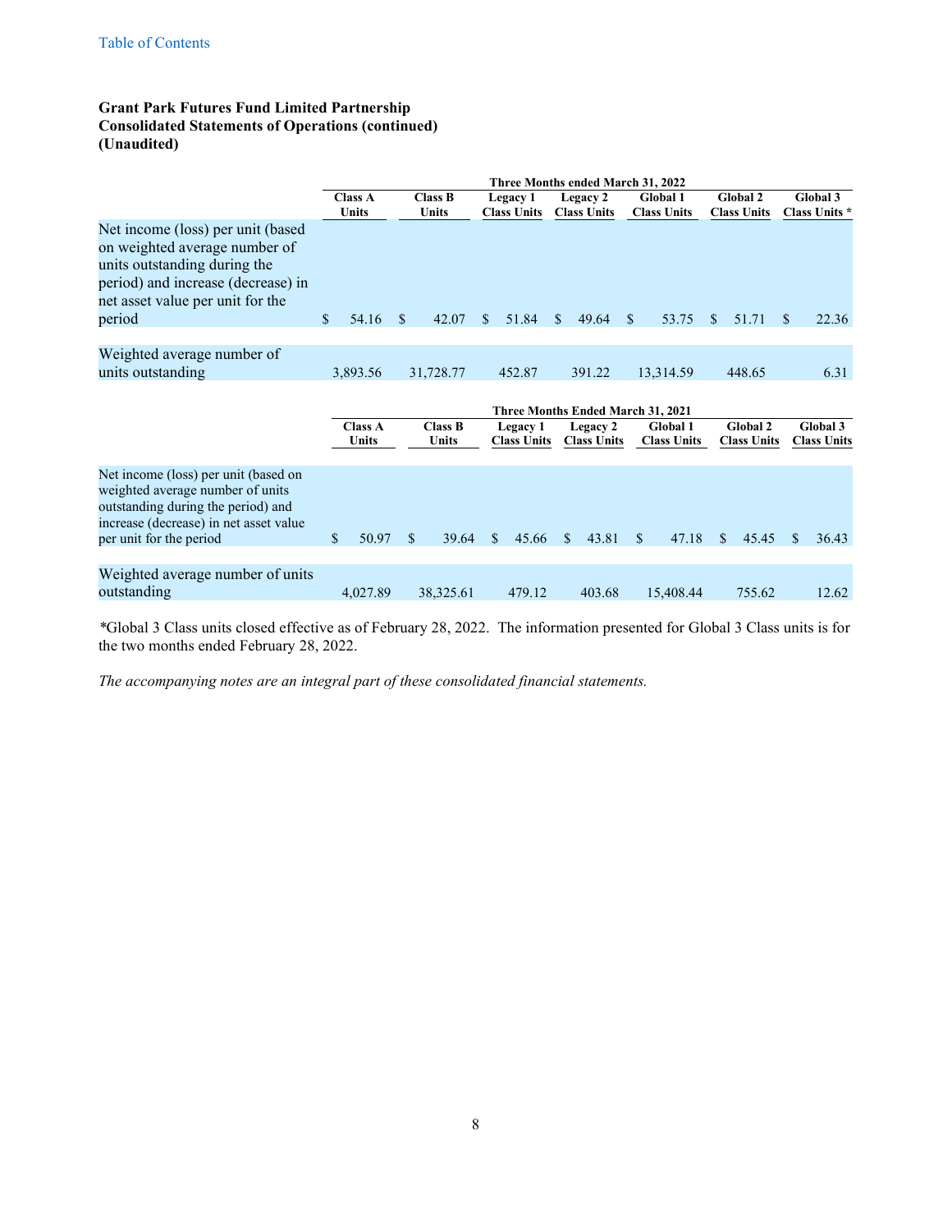**Grant Park Futures Fund Limited Partnership**
**Consolidated Statements of Operations (continued)**
**(Unaudited)**

| | Three Months ended March 31, 2022 | | | | | | |
|---|---|---|---|---|---|---|---|
| | Class A Units | Class B Units | Legacy 1 Class Units | Legacy 2 Class Units | Global 1 Class Units | Global 2 Class Units | Global 3 Class Units * |
| Net income (loss) per unit (based on weighted average number of units outstanding during the period) and increase (decrease) in net asset value per unit for the period | $ 54.16 | $ 42.07 | $ 51.84 | $ 49.64 | $ 53.75 | $ 51.71 | $ 22.36 |
| Weighted average number of units outstanding | 3,893.56 | 31,728.77 | 452.87 | 391.22 | 13,314.59 | 448.65 | 6.31 |

| | Three Months Ended March 31, 2021 | | | | | | |
|---|---|---|---|---|---|---|---|
| | Class A Units | Class B Units | Legacy 1 Class Units | Legacy 2 Class Units | Global 1 Class Units | Global 2 Class Units | Global 3 Class Units |
| Net income (loss) per unit (based on weighted average number of units outstanding during the period) and increase (decrease) in net asset value per unit for the period | $ 50.97 | $ 39.64 | $ 45.66 | $ 43.81 | $ 47.18 | $ 45.45 | $ 36.43 |
| Weighted average number of units outstanding | 4,027.89 | 38,325.61 | 479.12 | 403.68 | 15,408.44 | 755.62 | 12.62 |

*Global 3 Class units closed effective as of February 28, 2022. The information presented for Global 3 Class units is for the two months ended February 28, 2022.

*The accompanying notes are an integral part of these consolidated financial statements.*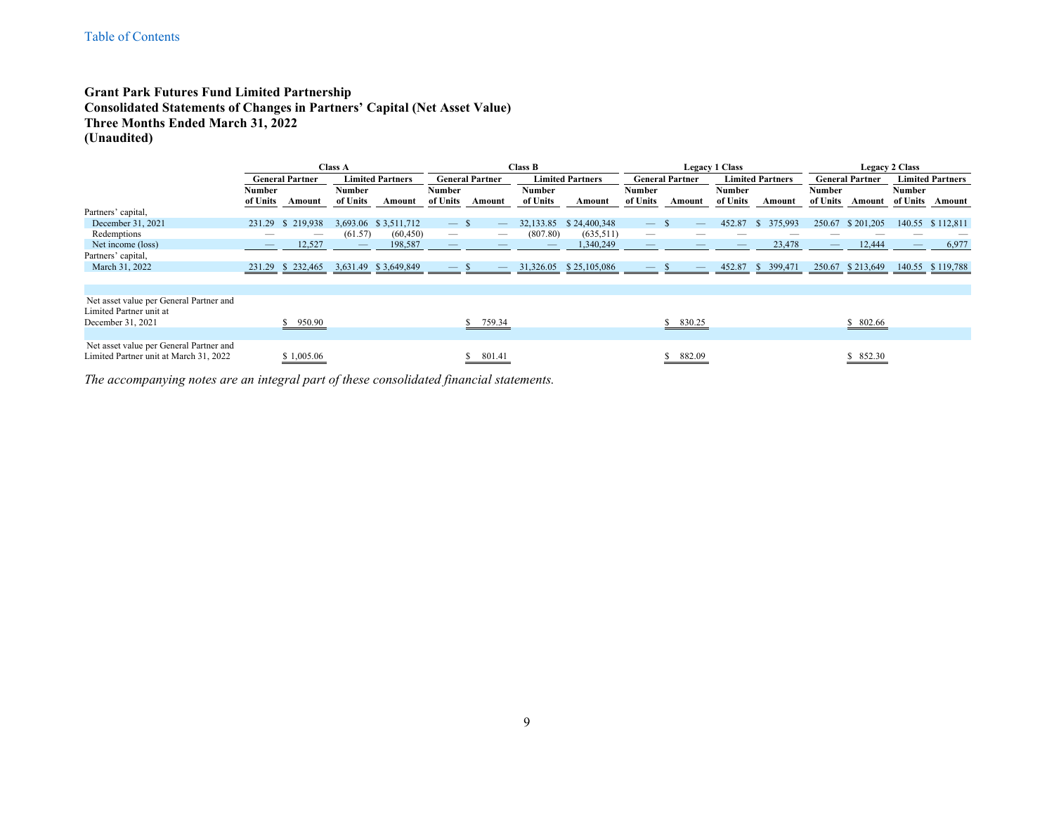# Grant Park Futures Fund Limited Partnership
## Consolidated Statements of Changes in Partners' Capital (Net Asset Value)
## Three Months Ended March 31, 2022
## (Unaudited)

| | Class A | | | | Class B | | | | Legacy 1 Class | | | | Legacy 2 Class | | | |
|---|---|---|---|---|---|---|---|---|---|---|---|---|---|---|---|---|
| | General Partner | | Limited Partners | | General Partner | | Limited Partners | | General Partner | | Limited Partners | | General Partner | | Limited Partners | |
| | Number of Units | Amount | Number of Units | Amount | Number of Units | Amount | Number of Units | Amount | Number of Units | Amount | Number of Units | Amount | Number of Units | Amount | Number of Units | Amount |
| Partners' capital, | | | | | | | | | | | | | | | | |
| December 31, 2021 | 231.29 | $ 219,938 | 3,693.06 | $ 3,511,712 | — | $ — | 32,133.85 | $ 24,400,348 | — | $ — | 452.87 | $ 375,993 | 250.67 | $ 201,205 | 140.55 | $ 112,811 |
| Redemptions | — | — | (61.57) | (60,450) | — | — | (807.80) | (635,511) | — | — | — | — | — | — | — | — |
| Net income (loss) | — | 12,527 | — | 198,587 | — | — | — | 1,340,249 | — | — | — | 23,478 | — | 12,444 | — | 6,977 |
| Partners' capital, | | | | | | | | | | | | | | | | |
| March 31, 2022 | 231.29 | $ 232,465 | 3,631.49 | $ 3,649,849 | — | $ — | 31,326.05 | $ 25,105,086 | — | $ — | 452.87 | $ 399,471 | 250.67 | $ 213,649 | 140.55 | $ 119,788 |
| | | | | | | | | | | | | | | | | |
| Net asset value per General Partner and Limited Partner unit at December 31, 2021 | | $ 950.90 | | | | $ 759.34 | | | | $ 830.25 | | | | $ 802.66 | | |
| Net asset value per General Partner and Limited Partner unit at March 31, 2022 | | $ 1,005.06 | | | | $ 801.41 | | | | $ 882.09 | | | | $ 852.30 | | |

*The accompanying notes are an integral part of these consolidated financial statements.*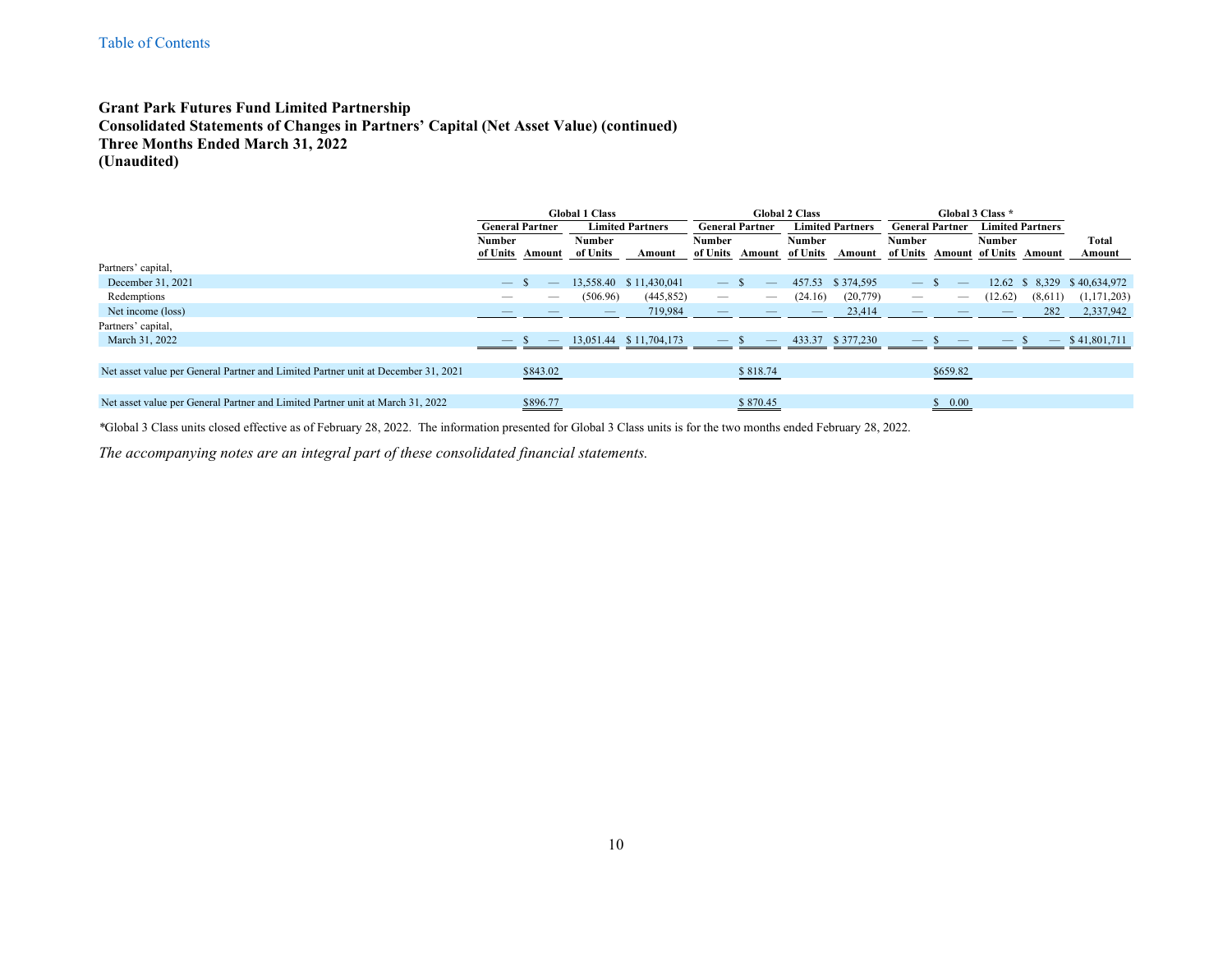**Grant Park Futures Fund Limited Partnership**
**Consolidated Statements of Changes in Partners' Capital (Net Asset Value) (continued)**
**Three Months Ended March 31, 2022**
**(Unaudited)**

| | Global 1 Class | | | | Global 2 Class | | | | Global 3 Class * | | | | |
|---|---|---|---|---|---|---|---|---|---|---|---|---|---|
| | General Partner | | Limited Partners | | General Partner | | Limited Partners | | General Partner | | Limited Partners | | |
| | Number of Units | Amount | Number of Units | Amount | Number of Units | Amount | Number of Units | Amount | Number of Units | Amount | Number of Units | Amount | Total Amount |
| Partners' capital, | | | | | | | | | | | | | |
| December 31, 2021 | — | $ — | 13,558.40 | $ 11,430,041 | — | $ — | 457.53 | $ 374,595 | — | $ — | 12.62 | $ 8,329 | $ 40,634,972 |
| Redemptions | — | — | (506.96) | (445,852) | — | — | (24.16) | (20,779) | — | — | (12.62) | (8,611) | (1,171,203) |
| Net income (loss) | — | — | — | 719,984 | — | — | — | 23,414 | — | — | — | 282 | 2,337,942 |
| Partners' capital, | | | | | | | | | | | | | |
| March 31, 2022 | — | $ — | 13,051.44 | $ 11,704,173 | — | $ — | 433.37 | $ 377,230 | — | $ — | — | $ — | $ 41,801,711 |
| | | | | | | | | | | | | | |
| Net asset value per General Partner and Limited Partner unit at December 31, 2021 | | $843.02 | | | | $ 818.74 | | | | $659.82 | | | |
| | | | | | | | | | | | | | |
| Net asset value per General Partner and Limited Partner unit at March 31, 2022 | | $896.77 | | | | $ 870.45 | | | | $ 0.00 | | | |

*Global 3 Class units closed effective as of February 28, 2022. The information presented for Global 3 Class units is for the two months ended February 28, 2022.

*The accompanying notes are an integral part of these consolidated financial statements.*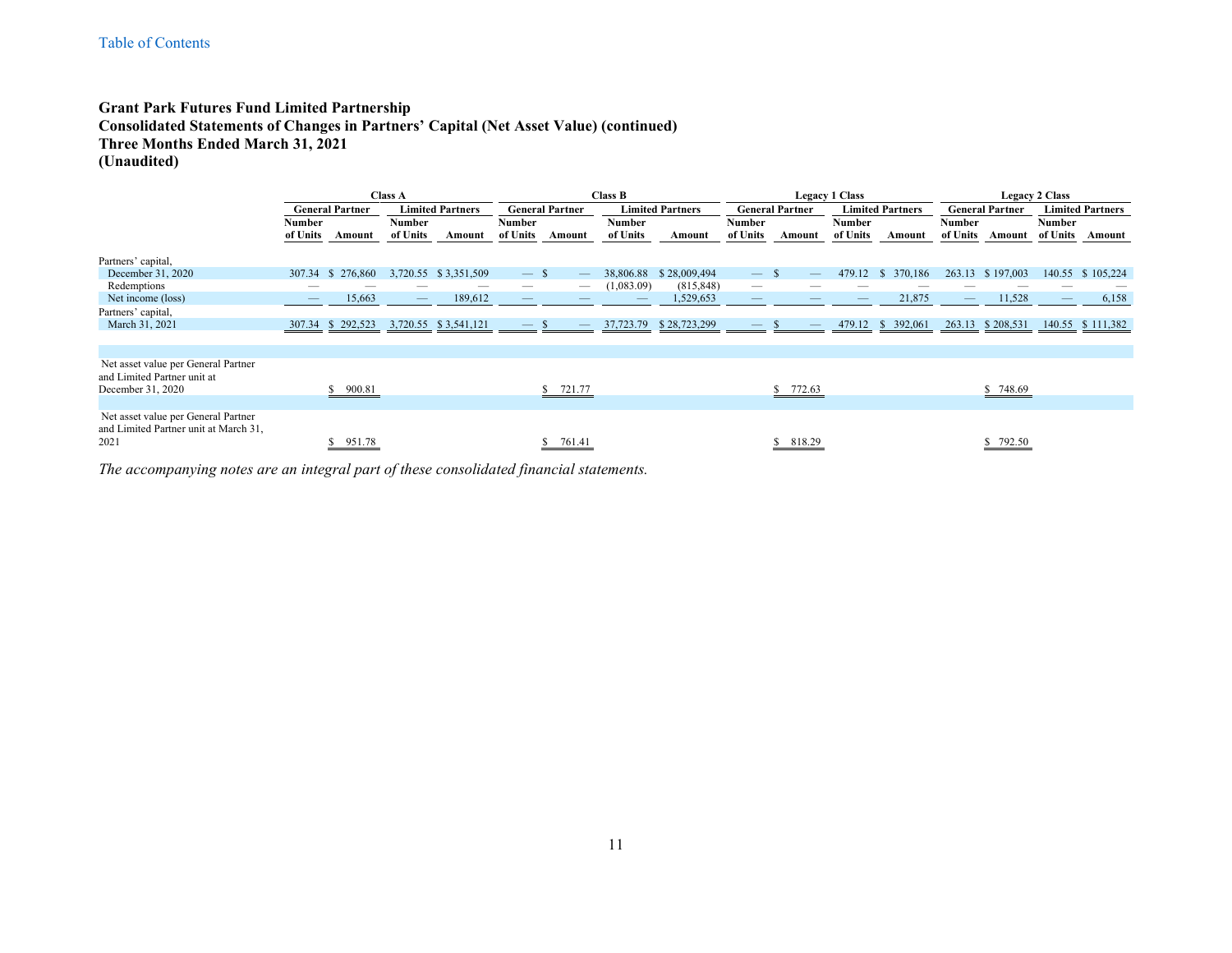**Grant Park Futures Fund Limited Partnership**
**Consolidated Statements of Changes in Partners' Capital (Net Asset Value) (continued)**
**Three Months Ended March 31, 2021**
**(Unaudited)**

| | Class A | | | | Class B | | | | Legacy 1 Class | | | | Legacy 2 Class | | | |
|---|---|---|---|---|---|---|---|---|---|---|---|---|---|---|---|---|
| | General Partner | | Limited Partners | | General Partner | | Limited Partners | | General Partner | | Limited Partners | | General Partner | | Limited Partners | |
| | Number of Units | Amount | Number of Units | Amount | Number of Units | Amount | Number of Units | Amount | Number of Units | Amount | Number of Units | Amount | Number of Units | Amount | Number of Units | Amount |
| Partners' capital, December 31, 2020 | 307.34 | $ 276,860 | 3,720.55 | $ 3,351,509 | — | $ — | 38,806.88 | $ 28,009,494 | — | $ — | 479.12 | $ 370,186 | 263.13 | $ 197,003 | 140.55 | $ 105,224 |
| Redemptions | — | — | — | — | — | — | (1,083.09) | (815,848) | — | — | — | — | — | — | — | — |
| Net income (loss) | — | 15,663 | — | 189,612 | — | — | — | 1,529,653 | — | — | — | 21,875 | — | 11,528 | — | 6,158 |
| Partners' capital, March 31, 2021 | 307.34 | $ 292,523 | 3,720.55 | $ 3,541,121 | — | $ — | 37,723.79 | $ 28,723,299 | — | $ — | 479.12 | $ 392,061 | 263.13 | $ 208,531 | 140.55 | $ 111,382 |
| Net asset value per General Partner and Limited Partner unit at December 31, 2020 | | $ 900.81 | | | | $ 721.77 | | | | $ 772.63 | | | | $ 748.69 | | |
| Net asset value per General Partner and Limited Partner unit at March 31, 2021 | | $ 951.78 | | | | $ 761.41 | | | | $ 818.29 | | | | $ 792.50 | | |

*The accompanying notes are an integral part of these consolidated financial statements.*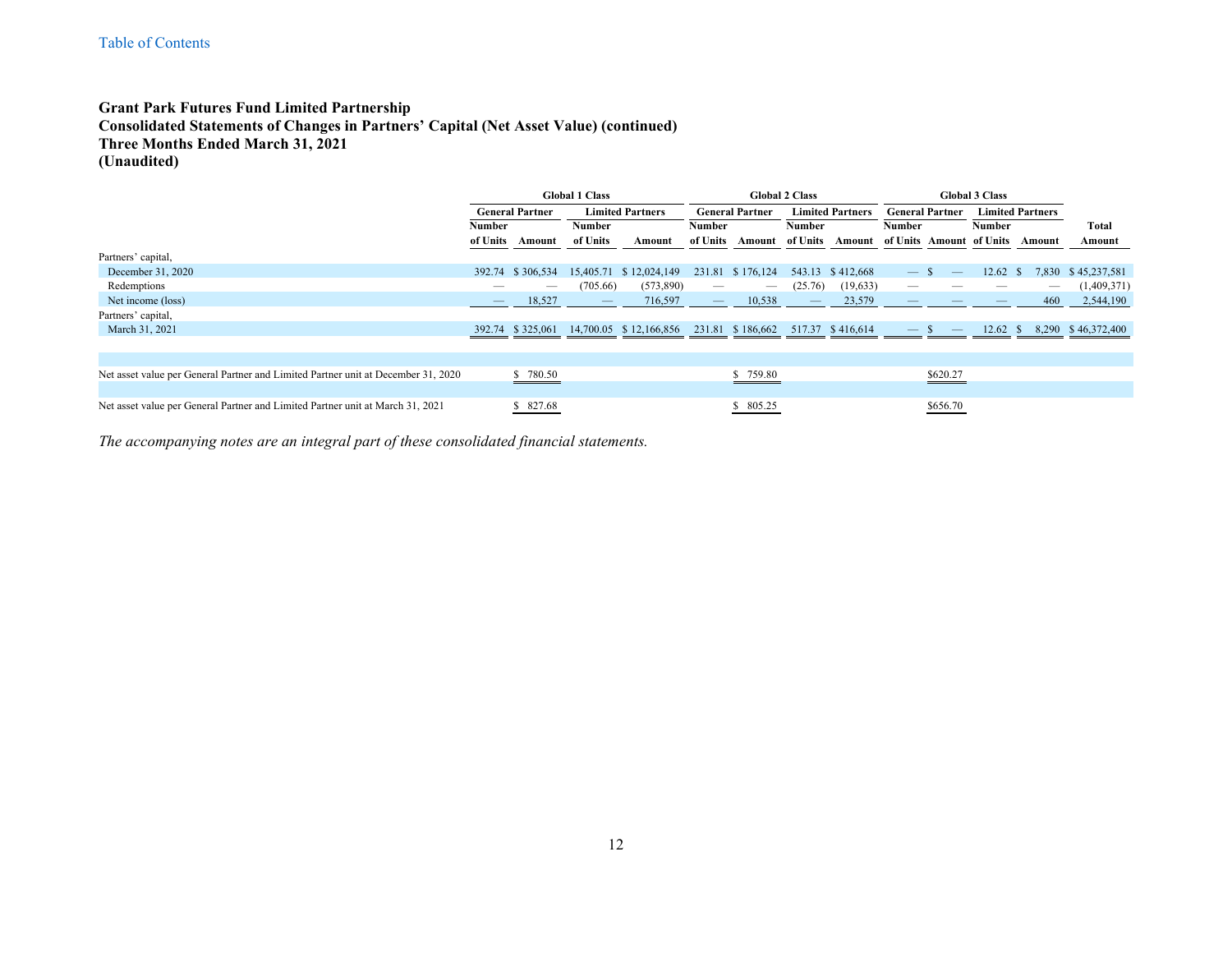**Grant Park Futures Fund Limited Partnership**
**Consolidated Statements of Changes in Partners' Capital (Net Asset Value) (continued)**
**Three Months Ended March 31, 2021**
**(Unaudited)**

| | Global 1 Class | | | | Global 2 Class | | | | Global 3 Class | | | | |
|---|---|---|---|---|---|---|---|---|---|---|---|---|---|
| | General Partner | | Limited Partners | | General Partner | | Limited Partners | | General Partner | | Limited Partners | | |
| | Number of Units | Amount | Number of Units | Amount | Number of Units | Amount | Number of Units | Amount | Number of Units | Amount | Number of Units | Amount | Total Amount |
| Partners' capital, | | | | | | | | | | | | | |
| December 31, 2020 | 392.74 | $ 306,534 | 15,405.71 | $ 12,024,149 | 231.81 | $ 176,124 | 543.13 | $ 412,668 | — | $ — | 12.62 | $ 7,830 | $ 45,237,581 |
| Redemptions | — | — | (705.66) | (573,890) | — | — | (25.76) | (19,633) | — | — | — | — | (1,409,371) |
| Net income (loss) | — | 18,527 | — | 716,597 | — | 10,538 | — | 23,579 | — | — | — | 460 | 2,544,190 |
| Partners' capital, | | | | | | | | | | | | | |
| March 31, 2021 | 392.74 | $ 325,061 | 14,700.05 | $ 12,166,856 | 231.81 | $ 186,662 | 517.37 | $ 416,614 | — | $ — | 12.62 | $ 8,290 | $ 46,372,400 |
| | | | | | | | | | | | | | |
| Net asset value per General Partner and Limited Partner unit at December 31, 2020 | | $ 780.50 | | | | $ 759.80 | | | | $620.27 | | | |
| Net asset value per General Partner and Limited Partner unit at March 31, 2021 | | $ 827.68 | | | | $ 805.25 | | | | $656.70 | | | |

*The accompanying notes are an integral part of these consolidated financial statements.*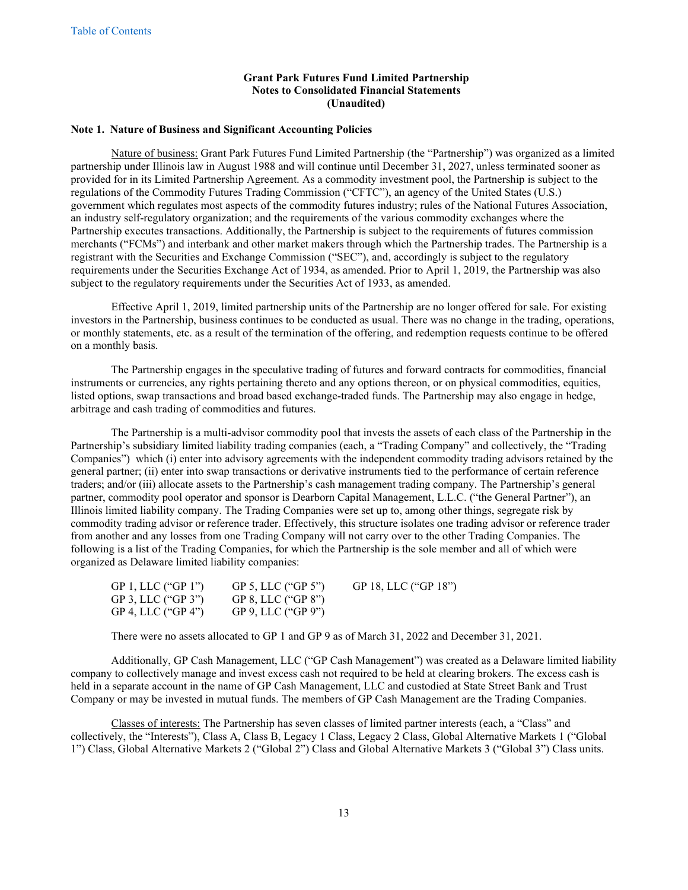**Grant Park Futures Fund Limited Partnership**
**Notes to Consolidated Financial Statements**
**(Unaudited)**

**Note 1. Nature of Business and Significant Accounting Policies**

Nature of business: Grant Park Futures Fund Limited Partnership (the "Partnership") was organized as a limited partnership under Illinois law in August 1988 and will continue until December 31, 2027, unless terminated sooner as provided for in its Limited Partnership Agreement. As a commodity investment pool, the Partnership is subject to the regulations of the Commodity Futures Trading Commission ("CFTC"), an agency of the United States (U.S.) government which regulates most aspects of the commodity futures industry; rules of the National Futures Association, an industry self-regulatory organization; and the requirements of the various commodity exchanges where the Partnership executes transactions. Additionally, the Partnership is subject to the requirements of futures commission merchants ("FCMs") and interbank and other market makers through which the Partnership trades. The Partnership is a registrant with the Securities and Exchange Commission ("SEC"), and, accordingly is subject to the regulatory requirements under the Securities Exchange Act of 1934, as amended. Prior to April 1, 2019, the Partnership was also subject to the regulatory requirements under the Securities Act of 1933, as amended.

Effective April 1, 2019, limited partnership units of the Partnership are no longer offered for sale. For existing investors in the Partnership, business continues to be conducted as usual. There was no change in the trading, operations, or monthly statements, etc. as a result of the termination of the offering, and redemption requests continue to be offered on a monthly basis.

The Partnership engages in the speculative trading of futures and forward contracts for commodities, financial instruments or currencies, any rights pertaining thereto and any options thereon, or on physical commodities, equities, listed options, swap transactions and broad based exchange-traded funds. The Partnership may also engage in hedge, arbitrage and cash trading of commodities and futures.

The Partnership is a multi-advisor commodity pool that invests the assets of each class of the Partnership in the Partnership's subsidiary limited liability trading companies (each, a "Trading Company" and collectively, the "Trading Companies") which (i) enter into advisory agreements with the independent commodity trading advisors retained by the general partner; (ii) enter into swap transactions or derivative instruments tied to the performance of certain reference traders; and/or (iii) allocate assets to the Partnership's cash management trading company. The Partnership's general partner, commodity pool operator and sponsor is Dearborn Capital Management, L.L.C. ("the General Partner"), an Illinois limited liability company. The Trading Companies were set up to, among other things, segregate risk by commodity trading advisor or reference trader. Effectively, this structure isolates one trading advisor or reference trader from another and any losses from one Trading Company will not carry over to the other Trading Companies. The following is a list of the Trading Companies, for which the Partnership is the sole member and all of which were organized as Delaware limited liability companies:

| | | |
|---|---|---|
| GP 1, LLC ("GP 1") | GP 5, LLC ("GP 5") | GP 18, LLC ("GP 18") |
| GP 3, LLC ("GP 3") | GP 8, LLC ("GP 8") | |
| GP 4, LLC ("GP 4") | GP 9, LLC ("GP 9") | |

There were no assets allocated to GP 1 and GP 9 as of March 31, 2022 and December 31, 2021.

Additionally, GP Cash Management, LLC ("GP Cash Management") was created as a Delaware limited liability company to collectively manage and invest excess cash not required to be held at clearing brokers. The excess cash is held in a separate account in the name of GP Cash Management, LLC and custodied at State Street Bank and Trust Company or may be invested in mutual funds. The members of GP Cash Management are the Trading Companies.

Classes of interests: The Partnership has seven classes of limited partner interests (each, a "Class" and collectively, the "Interests"), Class A, Class B, Legacy 1 Class, Legacy 2 Class, Global Alternative Markets 1 ("Global 1") Class, Global Alternative Markets 2 ("Global 2") Class and Global Alternative Markets 3 ("Global 3") Class units.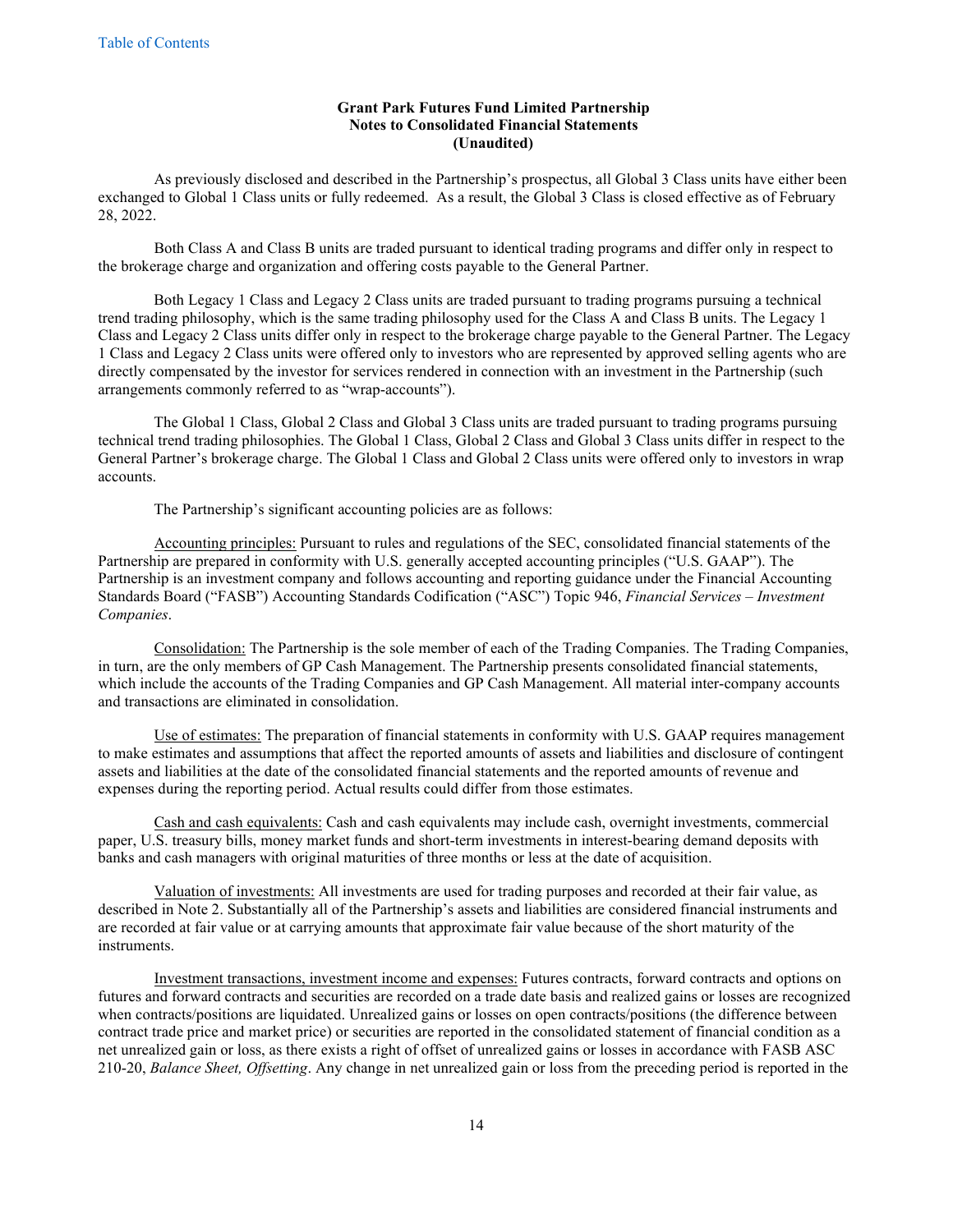**Grant Park Futures Fund Limited Partnership**
**Notes to Consolidated Financial Statements**
**(Unaudited)**

As previously disclosed and described in the Partnership's prospectus, all Global 3 Class units have either been exchanged to Global 1 Class units or fully redeemed. As a result, the Global 3 Class is closed effective as of February 28, 2022.

Both Class A and Class B units are traded pursuant to identical trading programs and differ only in respect to the brokerage charge and organization and offering costs payable to the General Partner.

Both Legacy 1 Class and Legacy 2 Class units are traded pursuant to trading programs pursuing a technical trend trading philosophy, which is the same trading philosophy used for the Class A and Class B units. The Legacy 1 Class and Legacy 2 Class units differ only in respect to the brokerage charge payable to the General Partner. The Legacy 1 Class and Legacy 2 Class units were offered only to investors who are represented by approved selling agents who are directly compensated by the investor for services rendered in connection with an investment in the Partnership (such arrangements commonly referred to as "wrap-accounts").

The Global 1 Class, Global 2 Class and Global 3 Class units are traded pursuant to trading programs pursuing technical trend trading philosophies. The Global 1 Class, Global 2 Class and Global 3 Class units differ in respect to the General Partner's brokerage charge. The Global 1 Class and Global 2 Class units were offered only to investors in wrap accounts.

The Partnership's significant accounting policies are as follows:

Accounting principles: Pursuant to rules and regulations of the SEC, consolidated financial statements of the Partnership are prepared in conformity with U.S. generally accepted accounting principles ("U.S. GAAP"). The Partnership is an investment company and follows accounting and reporting guidance under the Financial Accounting Standards Board ("FASB") Accounting Standards Codification ("ASC") Topic 946, *Financial Services – Investment Companies*.

Consolidation: The Partnership is the sole member of each of the Trading Companies. The Trading Companies, in turn, are the only members of GP Cash Management. The Partnership presents consolidated financial statements, which include the accounts of the Trading Companies and GP Cash Management. All material inter-company accounts and transactions are eliminated in consolidation.

Use of estimates: The preparation of financial statements in conformity with U.S. GAAP requires management to make estimates and assumptions that affect the reported amounts of assets and liabilities and disclosure of contingent assets and liabilities at the date of the consolidated financial statements and the reported amounts of revenue and expenses during the reporting period. Actual results could differ from those estimates.

Cash and cash equivalents: Cash and cash equivalents may include cash, overnight investments, commercial paper, U.S. treasury bills, money market funds and short-term investments in interest-bearing demand deposits with banks and cash managers with original maturities of three months or less at the date of acquisition.

Valuation of investments: All investments are used for trading purposes and recorded at their fair value, as described in Note 2. Substantially all of the Partnership's assets and liabilities are considered financial instruments and are recorded at fair value or at carrying amounts that approximate fair value because of the short maturity of the instruments.

Investment transactions, investment income and expenses: Futures contracts, forward contracts and options on futures and forward contracts and securities are recorded on a trade date basis and realized gains or losses are recognized when contracts/positions are liquidated. Unrealized gains or losses on open contracts/positions (the difference between contract trade price and market price) or securities are reported in the consolidated statement of financial condition as a net unrealized gain or loss, as there exists a right of offset of unrealized gains or losses in accordance with FASB ASC 210-20, *Balance Sheet, Offsetting*. Any change in net unrealized gain or loss from the preceding period is reported in the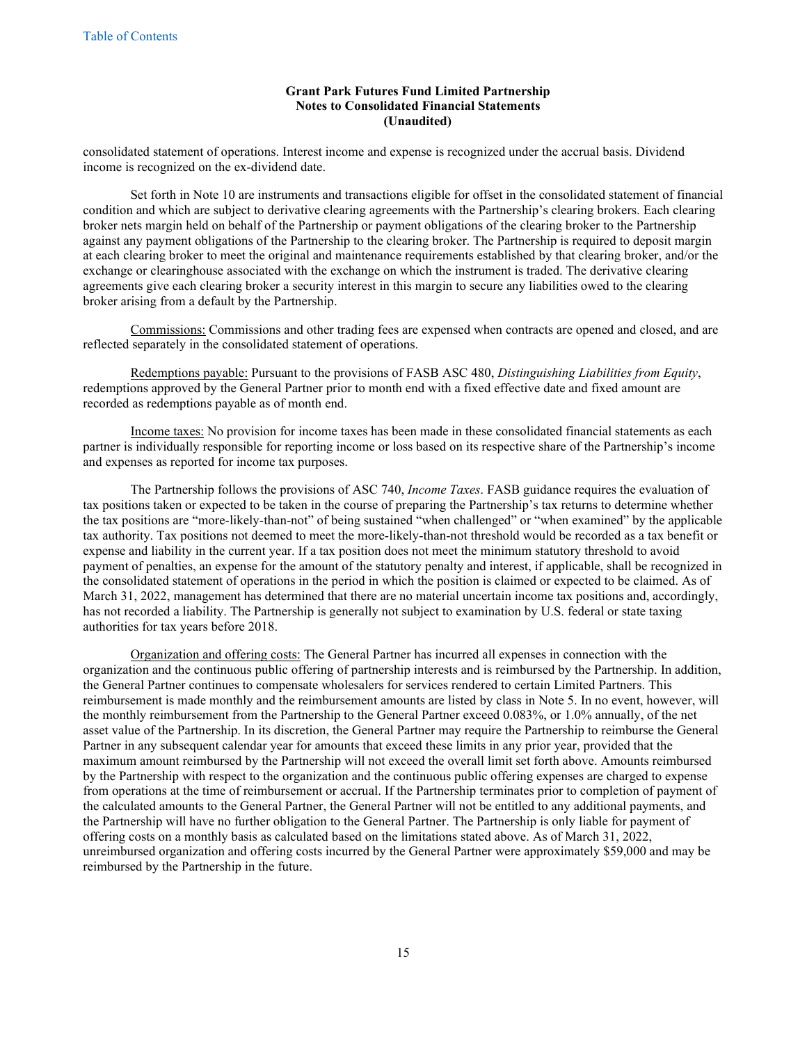**Grant Park Futures Fund Limited Partnership**
**Notes to Consolidated Financial Statements**
**(Unaudited)**

consolidated statement of operations. Interest income and expense is recognized under the accrual basis. Dividend income is recognized on the ex-dividend date.

Set forth in Note 10 are instruments and transactions eligible for offset in the consolidated statement of financial condition and which are subject to derivative clearing agreements with the Partnership's clearing brokers. Each clearing broker nets margin held on behalf of the Partnership or payment obligations of the clearing broker to the Partnership against any payment obligations of the Partnership to the clearing broker. The Partnership is required to deposit margin at each clearing broker to meet the original and maintenance requirements established by that clearing broker, and/or the exchange or clearinghouse associated with the exchange on which the instrument is traded. The derivative clearing agreements give each clearing broker a security interest in this margin to secure any liabilities owed to the clearing broker arising from a default by the Partnership.

Commissions: Commissions and other trading fees are expensed when contracts are opened and closed, and are reflected separately in the consolidated statement of operations.

Redemptions payable: Pursuant to the provisions of FASB ASC 480, *Distinguishing Liabilities from Equity*, redemptions approved by the General Partner prior to month end with a fixed effective date and fixed amount are recorded as redemptions payable as of month end.

Income taxes: No provision for income taxes has been made in these consolidated financial statements as each partner is individually responsible for reporting income or loss based on its respective share of the Partnership's income and expenses as reported for income tax purposes.

The Partnership follows the provisions of ASC 740, *Income Taxes*. FASB guidance requires the evaluation of tax positions taken or expected to be taken in the course of preparing the Partnership's tax returns to determine whether the tax positions are "more-likely-than-not" of being sustained "when challenged" or "when examined" by the applicable tax authority. Tax positions not deemed to meet the more-likely-than-not threshold would be recorded as a tax benefit or expense and liability in the current year. If a tax position does not meet the minimum statutory threshold to avoid payment of penalties, an expense for the amount of the statutory penalty and interest, if applicable, shall be recognized in the consolidated statement of operations in the period in which the position is claimed or expected to be claimed. As of March 31, 2022, management has determined that there are no material uncertain income tax positions and, accordingly, has not recorded a liability. The Partnership is generally not subject to examination by U.S. federal or state taxing authorities for tax years before 2018.

Organization and offering costs: The General Partner has incurred all expenses in connection with the organization and the continuous public offering of partnership interests and is reimbursed by the Partnership. In addition, the General Partner continues to compensate wholesalers for services rendered to certain Limited Partners. This reimbursement is made monthly and the reimbursement amounts are listed by class in Note 5. In no event, however, will the monthly reimbursement from the Partnership to the General Partner exceed 0.083%, or 1.0% annually, of the net asset value of the Partnership. In its discretion, the General Partner may require the Partnership to reimburse the General Partner in any subsequent calendar year for amounts that exceed these limits in any prior year, provided that the maximum amount reimbursed by the Partnership will not exceed the overall limit set forth above. Amounts reimbursed by the Partnership with respect to the organization and the continuous public offering expenses are charged to expense from operations at the time of reimbursement or accrual. If the Partnership terminates prior to completion of payment of the calculated amounts to the General Partner, the General Partner will not be entitled to any additional payments, and the Partnership will have no further obligation to the General Partner. The Partnership is only liable for payment of offering costs on a monthly basis as calculated based on the limitations stated above. As of March 31, 2022, unreimbursed organization and offering costs incurred by the General Partner were approximately $59,000 and may be reimbursed by the Partnership in the future.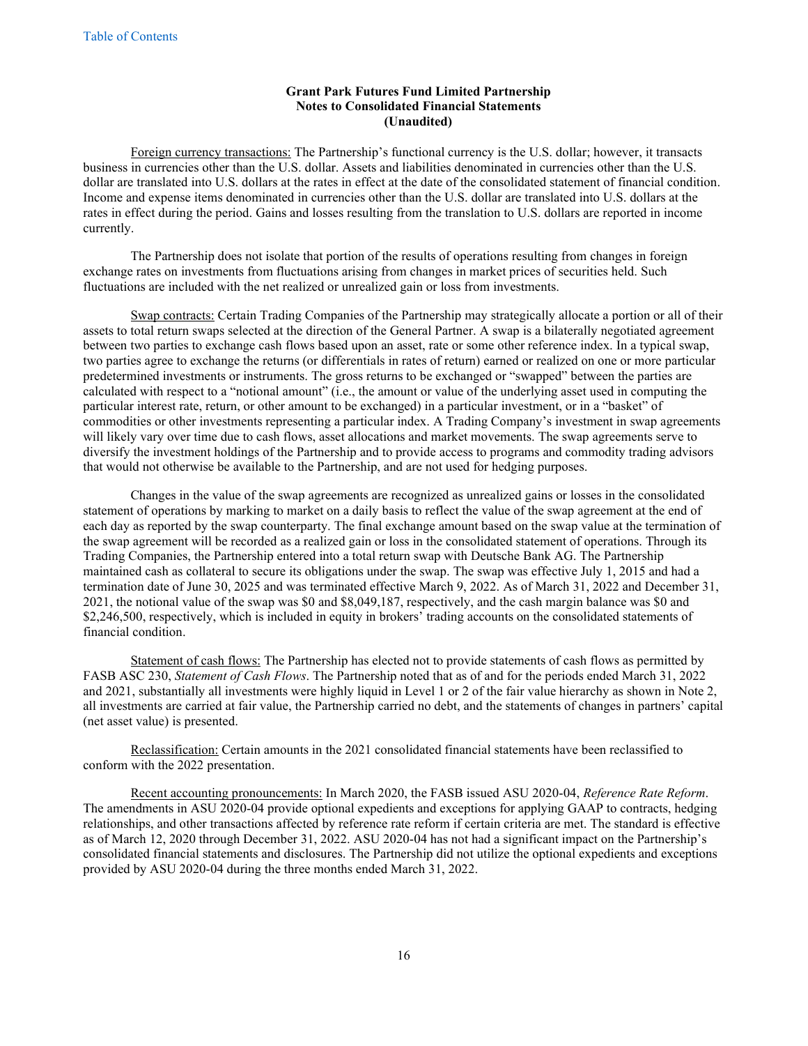**Grant Park Futures Fund Limited Partnership**
**Notes to Consolidated Financial Statements**
**(Unaudited)**

Foreign currency transactions: The Partnership's functional currency is the U.S. dollar; however, it transacts business in currencies other than the U.S. dollar. Assets and liabilities denominated in currencies other than the U.S. dollar are translated into U.S. dollars at the rates in effect at the date of the consolidated statement of financial condition. Income and expense items denominated in currencies other than the U.S. dollar are translated into U.S. dollars at the rates in effect during the period. Gains and losses resulting from the translation to U.S. dollars are reported in income currently.

The Partnership does not isolate that portion of the results of operations resulting from changes in foreign exchange rates on investments from fluctuations arising from changes in market prices of securities held. Such fluctuations are included with the net realized or unrealized gain or loss from investments.

Swap contracts: Certain Trading Companies of the Partnership may strategically allocate a portion or all of their assets to total return swaps selected at the direction of the General Partner. A swap is a bilaterally negotiated agreement between two parties to exchange cash flows based upon an asset, rate or some other reference index. In a typical swap, two parties agree to exchange the returns (or differentials in rates of return) earned or realized on one or more particular predetermined investments or instruments. The gross returns to be exchanged or "swapped" between the parties are calculated with respect to a "notional amount" (i.e., the amount or value of the underlying asset used in computing the particular interest rate, return, or other amount to be exchanged) in a particular investment, or in a "basket" of commodities or other investments representing a particular index. A Trading Company's investment in swap agreements will likely vary over time due to cash flows, asset allocations and market movements. The swap agreements serve to diversify the investment holdings of the Partnership and to provide access to programs and commodity trading advisors that would not otherwise be available to the Partnership, and are not used for hedging purposes.

Changes in the value of the swap agreements are recognized as unrealized gains or losses in the consolidated statement of operations by marking to market on a daily basis to reflect the value of the swap agreement at the end of each day as reported by the swap counterparty. The final exchange amount based on the swap value at the termination of the swap agreement will be recorded as a realized gain or loss in the consolidated statement of operations. Through its Trading Companies, the Partnership entered into a total return swap with Deutsche Bank AG. The Partnership maintained cash as collateral to secure its obligations under the swap. The swap was effective July 1, 2015 and had a termination date of June 30, 2025 and was terminated effective March 9, 2022. As of March 31, 2022 and December 31, 2021, the notional value of the swap was $0 and $8,049,187, respectively, and the cash margin balance was $0 and $2,246,500, respectively, which is included in equity in brokers' trading accounts on the consolidated statements of financial condition.

Statement of cash flows: The Partnership has elected not to provide statements of cash flows as permitted by FASB ASC 230, *Statement of Cash Flows*. The Partnership noted that as of and for the periods ended March 31, 2022 and 2021, substantially all investments were highly liquid in Level 1 or 2 of the fair value hierarchy as shown in Note 2, all investments are carried at fair value, the Partnership carried no debt, and the statements of changes in partners' capital (net asset value) is presented.

Reclassification: Certain amounts in the 2021 consolidated financial statements have been reclassified to conform with the 2022 presentation.

Recent accounting pronouncements: In March 2020, the FASB issued ASU 2020-04, *Reference Rate Reform*. The amendments in ASU 2020-04 provide optional expedients and exceptions for applying GAAP to contracts, hedging relationships, and other transactions affected by reference rate reform if certain criteria are met. The standard is effective as of March 12, 2020 through December 31, 2022. ASU 2020-04 has not had a significant impact on the Partnership's consolidated financial statements and disclosures. The Partnership did not utilize the optional expedients and exceptions provided by ASU 2020-04 during the three months ended March 31, 2022.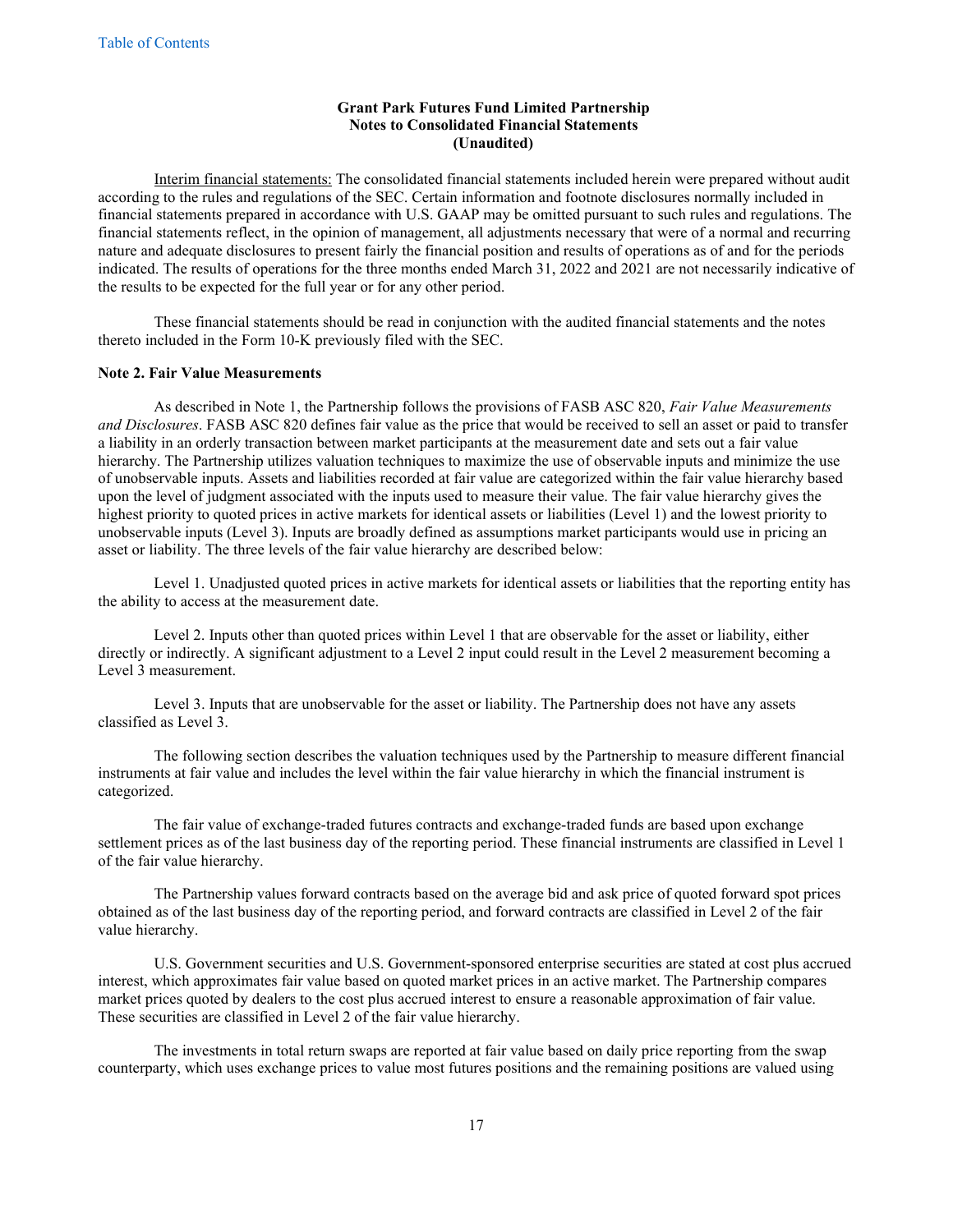**Grant Park Futures Fund Limited Partnership**
**Notes to Consolidated Financial Statements**
**(Unaudited)**

Interim financial statements: The consolidated financial statements included herein were prepared without audit according to the rules and regulations of the SEC. Certain information and footnote disclosures normally included in financial statements prepared in accordance with U.S. GAAP may be omitted pursuant to such rules and regulations. The financial statements reflect, in the opinion of management, all adjustments necessary that were of a normal and recurring nature and adequate disclosures to present fairly the financial position and results of operations as of and for the periods indicated. The results of operations for the three months ended March 31, 2022 and 2021 are not necessarily indicative of the results to be expected for the full year or for any other period.

These financial statements should be read in conjunction with the audited financial statements and the notes thereto included in the Form 10-K previously filed with the SEC.

**Note 2. Fair Value Measurements**

As described in Note 1, the Partnership follows the provisions of FASB ASC 820, *Fair Value Measurements and Disclosures*. FASB ASC 820 defines fair value as the price that would be received to sell an asset or paid to transfer a liability in an orderly transaction between market participants at the measurement date and sets out a fair value hierarchy. The Partnership utilizes valuation techniques to maximize the use of observable inputs and minimize the use of unobservable inputs. Assets and liabilities recorded at fair value are categorized within the fair value hierarchy based upon the level of judgment associated with the inputs used to measure their value. The fair value hierarchy gives the highest priority to quoted prices in active markets for identical assets or liabilities (Level 1) and the lowest priority to unobservable inputs (Level 3). Inputs are broadly defined as assumptions market participants would use in pricing an asset or liability. The three levels of the fair value hierarchy are described below:

Level 1. Unadjusted quoted prices in active markets for identical assets or liabilities that the reporting entity has the ability to access at the measurement date.

Level 2. Inputs other than quoted prices within Level 1 that are observable for the asset or liability, either directly or indirectly. A significant adjustment to a Level 2 input could result in the Level 2 measurement becoming a Level 3 measurement.

Level 3. Inputs that are unobservable for the asset or liability. The Partnership does not have any assets classified as Level 3.

The following section describes the valuation techniques used by the Partnership to measure different financial instruments at fair value and includes the level within the fair value hierarchy in which the financial instrument is categorized.

The fair value of exchange-traded futures contracts and exchange-traded funds are based upon exchange settlement prices as of the last business day of the reporting period. These financial instruments are classified in Level 1 of the fair value hierarchy.

The Partnership values forward contracts based on the average bid and ask price of quoted forward spot prices obtained as of the last business day of the reporting period, and forward contracts are classified in Level 2 of the fair value hierarchy.

U.S. Government securities and U.S. Government-sponsored enterprise securities are stated at cost plus accrued interest, which approximates fair value based on quoted market prices in an active market. The Partnership compares market prices quoted by dealers to the cost plus accrued interest to ensure a reasonable approximation of fair value. These securities are classified in Level 2 of the fair value hierarchy.

The investments in total return swaps are reported at fair value based on daily price reporting from the swap counterparty, which uses exchange prices to value most futures positions and the remaining positions are valued using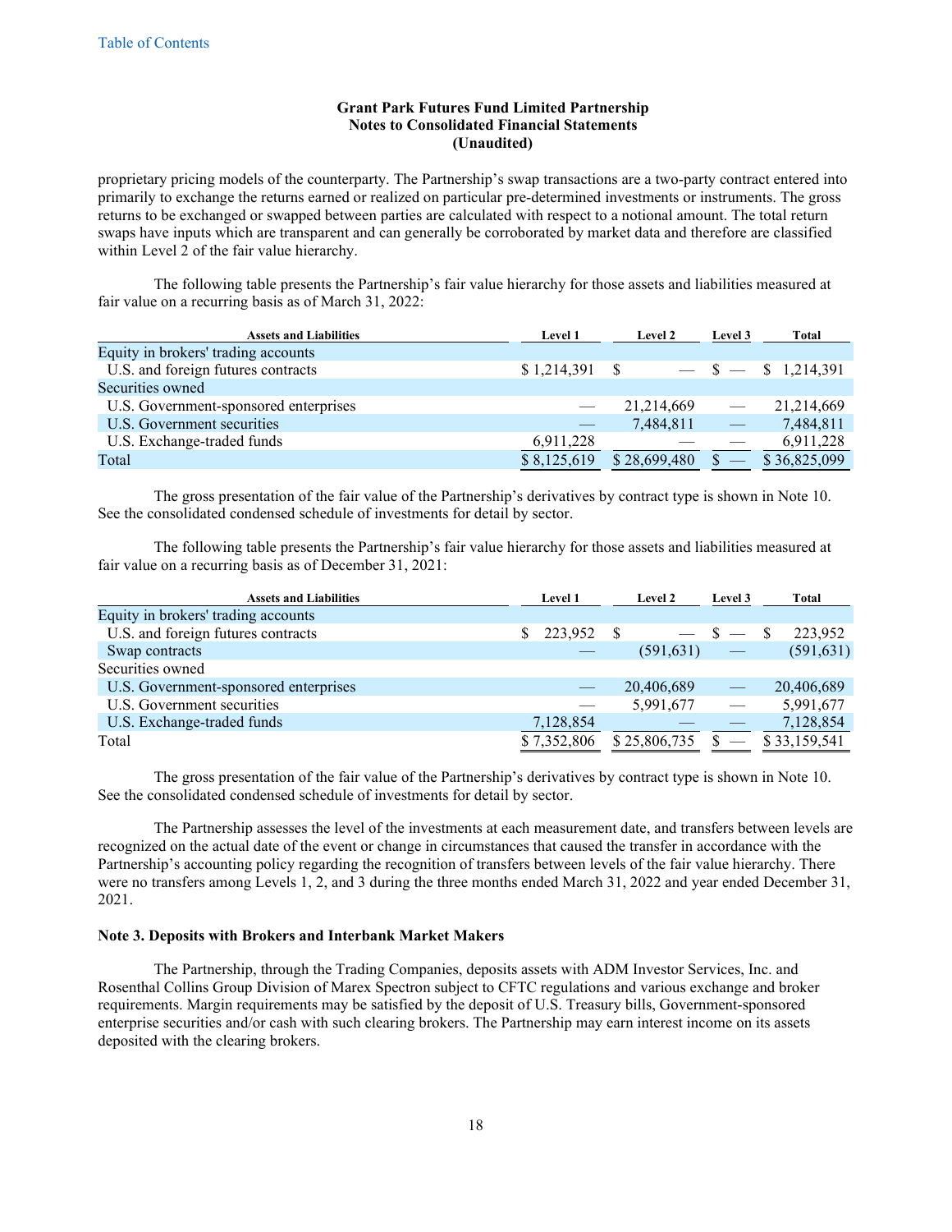**Grant Park Futures Fund Limited Partnership**
**Notes to Consolidated Financial Statements**
**(Unaudited)**

proprietary pricing models of the counterparty. The Partnership's swap transactions are a two-party contract entered into primarily to exchange the returns earned or realized on particular pre-determined investments or instruments. The gross returns to be exchanged or swapped between parties are calculated with respect to a notional amount. The total return swaps have inputs which are transparent and can generally be corroborated by market data and therefore are classified within Level 2 of the fair value hierarchy.

The following table presents the Partnership's fair value hierarchy for those assets and liabilities measured at fair value on a recurring basis as of March 31, 2022:

| Assets and Liabilities | Level 1 | Level 2 | Level 3 | Total |
|---|---|---|---|---|
| Equity in brokers' trading accounts | | | | |
| U.S. and foreign futures contracts | $ 1,214,391 | $ — | $ — | $ 1,214,391 |
| Securities owned | | | | |
| U.S. Government-sponsored enterprises | — | 21,214,669 | — | 21,214,669 |
| U.S. Government securities | — | 7,484,811 | — | 7,484,811 |
| U.S. Exchange-traded funds | 6,911,228 | — | — | 6,911,228 |
| Total | $ 8,125,619 | $ 28,699,480 | $ — | $ 36,825,099 |

The gross presentation of the fair value of the Partnership's derivatives by contract type is shown in Note 10. See the consolidated condensed schedule of investments for detail by sector.

The following table presents the Partnership's fair value hierarchy for those assets and liabilities measured at fair value on a recurring basis as of December 31, 2021:

| Assets and Liabilities | Level 1 | Level 2 | Level 3 | Total |
|---|---|---|---|---|
| Equity in brokers' trading accounts | | | | |
| U.S. and foreign futures contracts | $ 223,952 | $ — | $ — | $ 223,952 |
| Swap contracts | — | (591,631) | — | (591,631) |
| Securities owned | | | | |
| U.S. Government-sponsored enterprises | — | 20,406,689 | — | 20,406,689 |
| U.S. Government securities | — | 5,991,677 | — | 5,991,677 |
| U.S. Exchange-traded funds | 7,128,854 | — | — | 7,128,854 |
| Total | $ 7,352,806 | $ 25,806,735 | $ — | $ 33,159,541 |

The gross presentation of the fair value of the Partnership's derivatives by contract type is shown in Note 10. See the consolidated condensed schedule of investments for detail by sector.

The Partnership assesses the level of the investments at each measurement date, and transfers between levels are recognized on the actual date of the event or change in circumstances that caused the transfer in accordance with the Partnership's accounting policy regarding the recognition of transfers between levels of the fair value hierarchy. There were no transfers among Levels 1, 2, and 3 during the three months ended March 31, 2022 and year ended December 31, 2021.

**Note 3. Deposits with Brokers and Interbank Market Makers**

The Partnership, through the Trading Companies, deposits assets with ADM Investor Services, Inc. and Rosenthal Collins Group Division of Marex Spectron subject to CFTC regulations and various exchange and broker requirements. Margin requirements may be satisfied by the deposit of U.S. Treasury bills, Government-sponsored enterprise securities and/or cash with such clearing brokers. The Partnership may earn interest income on its assets deposited with the clearing brokers.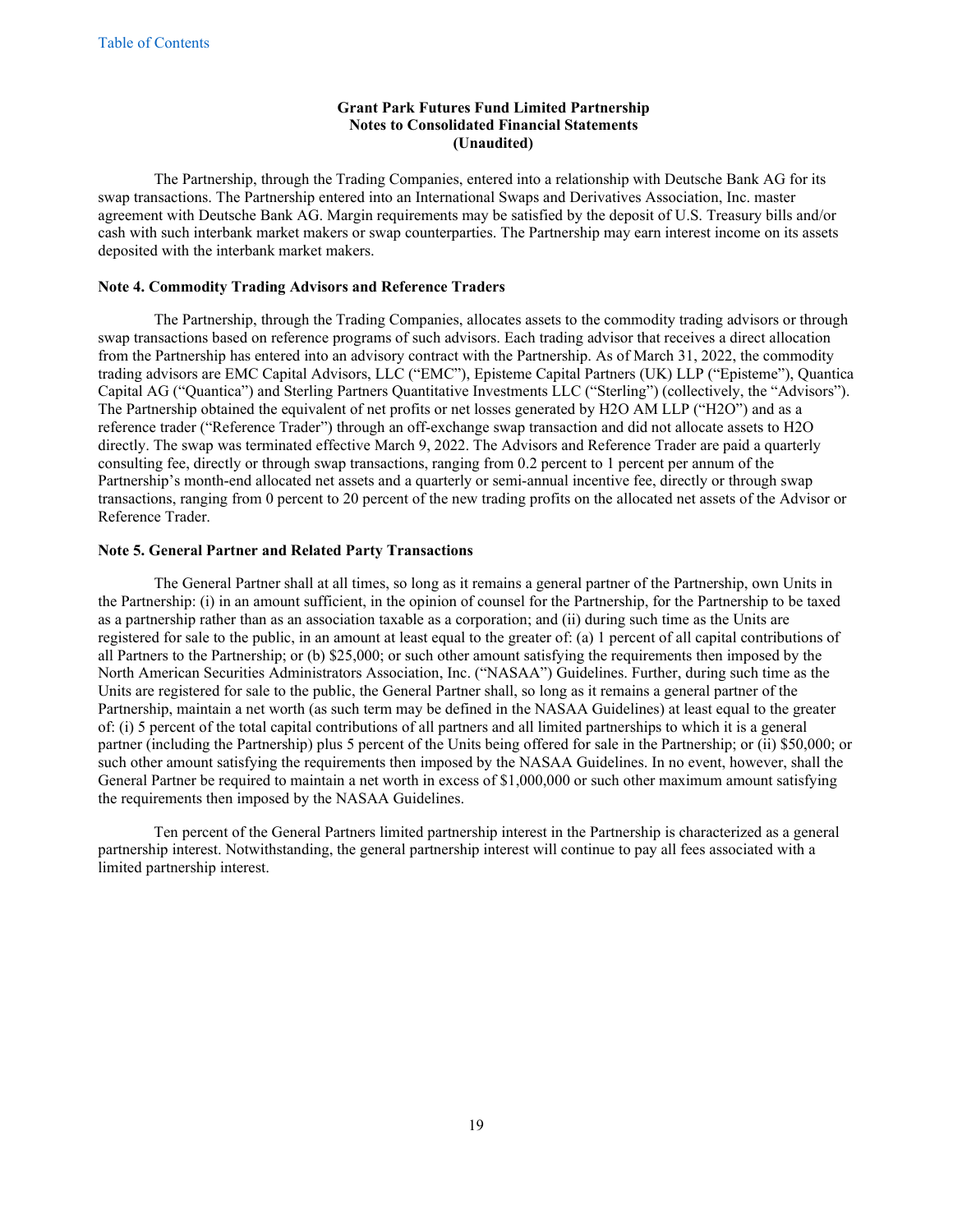**Grant Park Futures Fund Limited Partnership**
**Notes to Consolidated Financial Statements**
**(Unaudited)**

The Partnership, through the Trading Companies, entered into a relationship with Deutsche Bank AG for its swap transactions. The Partnership entered into an International Swaps and Derivatives Association, Inc. master agreement with Deutsche Bank AG. Margin requirements may be satisfied by the deposit of U.S. Treasury bills and/or cash with such interbank market makers or swap counterparties. The Partnership may earn interest income on its assets deposited with the interbank market makers.

### Note 4. Commodity Trading Advisors and Reference Traders

The Partnership, through the Trading Companies, allocates assets to the commodity trading advisors or through swap transactions based on reference programs of such advisors. Each trading advisor that receives a direct allocation from the Partnership has entered into an advisory contract with the Partnership. As of March 31, 2022, the commodity trading advisors are EMC Capital Advisors, LLC ("EMC"), Episteme Capital Partners (UK) LLP ("Episteme"), Quantica Capital AG ("Quantica") and Sterling Partners Quantitative Investments LLC ("Sterling") (collectively, the "Advisors"). The Partnership obtained the equivalent of net profits or net losses generated by H2O AM LLP ("H2O") and as a reference trader ("Reference Trader") through an off-exchange swap transaction and did not allocate assets to H2O directly. The swap was terminated effective March 9, 2022. The Advisors and Reference Trader are paid a quarterly consulting fee, directly or through swap transactions, ranging from 0.2 percent to 1 percent per annum of the Partnership's month-end allocated net assets and a quarterly or semi-annual incentive fee, directly or through swap transactions, ranging from 0 percent to 20 percent of the new trading profits on the allocated net assets of the Advisor or Reference Trader.

### Note 5. General Partner and Related Party Transactions

The General Partner shall at all times, so long as it remains a general partner of the Partnership, own Units in the Partnership: (i) in an amount sufficient, in the opinion of counsel for the Partnership, for the Partnership to be taxed as a partnership rather than as an association taxable as a corporation; and (ii) during such time as the Units are registered for sale to the public, in an amount at least equal to the greater of: (a) 1 percent of all capital contributions of all Partners to the Partnership; or (b) $25,000; or such other amount satisfying the requirements then imposed by the North American Securities Administrators Association, Inc. ("NASAA") Guidelines. Further, during such time as the Units are registered for sale to the public, the General Partner shall, so long as it remains a general partner of the Partnership, maintain a net worth (as such term may be defined in the NASAA Guidelines) at least equal to the greater of: (i) 5 percent of the total capital contributions of all partners and all limited partnerships to which it is a general partner (including the Partnership) plus 5 percent of the Units being offered for sale in the Partnership; or (ii) $50,000; or such other amount satisfying the requirements then imposed by the NASAA Guidelines. In no event, however, shall the General Partner be required to maintain a net worth in excess of $1,000,000 or such other maximum amount satisfying the requirements then imposed by the NASAA Guidelines.

Ten percent of the General Partners limited partnership interest in the Partnership is characterized as a general partnership interest. Notwithstanding, the general partnership interest will continue to pay all fees associated with a limited partnership interest.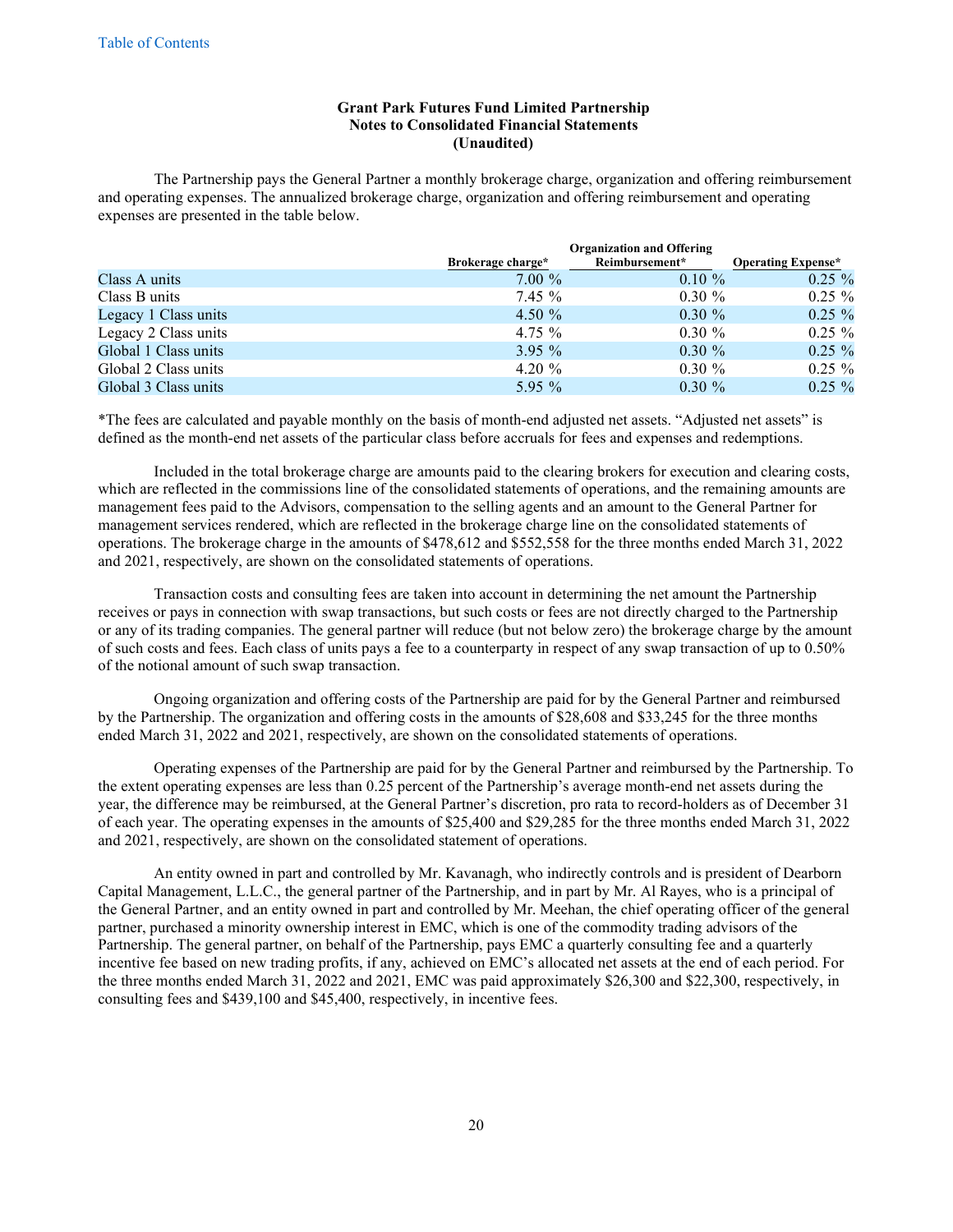**Grant Park Futures Fund Limited Partnership**
**Notes to Consolidated Financial Statements**
**(Unaudited)**

The Partnership pays the General Partner a monthly brokerage charge, organization and offering reimbursement and operating expenses. The annualized brokerage charge, organization and offering reimbursement and operating expenses are presented in the table below.

| | Brokerage charge* | Organization and Offering Reimbursement* | Operating Expense* |
|---|---|---|---|
| Class A units | 7.00 % | 0.10 % | 0.25 % |
| Class B units | 7.45 % | 0.30 % | 0.25 % |
| Legacy 1 Class units | 4.50 % | 0.30 % | 0.25 % |
| Legacy 2 Class units | 4.75 % | 0.30 % | 0.25 % |
| Global 1 Class units | 3.95 % | 0.30 % | 0.25 % |
| Global 2 Class units | 4.20 % | 0.30 % | 0.25 % |
| Global 3 Class units | 5.95 % | 0.30 % | 0.25 % |

*The fees are calculated and payable monthly on the basis of month-end adjusted net assets. "Adjusted net assets" is defined as the month-end net assets of the particular class before accruals for fees and expenses and redemptions.

Included in the total brokerage charge are amounts paid to the clearing brokers for execution and clearing costs, which are reflected in the commissions line of the consolidated statements of operations, and the remaining amounts are management fees paid to the Advisors, compensation to the selling agents and an amount to the General Partner for management services rendered, which are reflected in the brokerage charge line on the consolidated statements of operations. The brokerage charge in the amounts of $478,612 and $552,558 for the three months ended March 31, 2022 and 2021, respectively, are shown on the consolidated statements of operations.

Transaction costs and consulting fees are taken into account in determining the net amount the Partnership receives or pays in connection with swap transactions, but such costs or fees are not directly charged to the Partnership or any of its trading companies. The general partner will reduce (but not below zero) the brokerage charge by the amount of such costs and fees. Each class of units pays a fee to a counterparty in respect of any swap transaction of up to 0.50% of the notional amount of such swap transaction.

Ongoing organization and offering costs of the Partnership are paid for by the General Partner and reimbursed by the Partnership. The organization and offering costs in the amounts of $28,608 and $33,245 for the three months ended March 31, 2022 and 2021, respectively, are shown on the consolidated statements of operations.

Operating expenses of the Partnership are paid for by the General Partner and reimbursed by the Partnership. To the extent operating expenses are less than 0.25 percent of the Partnership's average month-end net assets during the year, the difference may be reimbursed, at the General Partner's discretion, pro rata to record-holders as of December 31 of each year. The operating expenses in the amounts of $25,400 and $29,285 for the three months ended March 31, 2022 and 2021, respectively, are shown on the consolidated statement of operations.

An entity owned in part and controlled by Mr. Kavanagh, who indirectly controls and is president of Dearborn Capital Management, L.L.C., the general partner of the Partnership, and in part by Mr. Al Rayes, who is a principal of the General Partner, and an entity owned in part and controlled by Mr. Meehan, the chief operating officer of the general partner, purchased a minority ownership interest in EMC, which is one of the commodity trading advisors of the Partnership. The general partner, on behalf of the Partnership, pays EMC a quarterly consulting fee and a quarterly incentive fee based on new trading profits, if any, achieved on EMC's allocated net assets at the end of each period. For the three months ended March 31, 2022 and 2021, EMC was paid approximately $26,300 and $22,300, respectively, in consulting fees and $439,100 and $45,400, respectively, in incentive fees.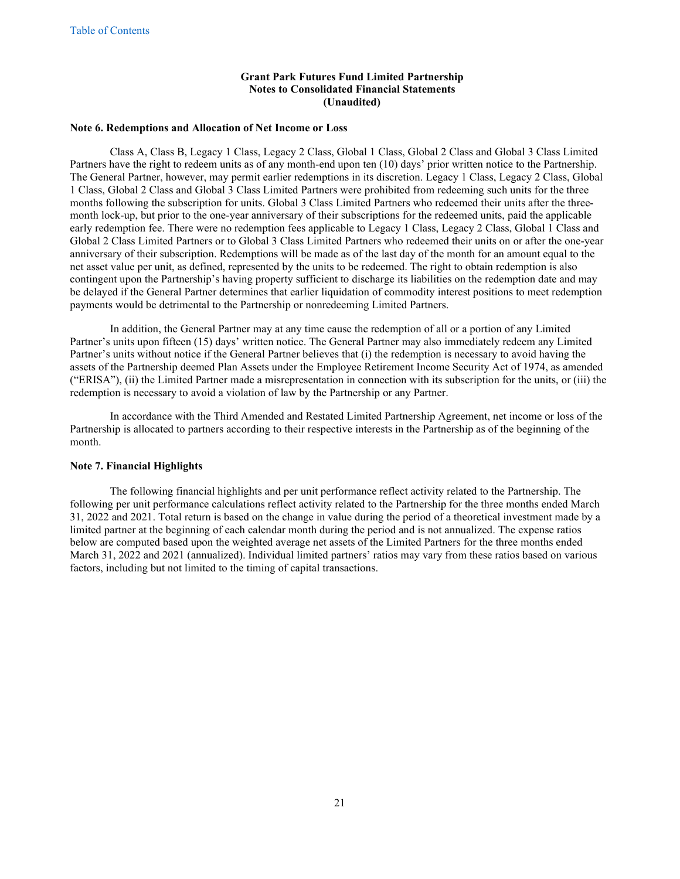**Grant Park Futures Fund Limited Partnership**
**Notes to Consolidated Financial Statements**
**(Unaudited)**

**Note 6. Redemptions and Allocation of Net Income or Loss**

Class A, Class B, Legacy 1 Class, Legacy 2 Class, Global 1 Class, Global 2 Class and Global 3 Class Limited Partners have the right to redeem units as of any month-end upon ten (10) days' prior written notice to the Partnership. The General Partner, however, may permit earlier redemptions in its discretion. Legacy 1 Class, Legacy 2 Class, Global 1 Class, Global 2 Class and Global 3 Class Limited Partners were prohibited from redeeming such units for the three months following the subscription for units. Global 3 Class Limited Partners who redeemed their units after the three-month lock-up, but prior to the one-year anniversary of their subscriptions for the redeemed units, paid the applicable early redemption fee. There were no redemption fees applicable to Legacy 1 Class, Legacy 2 Class, Global 1 Class and Global 2 Class Limited Partners or to Global 3 Class Limited Partners who redeemed their units on or after the one-year anniversary of their subscription. Redemptions will be made as of the last day of the month for an amount equal to the net asset value per unit, as defined, represented by the units to be redeemed. The right to obtain redemption is also contingent upon the Partnership's having property sufficient to discharge its liabilities on the redemption date and may be delayed if the General Partner determines that earlier liquidation of commodity interest positions to meet redemption payments would be detrimental to the Partnership or nonredeeming Limited Partners.

In addition, the General Partner may at any time cause the redemption of all or a portion of any Limited Partner's units upon fifteen (15) days' written notice. The General Partner may also immediately redeem any Limited Partner's units without notice if the General Partner believes that (i) the redemption is necessary to avoid having the assets of the Partnership deemed Plan Assets under the Employee Retirement Income Security Act of 1974, as amended ("ERISA"), (ii) the Limited Partner made a misrepresentation in connection with its subscription for the units, or (iii) the redemption is necessary to avoid a violation of law by the Partnership or any Partner.

In accordance with the Third Amended and Restated Limited Partnership Agreement, net income or loss of the Partnership is allocated to partners according to their respective interests in the Partnership as of the beginning of the month.

**Note 7. Financial Highlights**

The following financial highlights and per unit performance reflect activity related to the Partnership. The following per unit performance calculations reflect activity related to the Partnership for the three months ended March 31, 2022 and 2021. Total return is based on the change in value during the period of a theoretical investment made by a limited partner at the beginning of each calendar month during the period and is not annualized. The expense ratios below are computed based upon the weighted average net assets of the Limited Partners for the three months ended March 31, 2022 and 2021 (annualized). Individual limited partners' ratios may vary from these ratios based on various factors, including but not limited to the timing of capital transactions.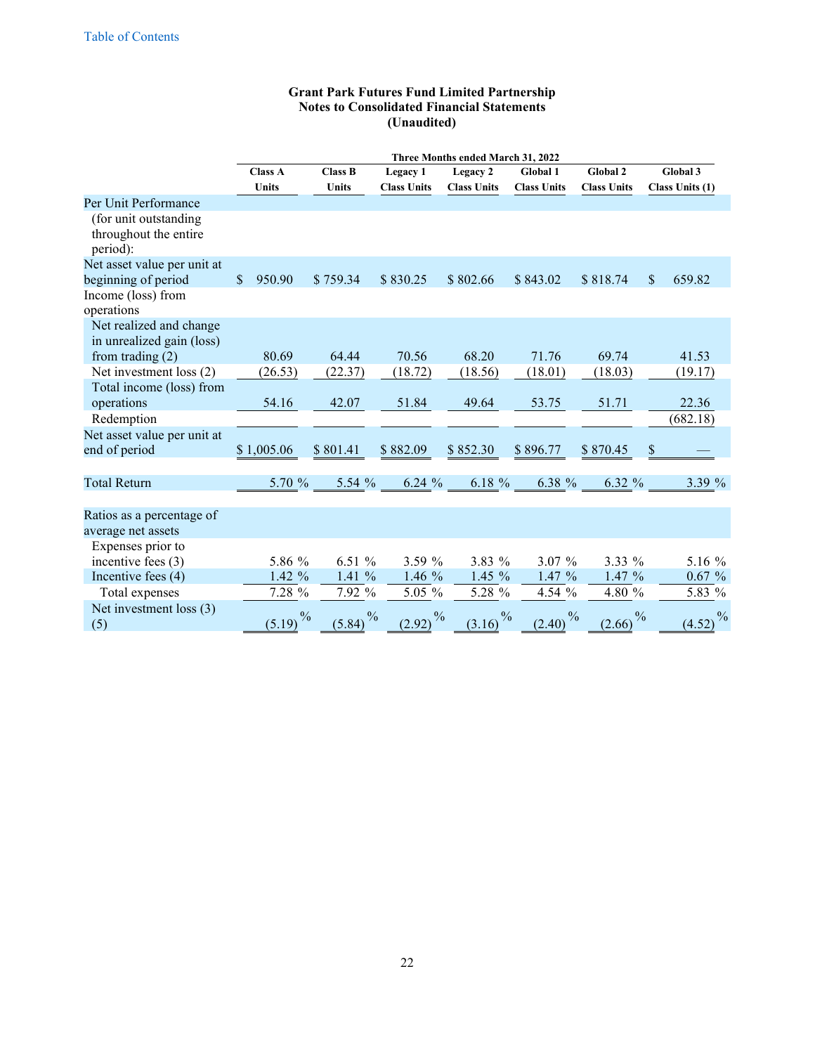**Grant Park Futures Fund Limited Partnership**
**Notes to Consolidated Financial Statements**
**(Unaudited)**

| | Three Months ended March 31, 2022 | | | | | | |
|---|---|---|---|---|---|---|---|
| | Class A Units | Class B Units | Legacy 1 Class Units | Legacy 2 Class Units | Global 1 Class Units | Global 2 Class Units | Global 3 Class Units (1) |
| Per Unit Performance (for unit outstanding throughout the entire period): | | | | | | | |
| Net asset value per unit at beginning of period | $ 950.90 | $ 759.34 | $ 830.25 | $ 802.66 | $ 843.02 | $ 818.74 | $ 659.82 |
| Income (loss) from operations | | | | | | | |
| Net realized and change in unrealized gain (loss) from trading (2) | 80.69 | 64.44 | 70.56 | 68.20 | 71.76 | 69.74 | 41.53 |
| Net investment loss (2) | (26.53) | (22.37) | (18.72) | (18.56) | (18.01) | (18.03) | (19.17) |
| Total income (loss) from operations | 54.16 | 42.07 | 51.84 | 49.64 | 53.75 | 51.71 | 22.36 |
| Redemption | | | | | | | (682.18) |
| Net asset value per unit at end of period | $ 1,005.06 | $ 801.41 | $ 882.09 | $ 852.30 | $ 896.77 | $ 870.45 | $ — |
| Total Return | 5.70 % | 5.54 % | 6.24 % | 6.18 % | 6.38 % | 6.32 % | 3.39 % |
| Ratios as a percentage of average net assets | | | | | | | |
| Expenses prior to incentive fees (3) | 5.86 % | 6.51 % | 3.59 % | 3.83 % | 3.07 % | 3.33 % | 5.16 % |
| Incentive fees (4) | 1.42 % | 1.41 % | 1.46 % | 1.45 % | 1.47 % | 1.47 % | 0.67 % |
| Total expenses | 7.28 % | 7.92 % | 5.05 % | 5.28 % | 4.54 % | 4.80 % | 5.83 % |
| Net investment loss (3) (5) | (5.19) % | (5.84) % | (2.92) % | (3.16) % | (2.40) % | (2.66) % | (4.52) % |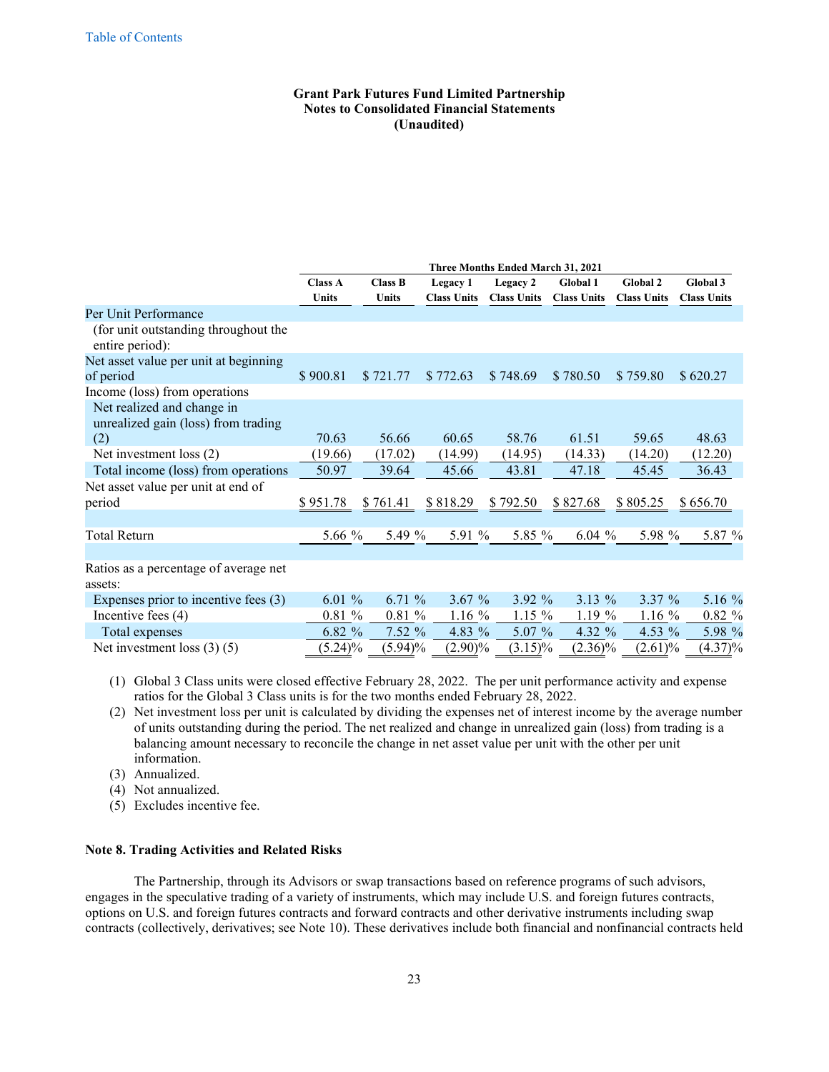**Grant Park Futures Fund Limited Partnership**
**Notes to Consolidated Financial Statements**
**(Unaudited)**

| | Three Months Ended March 31, 2021 | | | | | | |
|---|---|---|---|---|---|---|---|
| | Class A Units | Class B Units | Legacy 1 Class Units | Legacy 2 Class Units | Global 1 Class Units | Global 2 Class Units | Global 3 Class Units |
| Per Unit Performance (for unit outstanding throughout the entire period): | | | | | | | |
| Net asset value per unit at beginning of period | $ 900.81 | $ 721.77 | $ 772.63 | $ 748.69 | $ 780.50 | $ 759.80 | $ 620.27 |
| Income (loss) from operations | | | | | | | |
| Net realized and change in unrealized gain (loss) from trading (2) | 70.63 | 56.66 | 60.65 | 58.76 | 61.51 | 59.65 | 48.63 |
| Net investment loss (2) | (19.66) | (17.02) | (14.99) | (14.95) | (14.33) | (14.20) | (12.20) |
| Total income (loss) from operations | 50.97 | 39.64 | 45.66 | 43.81 | 47.18 | 45.45 | 36.43 |
| Net asset value per unit at end of period | $ 951.78 | $ 761.41 | $ 818.29 | $ 792.50 | $ 827.68 | $ 805.25 | $ 656.70 |
| Total Return | 5.66 % | 5.49 % | 5.91 % | 5.85 % | 6.04 % | 5.98 % | 5.87 % |
| Ratios as a percentage of average net assets: | | | | | | | |
| Expenses prior to incentive fees (3) | 6.01 % | 6.71 % | 3.67 % | 3.92 % | 3.13 % | 3.37 % | 5.16 % |
| Incentive fees (4) | 0.81 % | 0.81 % | 1.16 % | 1.15 % | 1.19 % | 1.16 % | 0.82 % |
| Total expenses | 6.82 % | 7.52 % | 4.83 % | 5.07 % | 4.32 % | 4.53 % | 5.98 % |
| Net investment loss (3) (5) | (5.24)% | (5.94)% | (2.90)% | (3.15)% | (2.36)% | (2.61)% | (4.37)% |

(1) Global 3 Class units were closed effective February 28, 2022. The per unit performance activity and expense ratios for the Global 3 Class units is for the two months ended February 28, 2022.

(2) Net investment loss per unit is calculated by dividing the expenses net of interest income by the average number of units outstanding during the period. The net realized and change in unrealized gain (loss) from trading is a balancing amount necessary to reconcile the change in net asset value per unit with the other per unit information.

(3) Annualized.

(4) Not annualized.

(5) Excludes incentive fee.

**Note 8. Trading Activities and Related Risks**

The Partnership, through its Advisors or swap transactions based on reference programs of such advisors, engages in the speculative trading of a variety of instruments, which may include U.S. and foreign futures contracts, options on U.S. and foreign futures contracts and forward contracts and other derivative instruments including swap contracts (collectively, derivatives; see Note 10). These derivatives include both financial and nonfinancial contracts held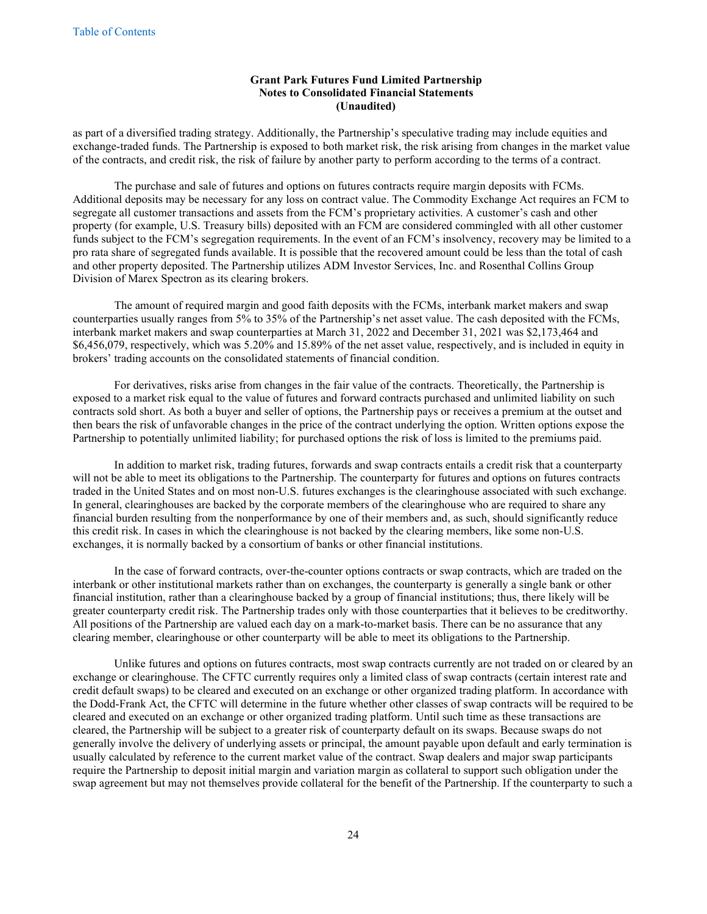as part of a diversified trading strategy. Additionally, the Partnership's speculative trading may include equities and exchange-traded funds. The Partnership is exposed to both market risk, the risk arising from changes in the market value of the contracts, and credit risk, the risk of failure by another party to perform according to the terms of a contract.

The purchase and sale of futures and options on futures contracts require margin deposits with FCMs. Additional deposits may be necessary for any loss on contract value. The Commodity Exchange Act requires an FCM to segregate all customer transactions and assets from the FCM's proprietary activities. A customer's cash and other property (for example, U.S. Treasury bills) deposited with an FCM are considered commingled with all other customer funds subject to the FCM's segregation requirements. In the event of an FCM's insolvency, recovery may be limited to a pro rata share of segregated funds available. It is possible that the recovered amount could be less than the total of cash and other property deposited. The Partnership utilizes ADM Investor Services, Inc. and Rosenthal Collins Group Division of Marex Spectron as its clearing brokers.

The amount of required margin and good faith deposits with the FCMs, interbank market makers and swap counterparties usually ranges from 5% to 35% of the Partnership's net asset value. The cash deposited with the FCMs, interbank market makers and swap counterparties at March 31, 2022 and December 31, 2021 was $2,173,464 and $6,456,079, respectively, which was 5.20% and 15.89% of the net asset value, respectively, and is included in equity in brokers' trading accounts on the consolidated statements of financial condition.

For derivatives, risks arise from changes in the fair value of the contracts. Theoretically, the Partnership is exposed to a market risk equal to the value of futures and forward contracts purchased and unlimited liability on such contracts sold short. As both a buyer and seller of options, the Partnership pays or receives a premium at the outset and then bears the risk of unfavorable changes in the price of the contract underlying the option. Written options expose the Partnership to potentially unlimited liability; for purchased options the risk of loss is limited to the premiums paid.

In addition to market risk, trading futures, forwards and swap contracts entails a credit risk that a counterparty will not be able to meet its obligations to the Partnership. The counterparty for futures and options on futures contracts traded in the United States and on most non-U.S. futures exchanges is the clearinghouse associated with such exchange. In general, clearinghouses are backed by the corporate members of the clearinghouse who are required to share any financial burden resulting from the nonperformance by one of their members and, as such, should significantly reduce this credit risk. In cases in which the clearinghouse is not backed by the clearing members, like some non-U.S. exchanges, it is normally backed by a consortium of banks or other financial institutions.

In the case of forward contracts, over-the-counter options contracts or swap contracts, which are traded on the interbank or other institutional markets rather than on exchanges, the counterparty is generally a single bank or other financial institution, rather than a clearinghouse backed by a group of financial institutions; thus, there likely will be greater counterparty credit risk. The Partnership trades only with those counterparties that it believes to be creditworthy. All positions of the Partnership are valued each day on a mark-to-market basis. There can be no assurance that any clearing member, clearinghouse or other counterparty will be able to meet its obligations to the Partnership.

Unlike futures and options on futures contracts, most swap contracts currently are not traded on or cleared by an exchange or clearinghouse. The CFTC currently requires only a limited class of swap contracts (certain interest rate and credit default swaps) to be cleared and executed on an exchange or other organized trading platform. In accordance with the Dodd-Frank Act, the CFTC will determine in the future whether other classes of swap contracts will be required to be cleared and executed on an exchange or other organized trading platform. Until such time as these transactions are cleared, the Partnership will be subject to a greater risk of counterparty default on its swaps. Because swaps do not generally involve the delivery of underlying assets or principal, the amount payable upon default and early termination is usually calculated by reference to the current market value of the contract. Swap dealers and major swap participants require the Partnership to deposit initial margin and variation margin as collateral to support such obligation under the swap agreement but may not themselves provide collateral for the benefit of the Partnership. If the counterparty to such a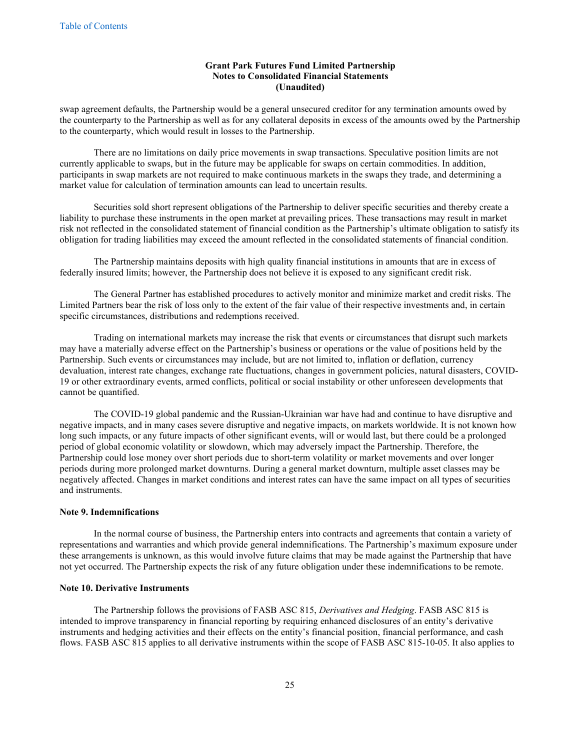swap agreement defaults, the Partnership would be a general unsecured creditor for any termination amounts owed by the counterparty to the Partnership as well as for any collateral deposits in excess of the amounts owed by the Partnership to the counterparty, which would result in losses to the Partnership.

There are no limitations on daily price movements in swap transactions. Speculative position limits are not currently applicable to swaps, but in the future may be applicable for swaps on certain commodities. In addition, participants in swap markets are not required to make continuous markets in the swaps they trade, and determining a market value for calculation of termination amounts can lead to uncertain results.

Securities sold short represent obligations of the Partnership to deliver specific securities and thereby create a liability to purchase these instruments in the open market at prevailing prices. These transactions may result in market risk not reflected in the consolidated statement of financial condition as the Partnership's ultimate obligation to satisfy its obligation for trading liabilities may exceed the amount reflected in the consolidated statements of financial condition.

The Partnership maintains deposits with high quality financial institutions in amounts that are in excess of federally insured limits; however, the Partnership does not believe it is exposed to any significant credit risk.

The General Partner has established procedures to actively monitor and minimize market and credit risks. The Limited Partners bear the risk of loss only to the extent of the fair value of their respective investments and, in certain specific circumstances, distributions and redemptions received.

Trading on international markets may increase the risk that events or circumstances that disrupt such markets may have a materially adverse effect on the Partnership's business or operations or the value of positions held by the Partnership. Such events or circumstances may include, but are not limited to, inflation or deflation, currency devaluation, interest rate changes, exchange rate fluctuations, changes in government policies, natural disasters, COVID-19 or other extraordinary events, armed conflicts, political or social instability or other unforeseen developments that cannot be quantified.

The COVID-19 global pandemic and the Russian-Ukrainian war have had and continue to have disruptive and negative impacts, and in many cases severe disruptive and negative impacts, on markets worldwide. It is not known how long such impacts, or any future impacts of other significant events, will or would last, but there could be a prolonged period of global economic volatility or slowdown, which may adversely impact the Partnership. Therefore, the Partnership could lose money over short periods due to short-term volatility or market movements and over longer periods during more prolonged market downturns. During a general market downturn, multiple asset classes may be negatively affected. Changes in market conditions and interest rates can have the same impact on all types of securities and instruments.

**Note 9. Indemnifications**

In the normal course of business, the Partnership enters into contracts and agreements that contain a variety of representations and warranties and which provide general indemnifications. The Partnership's maximum exposure under these arrangements is unknown, as this would involve future claims that may be made against the Partnership that have not yet occurred. The Partnership expects the risk of any future obligation under these indemnifications to be remote.

**Note 10. Derivative Instruments**

The Partnership follows the provisions of FASB ASC 815, *Derivatives and Hedging*. FASB ASC 815 is intended to improve transparency in financial reporting by requiring enhanced disclosures of an entity's derivative instruments and hedging activities and their effects on the entity's financial position, financial performance, and cash flows. FASB ASC 815 applies to all derivative instruments within the scope of FASB ASC 815-10-05. It also applies to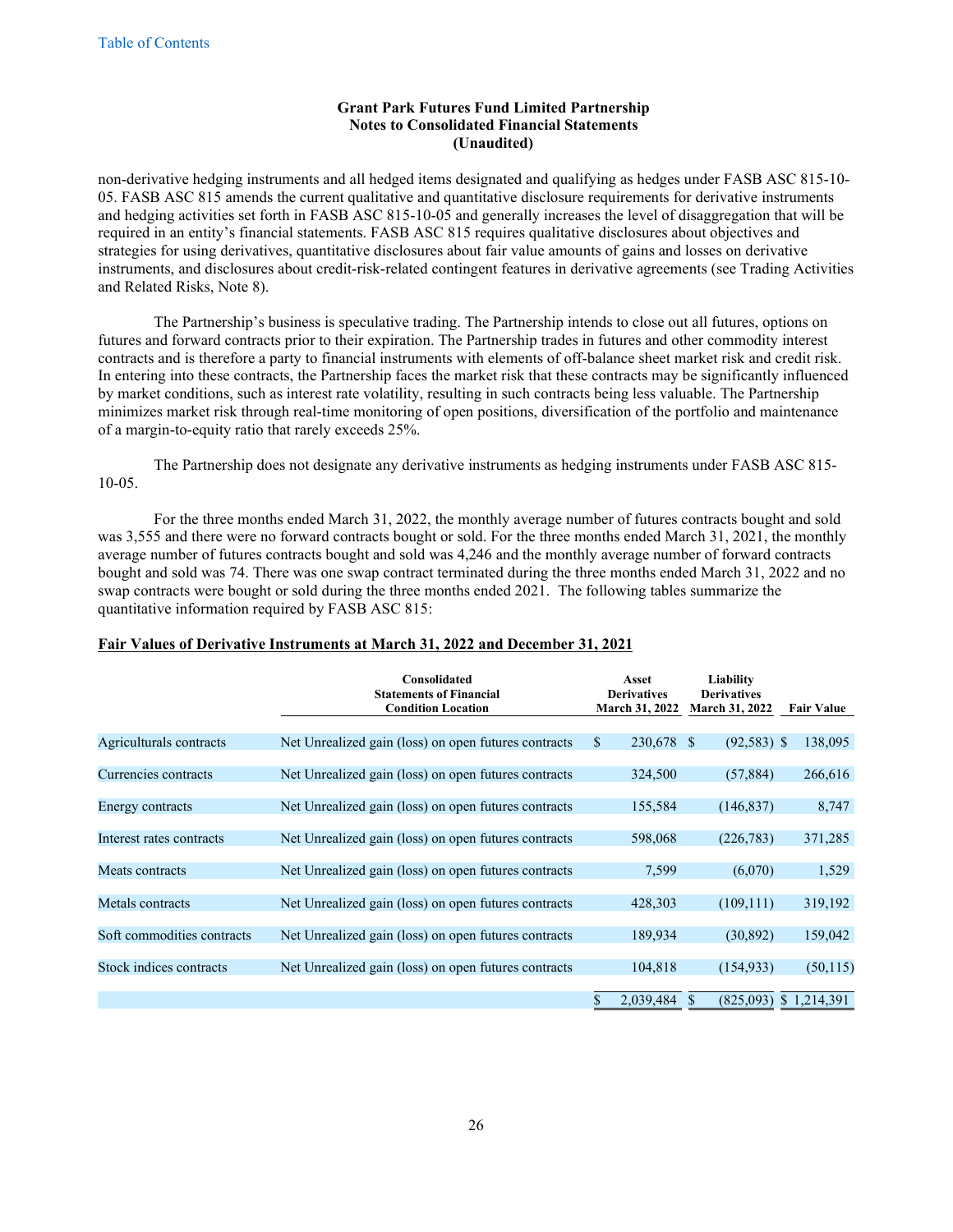### Grant Park Futures Fund Limited Partnership
### Notes to Consolidated Financial Statements
### (Unaudited)

non-derivative hedging instruments and all hedged items designated and qualifying as hedges under FASB ASC 815-10-05. FASB ASC 815 amends the current qualitative and quantitative disclosure requirements for derivative instruments and hedging activities set forth in FASB ASC 815-10-05 and generally increases the level of disaggregation that will be required in an entity's financial statements. FASB ASC 815 requires qualitative disclosures about objectives and strategies for using derivatives, quantitative disclosures about fair value amounts of gains and losses on derivative instruments, and disclosures about credit-risk-related contingent features in derivative agreements (see Trading Activities and Related Risks, Note 8).

The Partnership's business is speculative trading. The Partnership intends to close out all futures, options on futures and forward contracts prior to their expiration. The Partnership trades in futures and other commodity interest contracts and is therefore a party to financial instruments with elements of off-balance sheet market risk and credit risk. In entering into these contracts, the Partnership faces the market risk that these contracts may be significantly influenced by market conditions, such as interest rate volatility, resulting in such contracts being less valuable. The Partnership minimizes market risk through real-time monitoring of open positions, diversification of the portfolio and maintenance of a margin-to-equity ratio that rarely exceeds 25%.

The Partnership does not designate any derivative instruments as hedging instruments under FASB ASC 815-10-05.

For the three months ended March 31, 2022, the monthly average number of futures contracts bought and sold was 3,555 and there were no forward contracts bought or sold. For the three months ended March 31, 2021, the monthly average number of futures contracts bought and sold was 4,246 and the monthly average number of forward contracts bought and sold was 74. There was one swap contract terminated during the three months ended March 31, 2022 and no swap contracts were bought or sold during the three months ended 2021. The following tables summarize the quantitative information required by FASB ASC 815:

**Fair Values of Derivative Instruments at March 31, 2022 and December 31, 2021**

| | Consolidated Statements of Financial Condition Location | Asset Derivatives March 31, 2022 | Liability Derivatives March 31, 2022 | Fair Value |
|---|---|---|---|---|
| Agriculturals contracts | Net Unrealized gain (loss) on open futures contracts | $ 230,678 | $ (92,583) | $ 138,095 |
| Currencies contracts | Net Unrealized gain (loss) on open futures contracts | 324,500 | (57,884) | 266,616 |
| Energy contracts | Net Unrealized gain (loss) on open futures contracts | 155,584 | (146,837) | 8,747 |
| Interest rates contracts | Net Unrealized gain (loss) on open futures contracts | 598,068 | (226,783) | 371,285 |
| Meats contracts | Net Unrealized gain (loss) on open futures contracts | 7,599 | (6,070) | 1,529 |
| Metals contracts | Net Unrealized gain (loss) on open futures contracts | 428,303 | (109,111) | 319,192 |
| Soft commodities contracts | Net Unrealized gain (loss) on open futures contracts | 189,934 | (30,892) | 159,042 |
| Stock indices contracts | Net Unrealized gain (loss) on open futures contracts | 104,818 | (154,933) | (50,115) |
| | | $ 2,039,484 | $ (825,093) | $ 1,214,391 |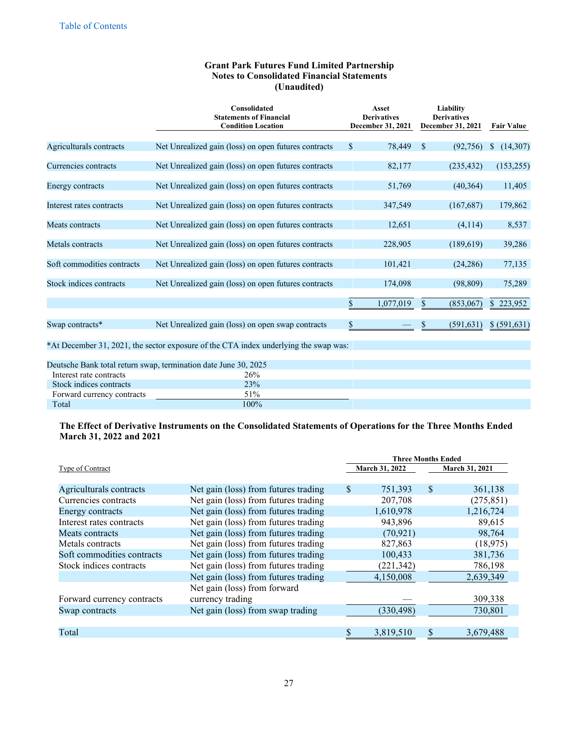**Grant Park Futures Fund Limited Partnership**
**Notes to Consolidated Financial Statements**
**(Unaudited)**

| | Consolidated Statements of Financial Condition Location | Asset Derivatives December 31, 2021 | Liability Derivatives December 31, 2021 | Fair Value |
|---|---|---|---|---|
| Agriculturals contracts | Net Unrealized gain (loss) on open futures contracts | $ 78,449 | $ (92,756) | $ (14,307) |
| Currencies contracts | Net Unrealized gain (loss) on open futures contracts | 82,177 | (235,432) | (153,255) |
| Energy contracts | Net Unrealized gain (loss) on open futures contracts | 51,769 | (40,364) | 11,405 |
| Interest rates contracts | Net Unrealized gain (loss) on open futures contracts | 347,549 | (167,687) | 179,862 |
| Meats contracts | Net Unrealized gain (loss) on open futures contracts | 12,651 | (4,114) | 8,537 |
| Metals contracts | Net Unrealized gain (loss) on open futures contracts | 228,905 | (189,619) | 39,286 |
| Soft commodities contracts | Net Unrealized gain (loss) on open futures contracts | 101,421 | (24,286) | 77,135 |
| Stock indices contracts | Net Unrealized gain (loss) on open futures contracts | 174,098 | (98,809) | 75,289 |
| | | $ 1,077,019 | $ (853,067) | $ 223,952 |
| Swap contracts* | Net Unrealized gain (loss) on open swap contracts | $ — | $ (591,631) | $ (591,631) |

*At December 31, 2021, the sector exposure of the CTA index underlying the swap was:

| Deutsche Bank total return swap, termination date June 30, 2025 | |
|---|---|
| Interest rate contracts | 26% |
| Stock indices contracts | 23% |
| Forward currency contracts | 51% |
| Total | 100% |

**The Effect of Derivative Instruments on the Consolidated Statements of Operations for the Three Months Ended March 31, 2022 and 2021**

| Type of Contract | | Three Months Ended March 31, 2022 | Three Months Ended March 31, 2021 |
|---|---|---|---|
| Agriculturals contracts | Net gain (loss) from futures trading | $ 751,393 | $ 361,138 |
| Currencies contracts | Net gain (loss) from futures trading | 207,708 | (275,851) |
| Energy contracts | Net gain (loss) from futures trading | 1,610,978 | 1,216,724 |
| Interest rates contracts | Net gain (loss) from futures trading | 943,896 | 89,615 |
| Meats contracts | Net gain (loss) from futures trading | (70,921) | 98,764 |
| Metals contracts | Net gain (loss) from futures trading | 827,863 | (18,975) |
| Soft commodities contracts | Net gain (loss) from futures trading | 100,433 | 381,736 |
| Stock indices contracts | Net gain (loss) from futures trading | (221,342) | 786,198 |
| | Net gain (loss) from futures trading | 4,150,008 | 2,639,349 |
| Forward currency contracts | Net gain (loss) from forward currency trading | — | 309,338 |
| Swap contracts | Net gain (loss) from swap trading | (330,498) | 730,801 |
| Total | | $ 3,819,510 | $ 3,679,488 |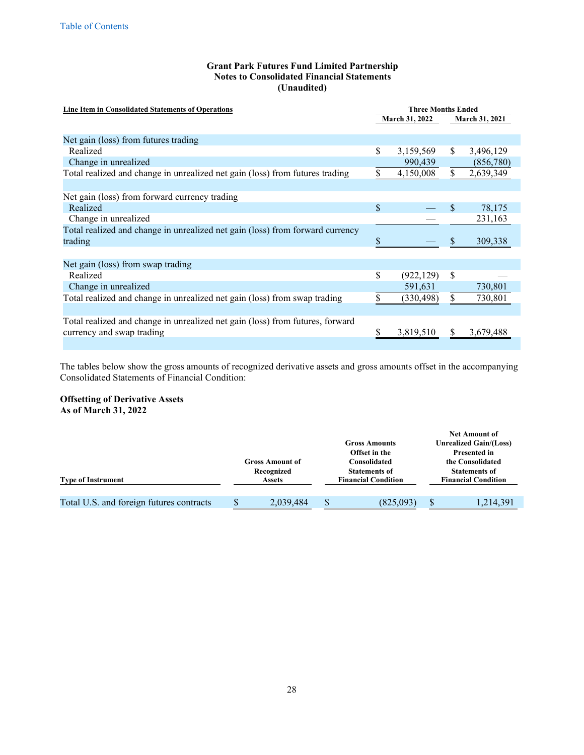**Grant Park Futures Fund Limited Partnership**
**Notes to Consolidated Financial Statements**
**(Unaudited)**

| Line Item in Consolidated Statements of Operations | Three Months Ended March 31, 2022 | Three Months Ended March 31, 2021 |
|---|---|---|
| Net gain (loss) from futures trading | | |
| Realized | $ 3,159,569 | $ 3,496,129 |
| Change in unrealized | 990,439 | (856,780) |
| Total realized and change in unrealized net gain (loss) from futures trading | $ 4,150,008 | $ 2,639,349 |
| | | |
| Net gain (loss) from forward currency trading | | |
| Realized | $ — | $ 78,175 |
| Change in unrealized | — | 231,163 |
| Total realized and change in unrealized net gain (loss) from forward currency trading | $ — | $ 309,338 |
| | | |
| Net gain (loss) from swap trading | | |
| Realized | $ (922,129) | $ — |
| Change in unrealized | 591,631 | 730,801 |
| Total realized and change in unrealized net gain (loss) from swap trading | $ (330,498) | $ 730,801 |
| | | |
| Total realized and change in unrealized net gain (loss) from futures, forward currency and swap trading | $ 3,819,510 | $ 3,679,488 |

The tables below show the gross amounts of recognized derivative assets and gross amounts offset in the accompanying Consolidated Statements of Financial Condition:

**Offsetting of Derivative Assets**
**As of March 31, 2022**

| Type of Instrument | Gross Amount of Recognized Assets | Gross Amounts Offset in the Consolidated Statements of Financial Condition | Net Amount of Unrealized Gain/(Loss) Presented in the Consolidated Statements of Financial Condition |
|---|---|---|---|
| Total U.S. and foreign futures contracts | $ 2,039,484 | $ (825,093) | $ 1,214,391 |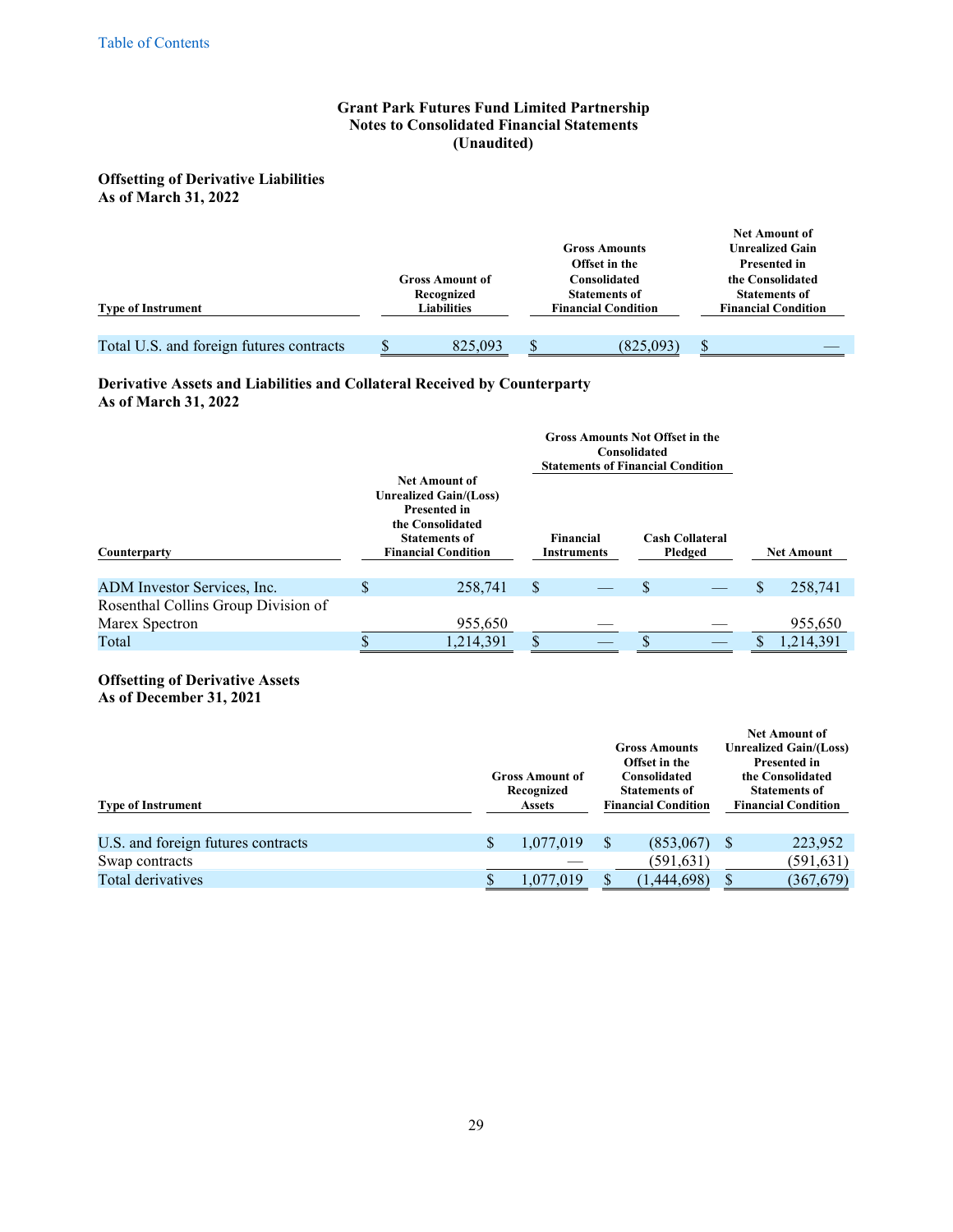**Grant Park Futures Fund Limited Partnership**
**Notes to Consolidated Financial Statements**
**(Unaudited)**

**Offsetting of Derivative Liabilities**
**As of March 31, 2022**

| Type of Instrument | Gross Amount of Recognized Liabilities | Gross Amounts Offset in the Consolidated Statements of Financial Condition | Net Amount of Unrealized Gain Presented in the Consolidated Statements of Financial Condition |
|---|---|---|---|
| Total U.S. and foreign futures contracts | $ 825,093 | $ (825,093) | $ — |

**Derivative Assets and Liabilities and Collateral Received by Counterparty**
**As of March 31, 2022**

| | | Gross Amounts Not Offset in the Consolidated Statements of Financial Condition | | |
|---|---|---|---|---|
| Counterparty | Net Amount of Unrealized Gain/(Loss) Presented in the Consolidated Statements of Financial Condition | Financial Instruments | Cash Collateral Pledged | Net Amount |
| ADM Investor Services, Inc. | $ 258,741 | $ — | $ — | $ 258,741 |
| Rosenthal Collins Group Division of Marex Spectron | 955,650 | — | — | 955,650 |
| Total | $ 1,214,391 | $ — | $ — | $ 1,214,391 |

**Offsetting of Derivative Assets**
**As of December 31, 2021**

| Type of Instrument | Gross Amount of Recognized Assets | Gross Amounts Offset in the Consolidated Statements of Financial Condition | Net Amount of Unrealized Gain/(Loss) Presented in the Consolidated Statements of Financial Condition |
|---|---|---|---|
| U.S. and foreign futures contracts | $ 1,077,019 | $ (853,067) | $ 223,952 |
| Swap contracts | — | (591,631) | (591,631) |
| Total derivatives | $ 1,077,019 | $ (1,444,698) | $ (367,679) |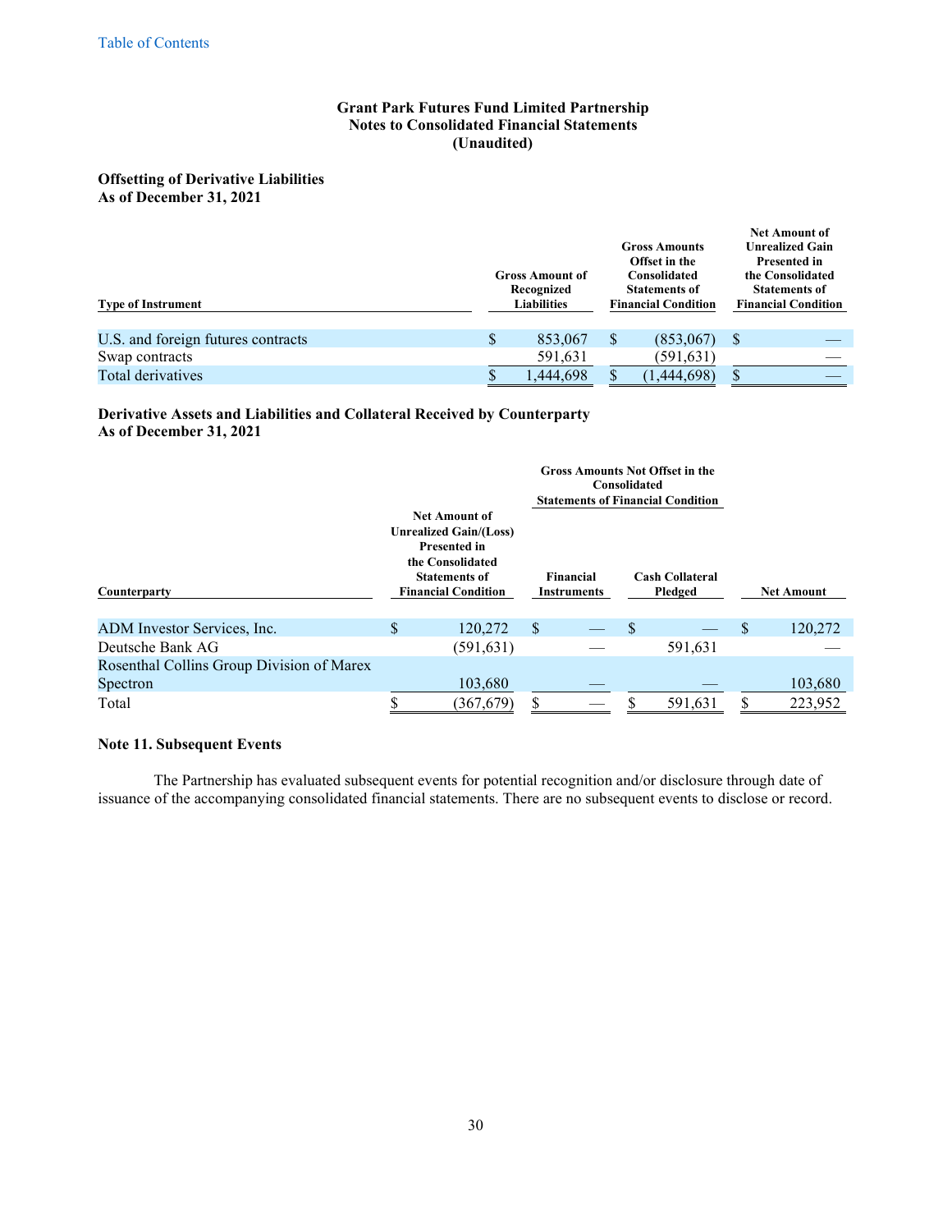**Grant Park Futures Fund Limited Partnership**
**Notes to Consolidated Financial Statements**
**(Unaudited)**

**Offsetting of Derivative Liabilities**
**As of December 31, 2021**

| Type of Instrument | Gross Amount of Recognized Liabilities | Gross Amounts Offset in the Consolidated Statements of Financial Condition | Net Amount of Unrealized Gain Presented in the Consolidated Statements of Financial Condition |
|---|---|---|---|
| U.S. and foreign futures contracts | $ 853,067 | $ (853,067) | $ — |
| Swap contracts | 591,631 | (591,631) | — |
| Total derivatives | $ 1,444,698 | $ (1,444,698) | $ — |

**Derivative Assets and Liabilities and Collateral Received by Counterparty**
**As of December 31, 2021**

| | | Gross Amounts Not Offset in the Consolidated Statements of Financial Condition | | |
|---|---|---|---|---|
| Counterparty | Net Amount of Unrealized Gain/(Loss) Presented in the Consolidated Statements of Financial Condition | Financial Instruments | Cash Collateral Pledged | Net Amount |
| ADM Investor Services, Inc. | $ 120,272 | $ — | $ — | $ 120,272 |
| Deutsche Bank AG | (591,631) | — | 591,631 | — |
| Rosenthal Collins Group Division of Marex Spectron | 103,680 | — | — | 103,680 |
| Total | $ (367,679) | $ — | $ 591,631 | $ 223,952 |

**Note 11. Subsequent Events**

The Partnership has evaluated subsequent events for potential recognition and/or disclosure through date of issuance of the accompanying consolidated financial statements. There are no subsequent events to disclose or record.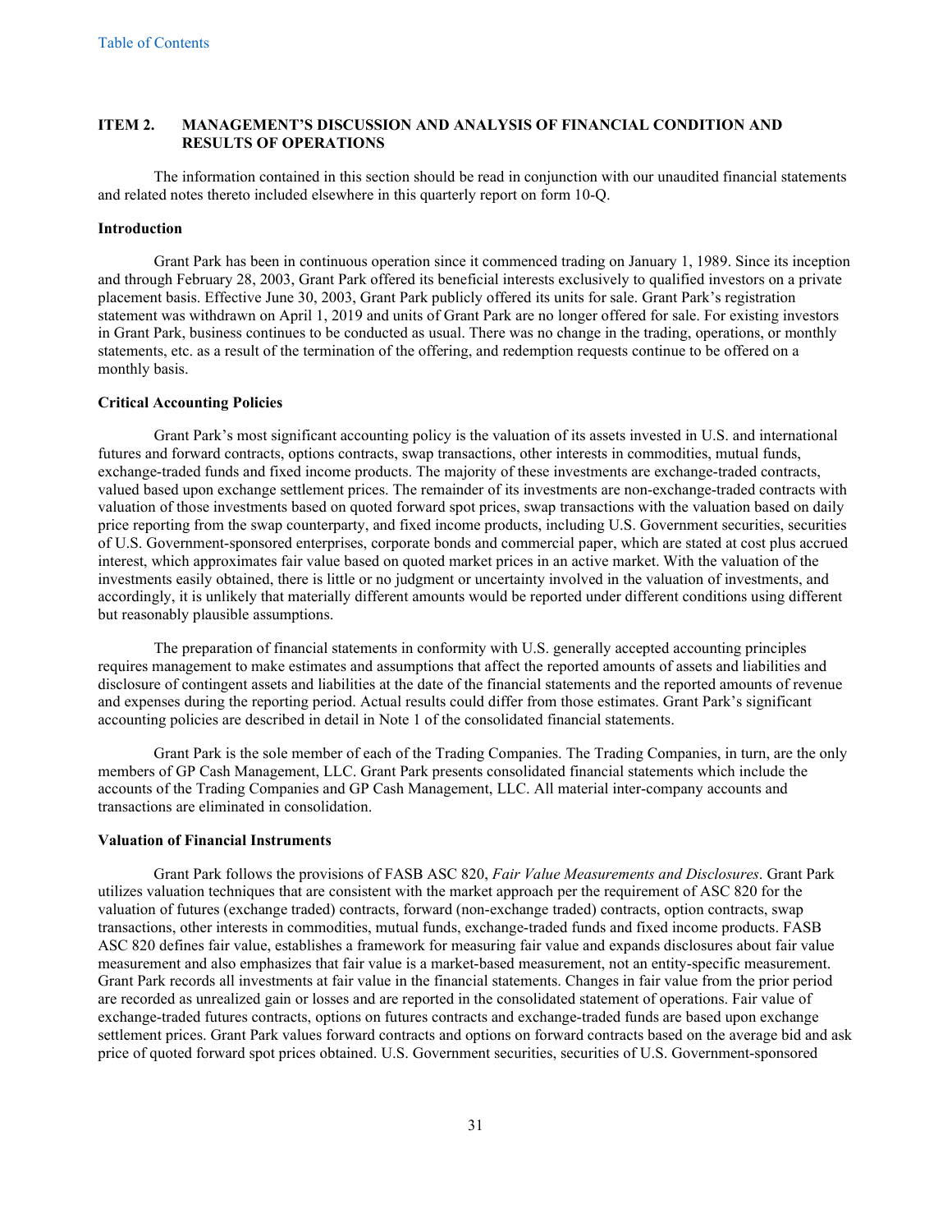## ITEM 2. MANAGEMENT'S DISCUSSION AND ANALYSIS OF FINANCIAL CONDITION AND RESULTS OF OPERATIONS

The information contained in this section should be read in conjunction with our unaudited financial statements and related notes thereto included elsewhere in this quarterly report on form 10-Q.

### Introduction

Grant Park has been in continuous operation since it commenced trading on January 1, 1989. Since its inception and through February 28, 2003, Grant Park offered its beneficial interests exclusively to qualified investors on a private placement basis. Effective June 30, 2003, Grant Park publicly offered its units for sale. Grant Park's registration statement was withdrawn on April 1, 2019 and units of Grant Park are no longer offered for sale. For existing investors in Grant Park, business continues to be conducted as usual. There was no change in the trading, operations, or monthly statements, etc. as a result of the termination of the offering, and redemption requests continue to be offered on a monthly basis.

### Critical Accounting Policies

Grant Park's most significant accounting policy is the valuation of its assets invested in U.S. and international futures and forward contracts, options contracts, swap transactions, other interests in commodities, mutual funds, exchange-traded funds and fixed income products. The majority of these investments are exchange-traded contracts, valued based upon exchange settlement prices. The remainder of its investments are non-exchange-traded contracts with valuation of those investments based on quoted forward spot prices, swap transactions with the valuation based on daily price reporting from the swap counterparty, and fixed income products, including U.S. Government securities, securities of U.S. Government-sponsored enterprises, corporate bonds and commercial paper, which are stated at cost plus accrued interest, which approximates fair value based on quoted market prices in an active market. With the valuation of the investments easily obtained, there is little or no judgment or uncertainty involved in the valuation of investments, and accordingly, it is unlikely that materially different amounts would be reported under different conditions using different but reasonably plausible assumptions.

The preparation of financial statements in conformity with U.S. generally accepted accounting principles requires management to make estimates and assumptions that affect the reported amounts of assets and liabilities and disclosure of contingent assets and liabilities at the date of the financial statements and the reported amounts of revenue and expenses during the reporting period. Actual results could differ from those estimates. Grant Park's significant accounting policies are described in detail in Note 1 of the consolidated financial statements.

Grant Park is the sole member of each of the Trading Companies. The Trading Companies, in turn, are the only members of GP Cash Management, LLC. Grant Park presents consolidated financial statements which include the accounts of the Trading Companies and GP Cash Management, LLC. All material inter-company accounts and transactions are eliminated in consolidation.

### Valuation of Financial Instruments

Grant Park follows the provisions of FASB ASC 820, *Fair Value Measurements and Disclosures*. Grant Park utilizes valuation techniques that are consistent with the market approach per the requirement of ASC 820 for the valuation of futures (exchange traded) contracts, forward (non-exchange traded) contracts, option contracts, swap transactions, other interests in commodities, mutual funds, exchange-traded funds and fixed income products. FASB ASC 820 defines fair value, establishes a framework for measuring fair value and expands disclosures about fair value measurement and also emphasizes that fair value is a market-based measurement, not an entity-specific measurement. Grant Park records all investments at fair value in the financial statements. Changes in fair value from the prior period are recorded as unrealized gain or losses and are reported in the consolidated statement of operations. Fair value of exchange-traded futures contracts, options on futures contracts and exchange-traded funds are based upon exchange settlement prices. Grant Park values forward contracts and options on forward contracts based on the average bid and ask price of quoted forward spot prices obtained. U.S. Government securities, securities of U.S. Government-sponsored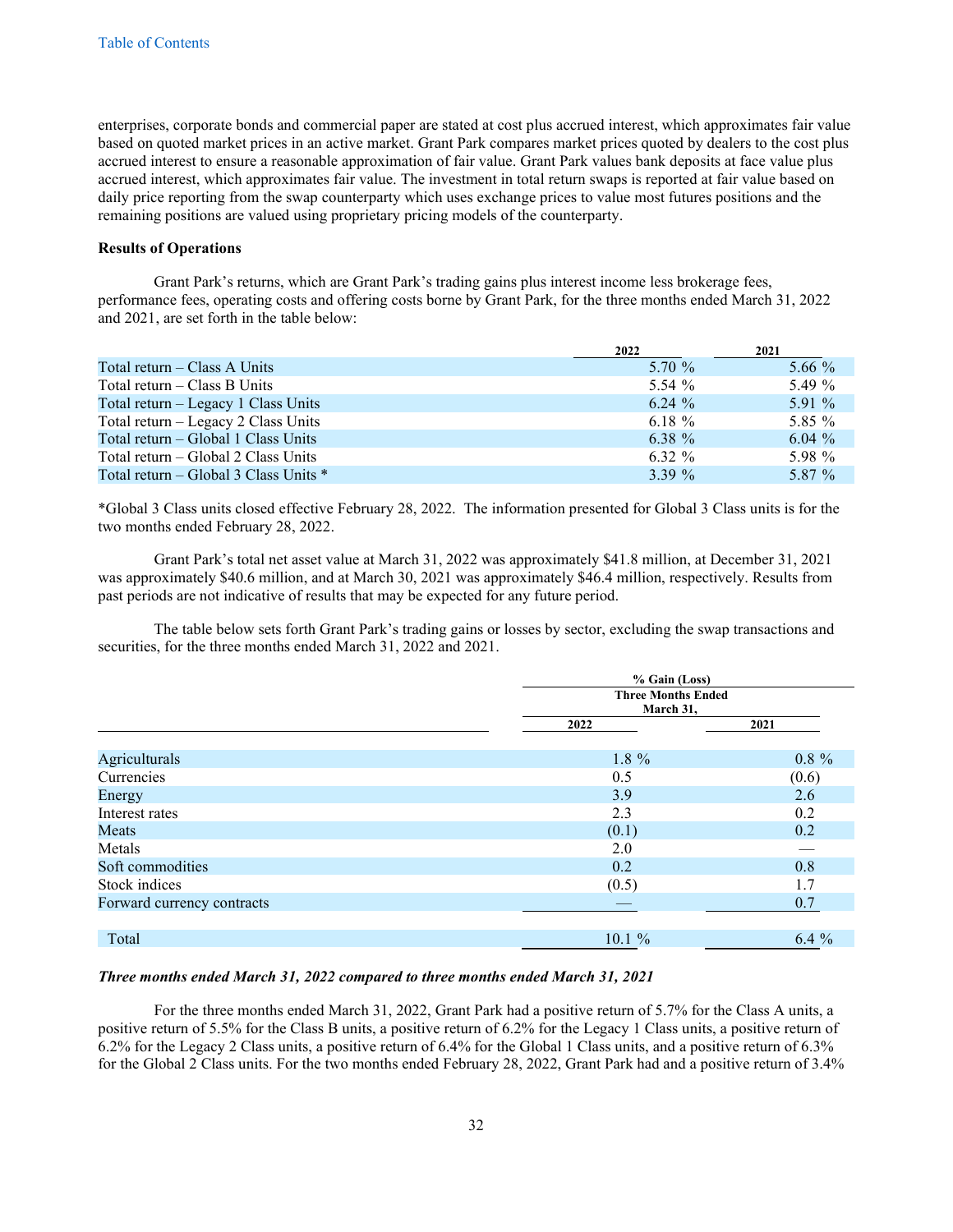enterprises, corporate bonds and commercial paper are stated at cost plus accrued interest, which approximates fair value based on quoted market prices in an active market. Grant Park compares market prices quoted by dealers to the cost plus accrued interest to ensure a reasonable approximation of fair value. Grant Park values bank deposits at face value plus accrued interest, which approximates fair value. The investment in total return swaps is reported at fair value based on daily price reporting from the swap counterparty which uses exchange prices to value most futures positions and the remaining positions are valued using proprietary pricing models of the counterparty.

**Results of Operations**

Grant Park's returns, which are Grant Park's trading gains plus interest income less brokerage fees, performance fees, operating costs and offering costs borne by Grant Park, for the three months ended March 31, 2022 and 2021, are set forth in the table below:

| | 2022 | 2021 |
|---|---|---|
| Total return – Class A Units | 5.70 % | 5.66 % |
| Total return – Class B Units | 5.54 % | 5.49 % |
| Total return – Legacy 1 Class Units | 6.24 % | 5.91 % |
| Total return – Legacy 2 Class Units | 6.18 % | 5.85 % |
| Total return – Global 1 Class Units | 6.38 % | 6.04 % |
| Total return – Global 2 Class Units | 6.32 % | 5.98 % |
| Total return – Global 3 Class Units * | 3.39 % | 5.87 % |

*Global 3 Class units closed effective February 28, 2022. The information presented for Global 3 Class units is for the two months ended February 28, 2022.

Grant Park's total net asset value at March 31, 2022 was approximately $41.8 million, at December 31, 2021 was approximately $40.6 million, and at March 30, 2021 was approximately $46.4 million, respectively. Results from past periods are not indicative of results that may be expected for any future period.

The table below sets forth Grant Park's trading gains or losses by sector, excluding the swap transactions and securities, for the three months ended March 31, 2022 and 2021.

| | % Gain (Loss) Three Months Ended March 31, | |
|---|---|---|
| | 2022 | 2021 |
| Agriculturals | 1.8 % | 0.8 % |
| Currencies | 0.5 | (0.6) |
| Energy | 3.9 | 2.6 |
| Interest rates | 2.3 | 0.2 |
| Meats | (0.1) | 0.2 |
| Metals | 2.0 | — |
| Soft commodities | 0.2 | 0.8 |
| Stock indices | (0.5) | 1.7 |
| Forward currency contracts | — | 0.7 |
| Total | 10.1 % | 6.4 % |

***Three months ended March 31, 2022 compared to three months ended March 31, 2021***

For the three months ended March 31, 2022, Grant Park had a positive return of 5.7% for the Class A units, a positive return of 5.5% for the Class B units, a positive return of 6.2% for the Legacy 1 Class units, a positive return of 6.2% for the Legacy 2 Class units, a positive return of 6.4% for the Global 1 Class units, and a positive return of 6.3% for the Global 2 Class units. For the two months ended February 28, 2022, Grant Park had and a positive return of 3.4%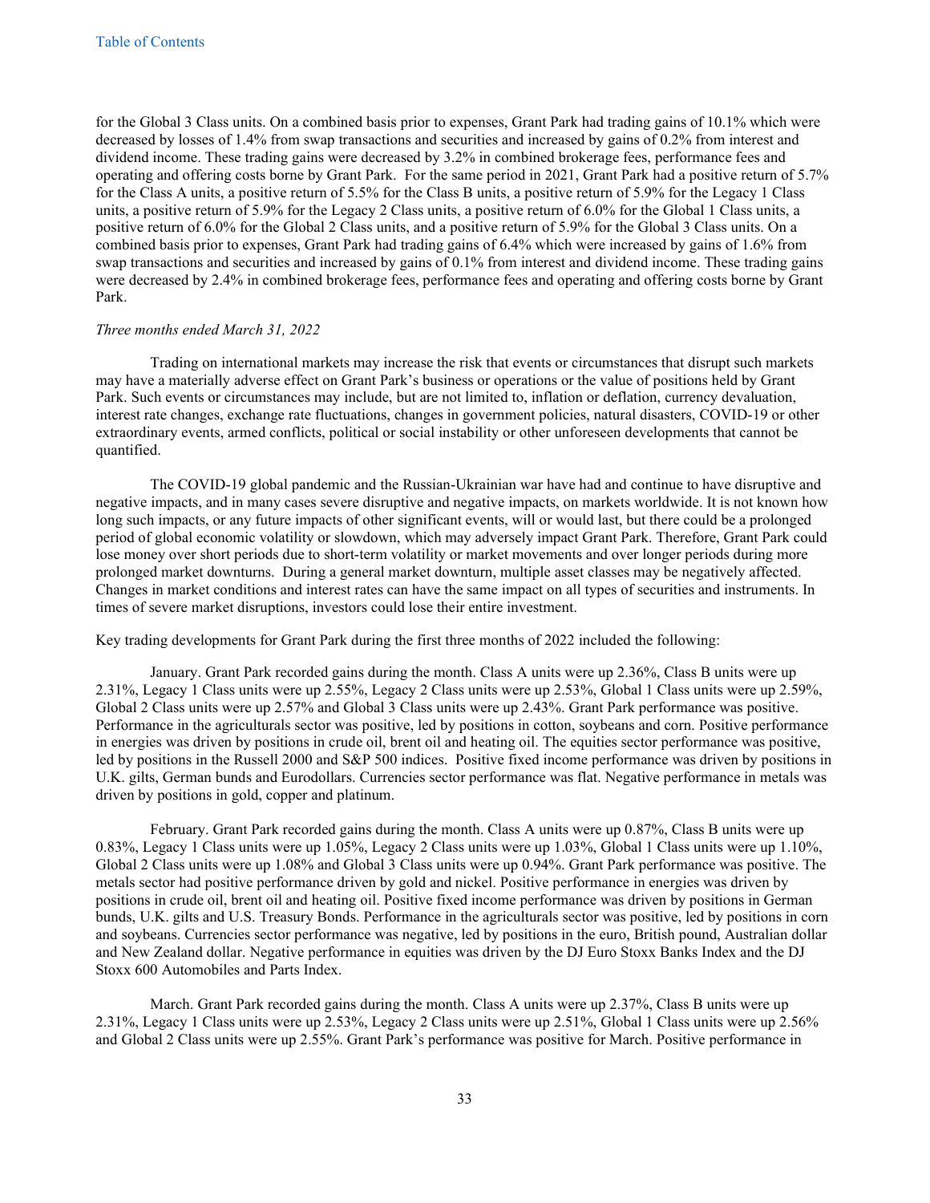for the Global 3 Class units. On a combined basis prior to expenses, Grant Park had trading gains of 10.1% which were decreased by losses of 1.4% from swap transactions and securities and increased by gains of 0.2% from interest and dividend income. These trading gains were decreased by 3.2% in combined brokerage fees, performance fees and operating and offering costs borne by Grant Park. For the same period in 2021, Grant Park had a positive return of 5.7% for the Class A units, a positive return of 5.5% for the Class B units, a positive return of 5.9% for the Legacy 1 Class units, a positive return of 5.9% for the Legacy 2 Class units, a positive return of 6.0% for the Global 1 Class units, a positive return of 6.0% for the Global 2 Class units, and a positive return of 5.9% for the Global 3 Class units. On a combined basis prior to expenses, Grant Park had trading gains of 6.4% which were increased by gains of 1.6% from swap transactions and securities and increased by gains of 0.1% from interest and dividend income. These trading gains were decreased by 2.4% in combined brokerage fees, performance fees and operating and offering costs borne by Grant Park.

*Three months ended March 31, 2022*

Trading on international markets may increase the risk that events or circumstances that disrupt such markets may have a materially adverse effect on Grant Park's business or operations or the value of positions held by Grant Park. Such events or circumstances may include, but are not limited to, inflation or deflation, currency devaluation, interest rate changes, exchange rate fluctuations, changes in government policies, natural disasters, COVID-19 or other extraordinary events, armed conflicts, political or social instability or other unforeseen developments that cannot be quantified.

The COVID-19 global pandemic and the Russian-Ukrainian war have had and continue to have disruptive and negative impacts, and in many cases severe disruptive and negative impacts, on markets worldwide. It is not known how long such impacts, or any future impacts of other significant events, will or would last, but there could be a prolonged period of global economic volatility or slowdown, which may adversely impact Grant Park. Therefore, Grant Park could lose money over short periods due to short-term volatility or market movements and over longer periods during more prolonged market downturns. During a general market downturn, multiple asset classes may be negatively affected. Changes in market conditions and interest rates can have the same impact on all types of securities and instruments. In times of severe market disruptions, investors could lose their entire investment.

Key trading developments for Grant Park during the first three months of 2022 included the following:

January. Grant Park recorded gains during the month. Class A units were up 2.36%, Class B units were up 2.31%, Legacy 1 Class units were up 2.55%, Legacy 2 Class units were up 2.53%, Global 1 Class units were up 2.59%, Global 2 Class units were up 2.57% and Global 3 Class units were up 2.43%. Grant Park performance was positive. Performance in the agriculturals sector was positive, led by positions in cotton, soybeans and corn. Positive performance in energies was driven by positions in crude oil, brent oil and heating oil. The equities sector performance was positive, led by positions in the Russell 2000 and S&P 500 indices. Positive fixed income performance was driven by positions in U.K. gilts, German bunds and Eurodollars. Currencies sector performance was flat. Negative performance in metals was driven by positions in gold, copper and platinum.

February. Grant Park recorded gains during the month. Class A units were up 0.87%, Class B units were up 0.83%, Legacy 1 Class units were up 1.05%, Legacy 2 Class units were up 1.03%, Global 1 Class units were up 1.10%, Global 2 Class units were up 1.08% and Global 3 Class units were up 0.94%. Grant Park performance was positive. The metals sector had positive performance driven by gold and nickel. Positive performance in energies was driven by positions in crude oil, brent oil and heating oil. Positive fixed income performance was driven by positions in German bunds, U.K. gilts and U.S. Treasury Bonds. Performance in the agriculturals sector was positive, led by positions in corn and soybeans. Currencies sector performance was negative, led by positions in the euro, British pound, Australian dollar and New Zealand dollar. Negative performance in equities was driven by the DJ Euro Stoxx Banks Index and the DJ Stoxx 600 Automobiles and Parts Index.

March. Grant Park recorded gains during the month. Class A units were up 2.37%, Class B units were up 2.31%, Legacy 1 Class units were up 2.53%, Legacy 2 Class units were up 2.51%, Global 1 Class units were up 2.56% and Global 2 Class units were up 2.55%. Grant Park's performance was positive for March. Positive performance in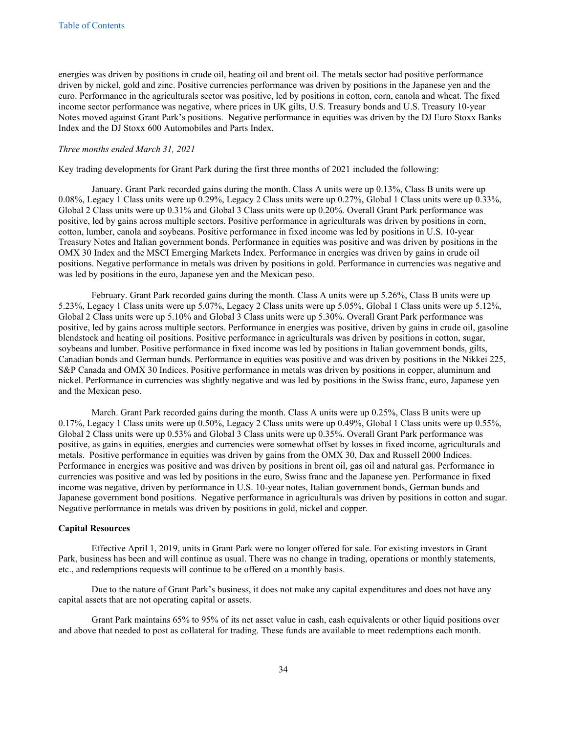energies was driven by positions in crude oil, heating oil and brent oil. The metals sector had positive performance driven by nickel, gold and zinc. Positive currencies performance was driven by positions in the Japanese yen and the euro. Performance in the agriculturals sector was positive, led by positions in cotton, corn, canola and wheat. The fixed income sector performance was negative, where prices in UK gilts, U.S. Treasury bonds and U.S. Treasury 10-year Notes moved against Grant Park's positions. Negative performance in equities was driven by the DJ Euro Stoxx Banks Index and the DJ Stoxx 600 Automobiles and Parts Index.

*Three months ended March 31, 2021*

Key trading developments for Grant Park during the first three months of 2021 included the following:

January. Grant Park recorded gains during the month. Class A units were up 0.13%, Class B units were up 0.08%, Legacy 1 Class units were up 0.29%, Legacy 2 Class units were up 0.27%, Global 1 Class units were up 0.33%, Global 2 Class units were up 0.31% and Global 3 Class units were up 0.20%. Overall Grant Park performance was positive, led by gains across multiple sectors. Positive performance in agriculturals was driven by positions in corn, cotton, lumber, canola and soybeans. Positive performance in fixed income was led by positions in U.S. 10-year Treasury Notes and Italian government bonds. Performance in equities was positive and was driven by positions in the OMX 30 Index and the MSCI Emerging Markets Index. Performance in energies was driven by gains in crude oil positions. Negative performance in metals was driven by positions in gold. Performance in currencies was negative and was led by positions in the euro, Japanese yen and the Mexican peso.

February. Grant Park recorded gains during the month. Class A units were up 5.26%, Class B units were up 5.23%, Legacy 1 Class units were up 5.07%, Legacy 2 Class units were up 5.05%, Global 1 Class units were up 5.12%, Global 2 Class units were up 5.10% and Global 3 Class units were up 5.30%. Overall Grant Park performance was positive, led by gains across multiple sectors. Performance in energies was positive, driven by gains in crude oil, gasoline blendstock and heating oil positions. Positive performance in agriculturals was driven by positions in cotton, sugar, soybeans and lumber. Positive performance in fixed income was led by positions in Italian government bonds, gilts, Canadian bonds and German bunds. Performance in equities was positive and was driven by positions in the Nikkei 225, S&P Canada and OMX 30 Indices. Positive performance in metals was driven by positions in copper, aluminum and nickel. Performance in currencies was slightly negative and was led by positions in the Swiss franc, euro, Japanese yen and the Mexican peso.

March. Grant Park recorded gains during the month. Class A units were up 0.25%, Class B units were up 0.17%, Legacy 1 Class units were up 0.50%, Legacy 2 Class units were up 0.49%, Global 1 Class units were up 0.55%, Global 2 Class units were up 0.53% and Global 3 Class units were up 0.35%. Overall Grant Park performance was positive, as gains in equities, energies and currencies were somewhat offset by losses in fixed income, agriculturals and metals. Positive performance in equities was driven by gains from the OMX 30, Dax and Russell 2000 Indices. Performance in energies was positive and was driven by positions in brent oil, gas oil and natural gas. Performance in currencies was positive and was led by positions in the euro, Swiss franc and the Japanese yen. Performance in fixed income was negative, driven by performance in U.S. 10-year notes, Italian government bonds, German bunds and Japanese government bond positions. Negative performance in agriculturals was driven by positions in cotton and sugar. Negative performance in metals was driven by positions in gold, nickel and copper.

**Capital Resources**

Effective April 1, 2019, units in Grant Park were no longer offered for sale. For existing investors in Grant Park, business has been and will continue as usual. There was no change in trading, operations or monthly statements, etc., and redemptions requests will continue to be offered on a monthly basis.

Due to the nature of Grant Park's business, it does not make any capital expenditures and does not have any capital assets that are not operating capital or assets.

Grant Park maintains 65% to 95% of its net asset value in cash, cash equivalents or other liquid positions over and above that needed to post as collateral for trading. These funds are available to meet redemptions each month.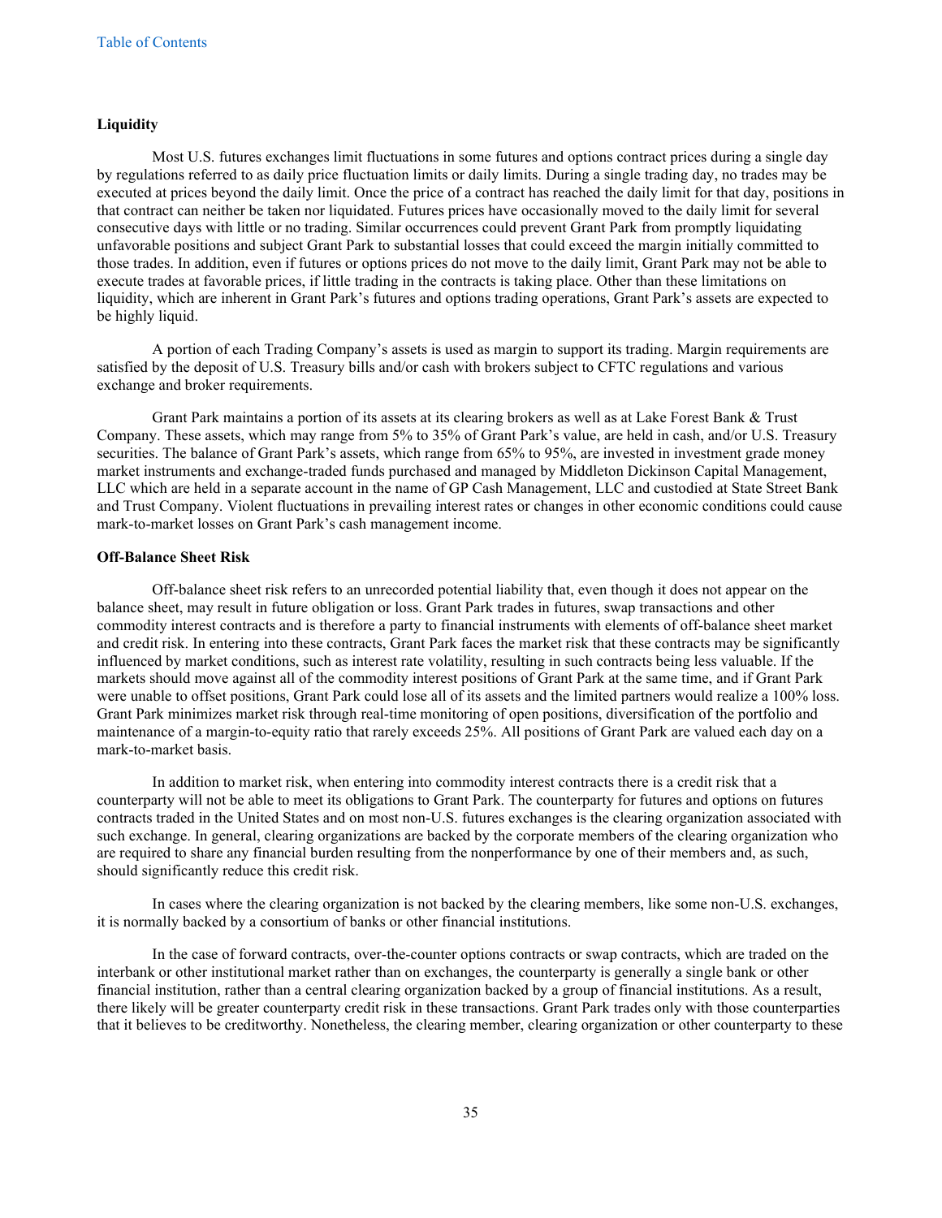**Liquidity**

Most U.S. futures exchanges limit fluctuations in some futures and options contract prices during a single day by regulations referred to as daily price fluctuation limits or daily limits. During a single trading day, no trades may be executed at prices beyond the daily limit. Once the price of a contract has reached the daily limit for that day, positions in that contract can neither be taken nor liquidated. Futures prices have occasionally moved to the daily limit for several consecutive days with little or no trading. Similar occurrences could prevent Grant Park from promptly liquidating unfavorable positions and subject Grant Park to substantial losses that could exceed the margin initially committed to those trades. In addition, even if futures or options prices do not move to the daily limit, Grant Park may not be able to execute trades at favorable prices, if little trading in the contracts is taking place. Other than these limitations on liquidity, which are inherent in Grant Park's futures and options trading operations, Grant Park's assets are expected to be highly liquid.

A portion of each Trading Company's assets is used as margin to support its trading. Margin requirements are satisfied by the deposit of U.S. Treasury bills and/or cash with brokers subject to CFTC regulations and various exchange and broker requirements.

Grant Park maintains a portion of its assets at its clearing brokers as well as at Lake Forest Bank & Trust Company. These assets, which may range from 5% to 35% of Grant Park's value, are held in cash, and/or U.S. Treasury securities. The balance of Grant Park's assets, which range from 65% to 95%, are invested in investment grade money market instruments and exchange-traded funds purchased and managed by Middleton Dickinson Capital Management, LLC which are held in a separate account in the name of GP Cash Management, LLC and custodied at State Street Bank and Trust Company. Violent fluctuations in prevailing interest rates or changes in other economic conditions could cause mark-to-market losses on Grant Park's cash management income.

**Off-Balance Sheet Risk**

Off-balance sheet risk refers to an unrecorded potential liability that, even though it does not appear on the balance sheet, may result in future obligation or loss. Grant Park trades in futures, swap transactions and other commodity interest contracts and is therefore a party to financial instruments with elements of off-balance sheet market and credit risk. In entering into these contracts, Grant Park faces the market risk that these contracts may be significantly influenced by market conditions, such as interest rate volatility, resulting in such contracts being less valuable. If the markets should move against all of the commodity interest positions of Grant Park at the same time, and if Grant Park were unable to offset positions, Grant Park could lose all of its assets and the limited partners would realize a 100% loss. Grant Park minimizes market risk through real-time monitoring of open positions, diversification of the portfolio and maintenance of a margin-to-equity ratio that rarely exceeds 25%. All positions of Grant Park are valued each day on a mark-to-market basis.

In addition to market risk, when entering into commodity interest contracts there is a credit risk that a counterparty will not be able to meet its obligations to Grant Park. The counterparty for futures and options on futures contracts traded in the United States and on most non-U.S. futures exchanges is the clearing organization associated with such exchange. In general, clearing organizations are backed by the corporate members of the clearing organization who are required to share any financial burden resulting from the nonperformance by one of their members and, as such, should significantly reduce this credit risk.

In cases where the clearing organization is not backed by the clearing members, like some non-U.S. exchanges, it is normally backed by a consortium of banks or other financial institutions.

In the case of forward contracts, over-the-counter options contracts or swap contracts, which are traded on the interbank or other institutional market rather than on exchanges, the counterparty is generally a single bank or other financial institution, rather than a central clearing organization backed by a group of financial institutions. As a result, there likely will be greater counterparty credit risk in these transactions. Grant Park trades only with those counterparties that it believes to be creditworthy. Nonetheless, the clearing member, clearing organization or other counterparty to these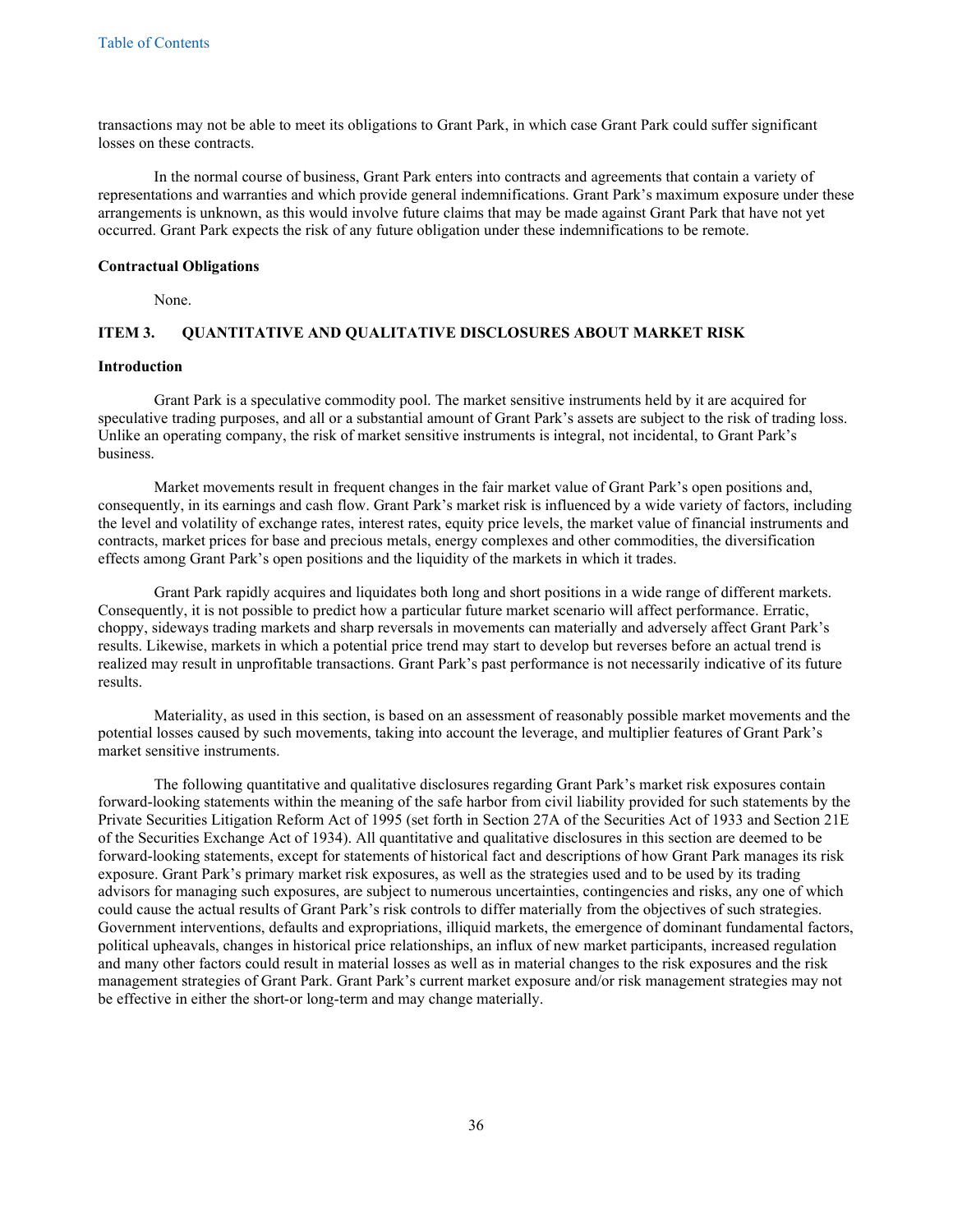transactions may not be able to meet its obligations to Grant Park, in which case Grant Park could suffer significant losses on these contracts.

In the normal course of business, Grant Park enters into contracts and agreements that contain a variety of representations and warranties and which provide general indemnifications. Grant Park's maximum exposure under these arrangements is unknown, as this would involve future claims that may be made against Grant Park that have not yet occurred. Grant Park expects the risk of any future obligation under these indemnifications to be remote.

**Contractual Obligations**

None.

## ITEM 3. QUANTITATIVE AND QUALITATIVE DISCLOSURES ABOUT MARKET RISK

**Introduction**

Grant Park is a speculative commodity pool. The market sensitive instruments held by it are acquired for speculative trading purposes, and all or a substantial amount of Grant Park's assets are subject to the risk of trading loss. Unlike an operating company, the risk of market sensitive instruments is integral, not incidental, to Grant Park's business.

Market movements result in frequent changes in the fair market value of Grant Park's open positions and, consequently, in its earnings and cash flow. Grant Park's market risk is influenced by a wide variety of factors, including the level and volatility of exchange rates, interest rates, equity price levels, the market value of financial instruments and contracts, market prices for base and precious metals, energy complexes and other commodities, the diversification effects among Grant Park's open positions and the liquidity of the markets in which it trades.

Grant Park rapidly acquires and liquidates both long and short positions in a wide range of different markets. Consequently, it is not possible to predict how a particular future market scenario will affect performance. Erratic, choppy, sideways trading markets and sharp reversals in movements can materially and adversely affect Grant Park's results. Likewise, markets in which a potential price trend may start to develop but reverses before an actual trend is realized may result in unprofitable transactions. Grant Park's past performance is not necessarily indicative of its future results.

Materiality, as used in this section, is based on an assessment of reasonably possible market movements and the potential losses caused by such movements, taking into account the leverage, and multiplier features of Grant Park's market sensitive instruments.

The following quantitative and qualitative disclosures regarding Grant Park's market risk exposures contain forward-looking statements within the meaning of the safe harbor from civil liability provided for such statements by the Private Securities Litigation Reform Act of 1995 (set forth in Section 27A of the Securities Act of 1933 and Section 21E of the Securities Exchange Act of 1934). All quantitative and qualitative disclosures in this section are deemed to be forward-looking statements, except for statements of historical fact and descriptions of how Grant Park manages its risk exposure. Grant Park's primary market risk exposures, as well as the strategies used and to be used by its trading advisors for managing such exposures, are subject to numerous uncertainties, contingencies and risks, any one of which could cause the actual results of Grant Park's risk controls to differ materially from the objectives of such strategies. Government interventions, defaults and expropriations, illiquid markets, the emergence of dominant fundamental factors, political upheavals, changes in historical price relationships, an influx of new market participants, increased regulation and many other factors could result in material losses as well as in material changes to the risk exposures and the risk management strategies of Grant Park. Grant Park's current market exposure and/or risk management strategies may not be effective in either the short-or long-term and may change materially.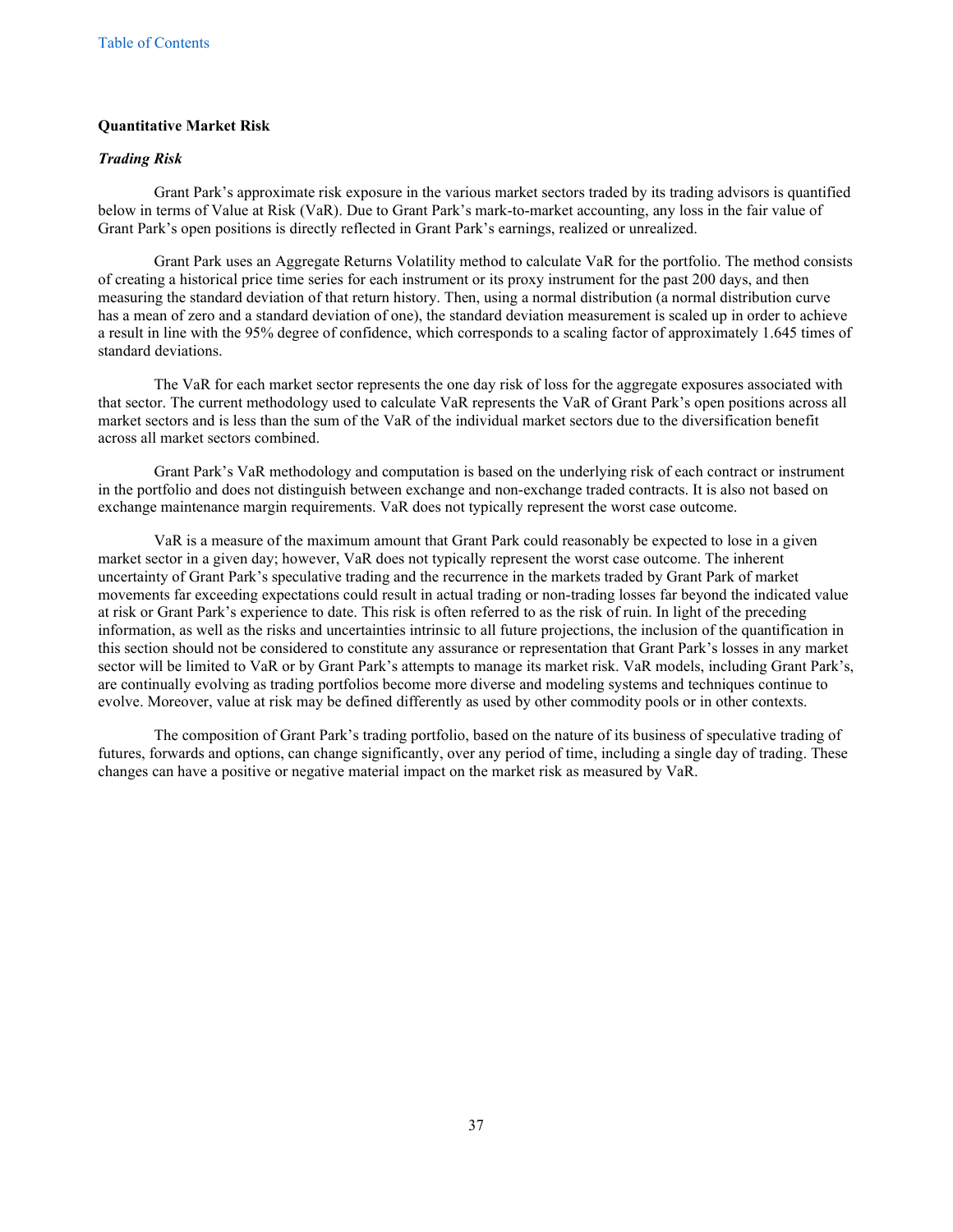**Quantitative Market Risk**

***Trading Risk***

Grant Park's approximate risk exposure in the various market sectors traded by its trading advisors is quantified below in terms of Value at Risk (VaR). Due to Grant Park's mark-to-market accounting, any loss in the fair value of Grant Park's open positions is directly reflected in Grant Park's earnings, realized or unrealized.

Grant Park uses an Aggregate Returns Volatility method to calculate VaR for the portfolio. The method consists of creating a historical price time series for each instrument or its proxy instrument for the past 200 days, and then measuring the standard deviation of that return history. Then, using a normal distribution (a normal distribution curve has a mean of zero and a standard deviation of one), the standard deviation measurement is scaled up in order to achieve a result in line with the 95% degree of confidence, which corresponds to a scaling factor of approximately 1.645 times of standard deviations.

The VaR for each market sector represents the one day risk of loss for the aggregate exposures associated with that sector. The current methodology used to calculate VaR represents the VaR of Grant Park's open positions across all market sectors and is less than the sum of the VaR of the individual market sectors due to the diversification benefit across all market sectors combined.

Grant Park's VaR methodology and computation is based on the underlying risk of each contract or instrument in the portfolio and does not distinguish between exchange and non-exchange traded contracts. It is also not based on exchange maintenance margin requirements. VaR does not typically represent the worst case outcome.

VaR is a measure of the maximum amount that Grant Park could reasonably be expected to lose in a given market sector in a given day; however, VaR does not typically represent the worst case outcome. The inherent uncertainty of Grant Park's speculative trading and the recurrence in the markets traded by Grant Park of market movements far exceeding expectations could result in actual trading or non-trading losses far beyond the indicated value at risk or Grant Park's experience to date. This risk is often referred to as the risk of ruin. In light of the preceding information, as well as the risks and uncertainties intrinsic to all future projections, the inclusion of the quantification in this section should not be considered to constitute any assurance or representation that Grant Park's losses in any market sector will be limited to VaR or by Grant Park's attempts to manage its market risk. VaR models, including Grant Park's, are continually evolving as trading portfolios become more diverse and modeling systems and techniques continue to evolve. Moreover, value at risk may be defined differently as used by other commodity pools or in other contexts.

The composition of Grant Park's trading portfolio, based on the nature of its business of speculative trading of futures, forwards and options, can change significantly, over any period of time, including a single day of trading. These changes can have a positive or negative material impact on the market risk as measured by VaR.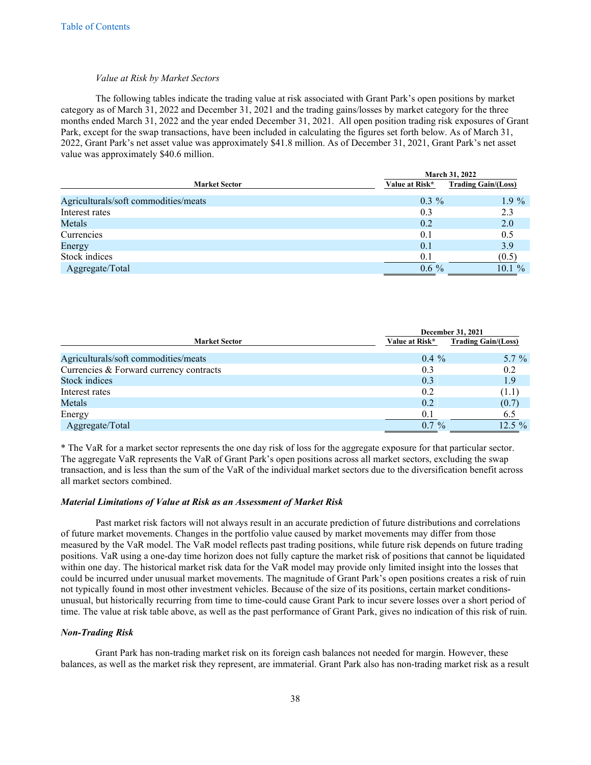*Value at Risk by Market Sectors*

The following tables indicate the trading value at risk associated with Grant Park's open positions by market category as of March 31, 2022 and December 31, 2021 and the trading gains/losses by market category for the three months ended March 31, 2022 and the year ended December 31, 2021. All open position trading risk exposures of Grant Park, except for the swap transactions, have been included in calculating the figures set forth below. As of March 31, 2022, Grant Park's net asset value was approximately $41.8 million. As of December 31, 2021, Grant Park's net asset value was approximately $40.6 million.

| | March 31, 2022 | |
|---|---|---|
| **Market Sector** | **Value at Risk*** | **Trading Gain/(Loss)** |
| Agriculturals/soft commodities/meats | 0.3 % | 1.9 % |
| Interest rates | 0.3 | 2.3 |
| Metals | 0.2 | 2.0 |
| Currencies | 0.1 | 0.5 |
| Energy | 0.1 | 3.9 |
| Stock indices | 0.1 | (0.5) |
| Aggregate/Total | 0.6 % | 10.1 % |

| | December 31, 2021 | |
|---|---|---|
| **Market Sector** | **Value at Risk*** | **Trading Gain/(Loss)** |
| Agriculturals/soft commodities/meats | 0.4 % | 5.7 % |
| Currencies & Forward currency contracts | 0.3 | 0.2 |
| Stock indices | 0.3 | 1.9 |
| Interest rates | 0.2 | (1.1) |
| Metals | 0.2 | (0.7) |
| Energy | 0.1 | 6.5 |
| Aggregate/Total | 0.7 % | 12.5 % |

* The VaR for a market sector represents the one day risk of loss for the aggregate exposure for that particular sector. The aggregate VaR represents the VaR of Grant Park's open positions across all market sectors, excluding the swap transaction, and is less than the sum of the VaR of the individual market sectors due to the diversification benefit across all market sectors combined.

***Material Limitations of Value at Risk as an Assessment of Market Risk***

Past market risk factors will not always result in an accurate prediction of future distributions and correlations of future market movements. Changes in the portfolio value caused by market movements may differ from those measured by the VaR model. The VaR model reflects past trading positions, while future risk depends on future trading positions. VaR using a one-day time horizon does not fully capture the market risk of positions that cannot be liquidated within one day. The historical market risk data for the VaR model may provide only limited insight into the losses that could be incurred under unusual market movements. The magnitude of Grant Park's open positions creates a risk of ruin not typically found in most other investment vehicles. Because of the size of its positions, certain market conditions-unusual, but historically recurring from time to time-could cause Grant Park to incur severe losses over a short period of time. The value at risk table above, as well as the past performance of Grant Park, gives no indication of this risk of ruin.

***Non-Trading Risk***

Grant Park has non-trading market risk on its foreign cash balances not needed for margin. However, these balances, as well as the market risk they represent, are immaterial. Grant Park also has non-trading market risk as a result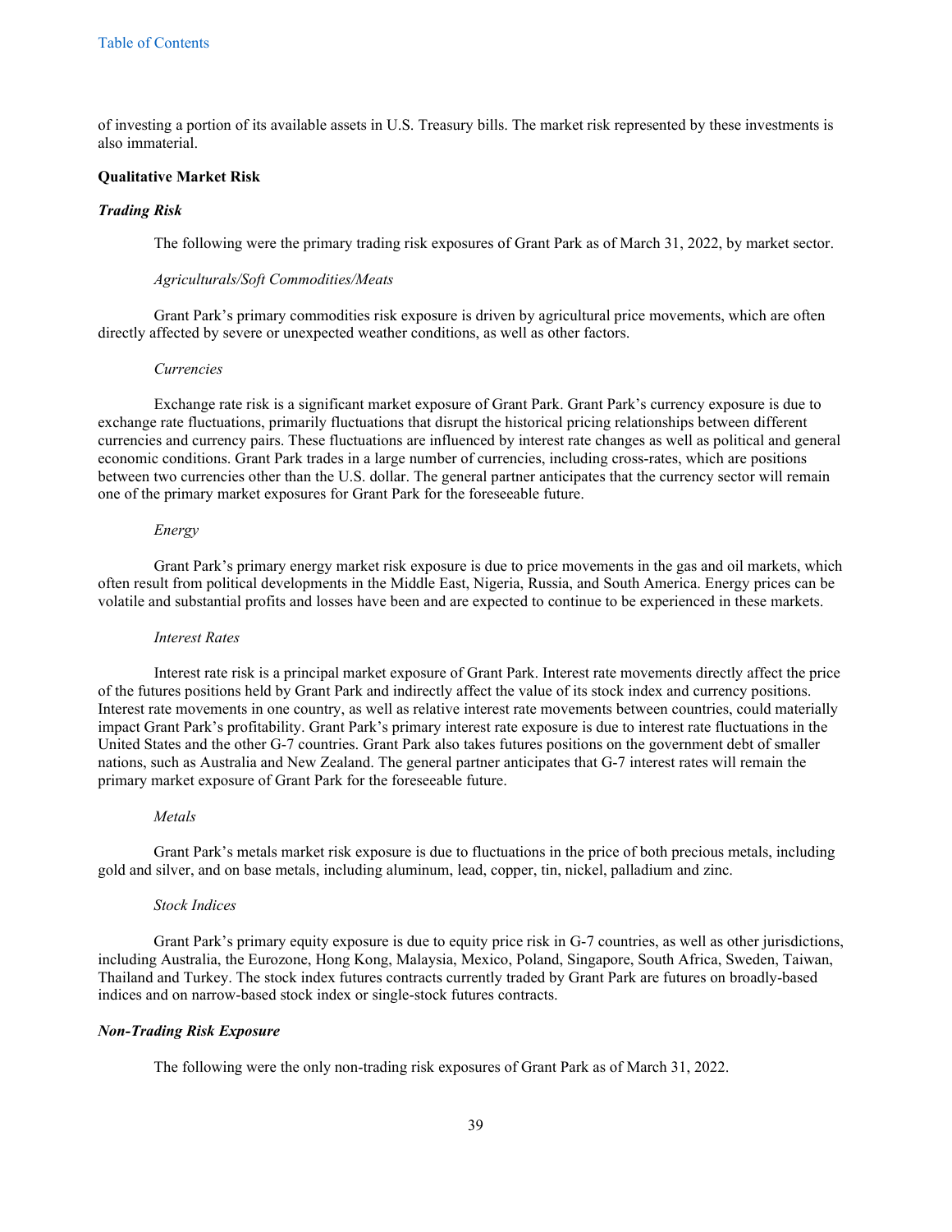of investing a portion of its available assets in U.S. Treasury bills. The market risk represented by these investments is also immaterial.

**Qualitative Market Risk**

***Trading Risk***

The following were the primary trading risk exposures of Grant Park as of March 31, 2022, by market sector.

*Agriculturals/Soft Commodities/Meats*

Grant Park's primary commodities risk exposure is driven by agricultural price movements, which are often directly affected by severe or unexpected weather conditions, as well as other factors.

*Currencies*

Exchange rate risk is a significant market exposure of Grant Park. Grant Park's currency exposure is due to exchange rate fluctuations, primarily fluctuations that disrupt the historical pricing relationships between different currencies and currency pairs. These fluctuations are influenced by interest rate changes as well as political and general economic conditions. Grant Park trades in a large number of currencies, including cross-rates, which are positions between two currencies other than the U.S. dollar. The general partner anticipates that the currency sector will remain one of the primary market exposures for Grant Park for the foreseeable future.

*Energy*

Grant Park's primary energy market risk exposure is due to price movements in the gas and oil markets, which often result from political developments in the Middle East, Nigeria, Russia, and South America. Energy prices can be volatile and substantial profits and losses have been and are expected to continue to be experienced in these markets.

*Interest Rates*

Interest rate risk is a principal market exposure of Grant Park. Interest rate movements directly affect the price of the futures positions held by Grant Park and indirectly affect the value of its stock index and currency positions. Interest rate movements in one country, as well as relative interest rate movements between countries, could materially impact Grant Park's profitability. Grant Park's primary interest rate exposure is due to interest rate fluctuations in the United States and the other G-7 countries. Grant Park also takes futures positions on the government debt of smaller nations, such as Australia and New Zealand. The general partner anticipates that G-7 interest rates will remain the primary market exposure of Grant Park for the foreseeable future.

*Metals*

Grant Park's metals market risk exposure is due to fluctuations in the price of both precious metals, including gold and silver, and on base metals, including aluminum, lead, copper, tin, nickel, palladium and zinc.

*Stock Indices*

Grant Park's primary equity exposure is due to equity price risk in G-7 countries, as well as other jurisdictions, including Australia, the Eurozone, Hong Kong, Malaysia, Mexico, Poland, Singapore, South Africa, Sweden, Taiwan, Thailand and Turkey. The stock index futures contracts currently traded by Grant Park are futures on broadly-based indices and on narrow-based stock index or single-stock futures contracts.

***Non-Trading Risk Exposure***

The following were the only non-trading risk exposures of Grant Park as of March 31, 2022.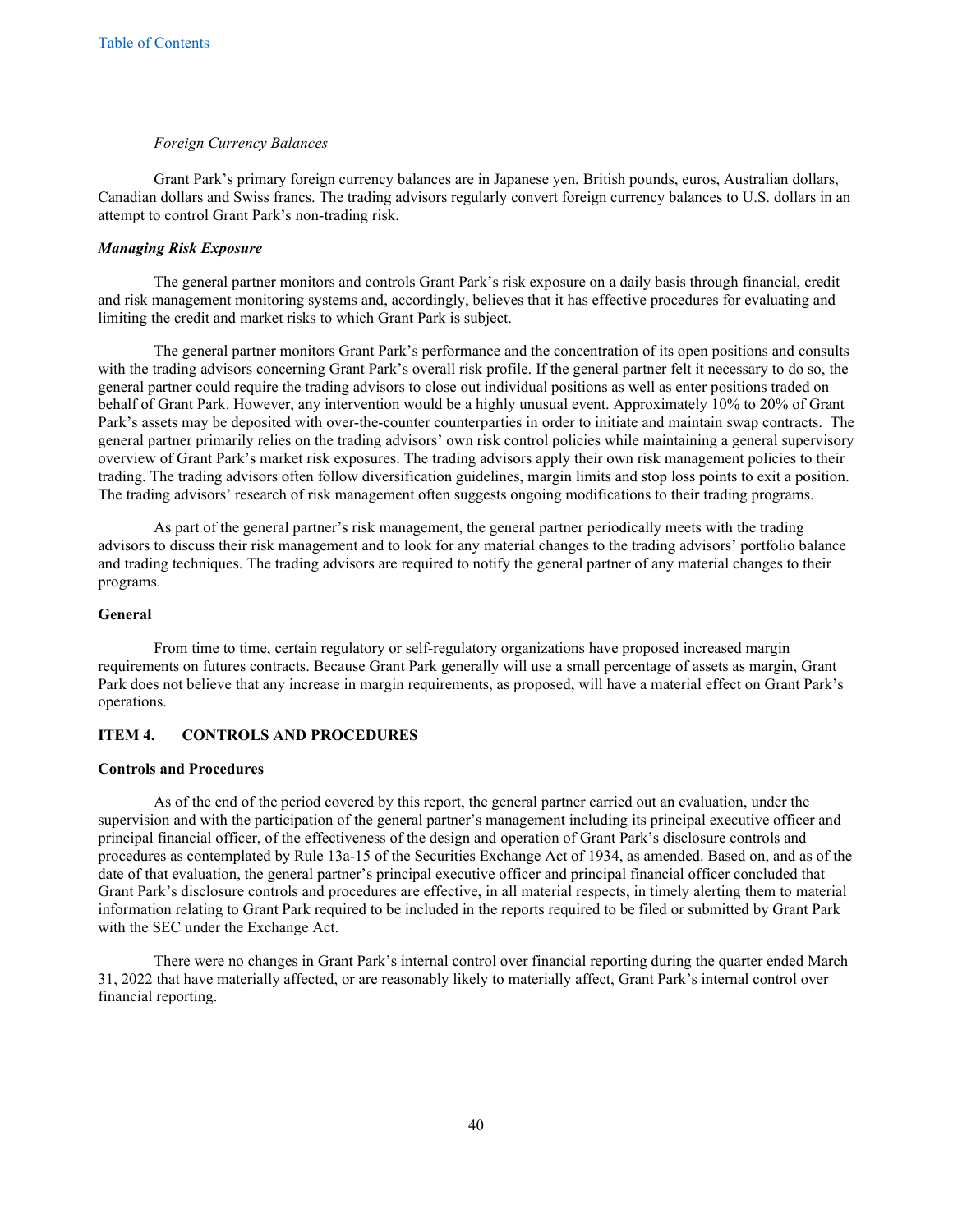*Foreign Currency Balances*

Grant Park's primary foreign currency balances are in Japanese yen, British pounds, euros, Australian dollars, Canadian dollars and Swiss francs. The trading advisors regularly convert foreign currency balances to U.S. dollars in an attempt to control Grant Park's non-trading risk.

***Managing Risk Exposure***

The general partner monitors and controls Grant Park's risk exposure on a daily basis through financial, credit and risk management monitoring systems and, accordingly, believes that it has effective procedures for evaluating and limiting the credit and market risks to which Grant Park is subject.

The general partner monitors Grant Park's performance and the concentration of its open positions and consults with the trading advisors concerning Grant Park's overall risk profile. If the general partner felt it necessary to do so, the general partner could require the trading advisors to close out individual positions as well as enter positions traded on behalf of Grant Park. However, any intervention would be a highly unusual event. Approximately 10% to 20% of Grant Park's assets may be deposited with over-the-counter counterparties in order to initiate and maintain swap contracts. The general partner primarily relies on the trading advisors' own risk control policies while maintaining a general supervisory overview of Grant Park's market risk exposures. The trading advisors apply their own risk management policies to their trading. The trading advisors often follow diversification guidelines, margin limits and stop loss points to exit a position. The trading advisors' research of risk management often suggests ongoing modifications to their trading programs.

As part of the general partner's risk management, the general partner periodically meets with the trading advisors to discuss their risk management and to look for any material changes to the trading advisors' portfolio balance and trading techniques. The trading advisors are required to notify the general partner of any material changes to their programs.

**General**

From time to time, certain regulatory or self-regulatory organizations have proposed increased margin requirements on futures contracts. Because Grant Park generally will use a small percentage of assets as margin, Grant Park does not believe that any increase in margin requirements, as proposed, will have a material effect on Grant Park's operations.

## ITEM 4. CONTROLS AND PROCEDURES

**Controls and Procedures**

As of the end of the period covered by this report, the general partner carried out an evaluation, under the supervision and with the participation of the general partner's management including its principal executive officer and principal financial officer, of the effectiveness of the design and operation of Grant Park's disclosure controls and procedures as contemplated by Rule 13a-15 of the Securities Exchange Act of 1934, as amended. Based on, and as of the date of that evaluation, the general partner's principal executive officer and principal financial officer concluded that Grant Park's disclosure controls and procedures are effective, in all material respects, in timely alerting them to material information relating to Grant Park required to be included in the reports required to be filed or submitted by Grant Park with the SEC under the Exchange Act.

There were no changes in Grant Park's internal control over financial reporting during the quarter ended March 31, 2022 that have materially affected, or are reasonably likely to materially affect, Grant Park's internal control over financial reporting.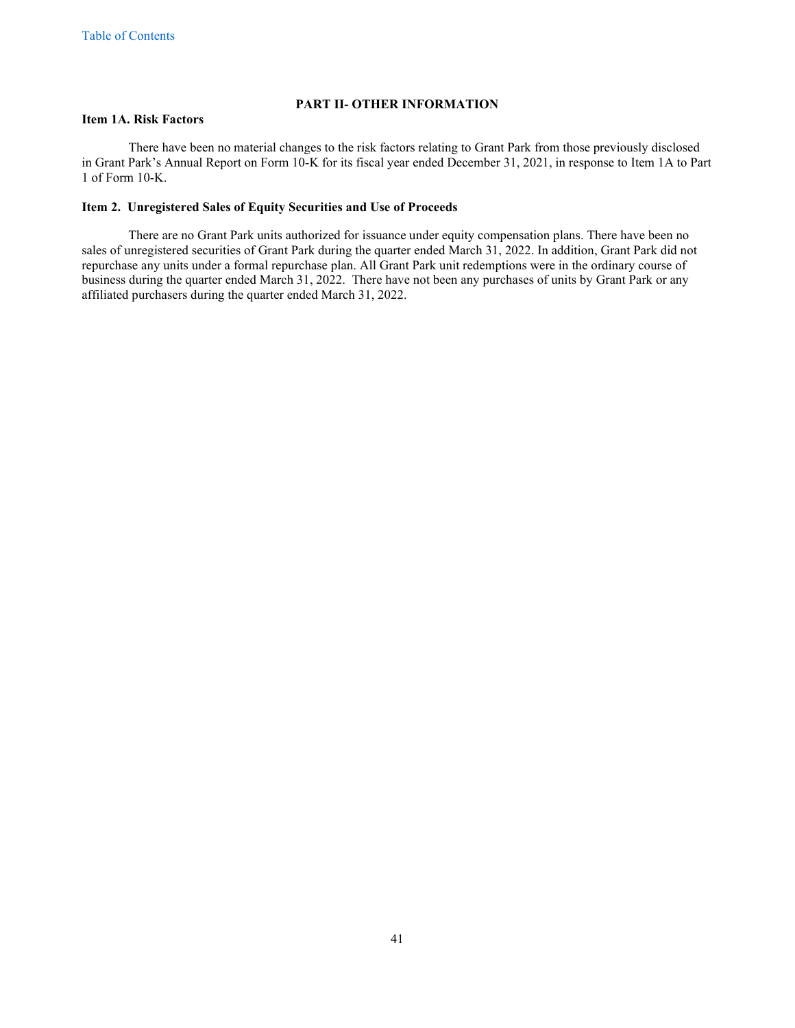## PART II- OTHER INFORMATION

### Item 1A. Risk Factors

There have been no material changes to the risk factors relating to Grant Park from those previously disclosed in Grant Park's Annual Report on Form 10-K for its fiscal year ended December 31, 2021, in response to Item 1A to Part 1 of Form 10-K.

### Item 2. Unregistered Sales of Equity Securities and Use of Proceeds

There are no Grant Park units authorized for issuance under equity compensation plans. There have been no sales of unregistered securities of Grant Park during the quarter ended March 31, 2022. In addition, Grant Park did not repurchase any units under a formal repurchase plan. All Grant Park unit redemptions were in the ordinary course of business during the quarter ended March 31, 2022. There have not been any purchases of units by Grant Park or any affiliated purchasers during the quarter ended March 31, 2022.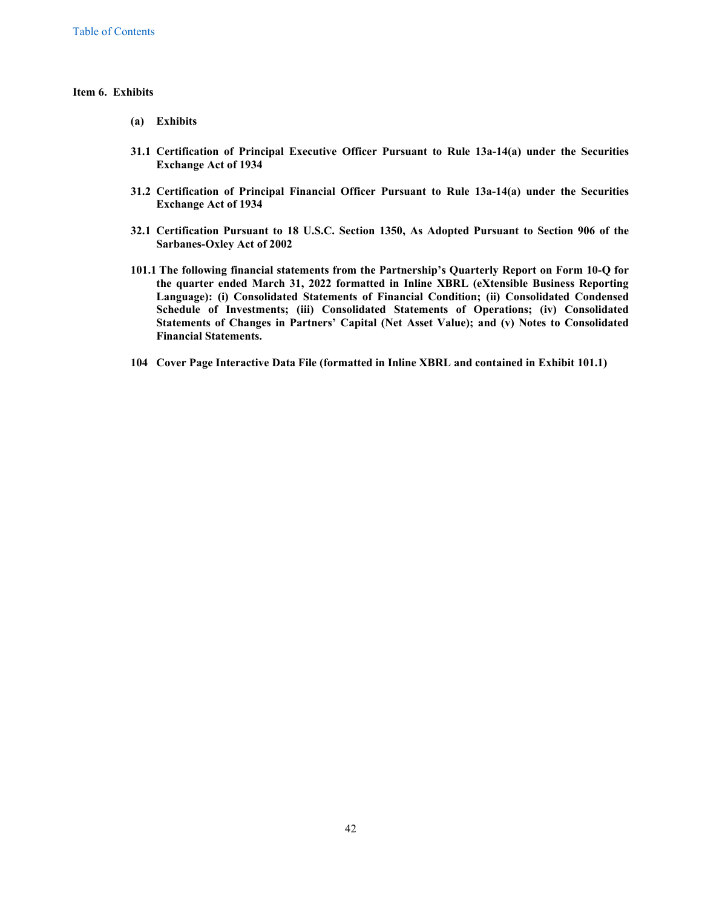## Item 6. Exhibits

**(a) Exhibits**

**31.1 Certification of Principal Executive Officer Pursuant to Rule 13a-14(a) under the Securities Exchange Act of 1934**

**31.2 Certification of Principal Financial Officer Pursuant to Rule 13a-14(a) under the Securities Exchange Act of 1934**

**32.1 Certification Pursuant to 18 U.S.C. Section 1350, As Adopted Pursuant to Section 906 of the Sarbanes-Oxley Act of 2002**

**101.1 The following financial statements from the Partnership's Quarterly Report on Form 10-Q for the quarter ended March 31, 2022 formatted in Inline XBRL (eXtensible Business Reporting Language): (i) Consolidated Statements of Financial Condition; (ii) Consolidated Condensed Schedule of Investments; (iii) Consolidated Statements of Operations; (iv) Consolidated Statements of Changes in Partners' Capital (Net Asset Value); and (v) Notes to Consolidated Financial Statements.**

**104 Cover Page Interactive Data File (formatted in Inline XBRL and contained in Exhibit 101.1)**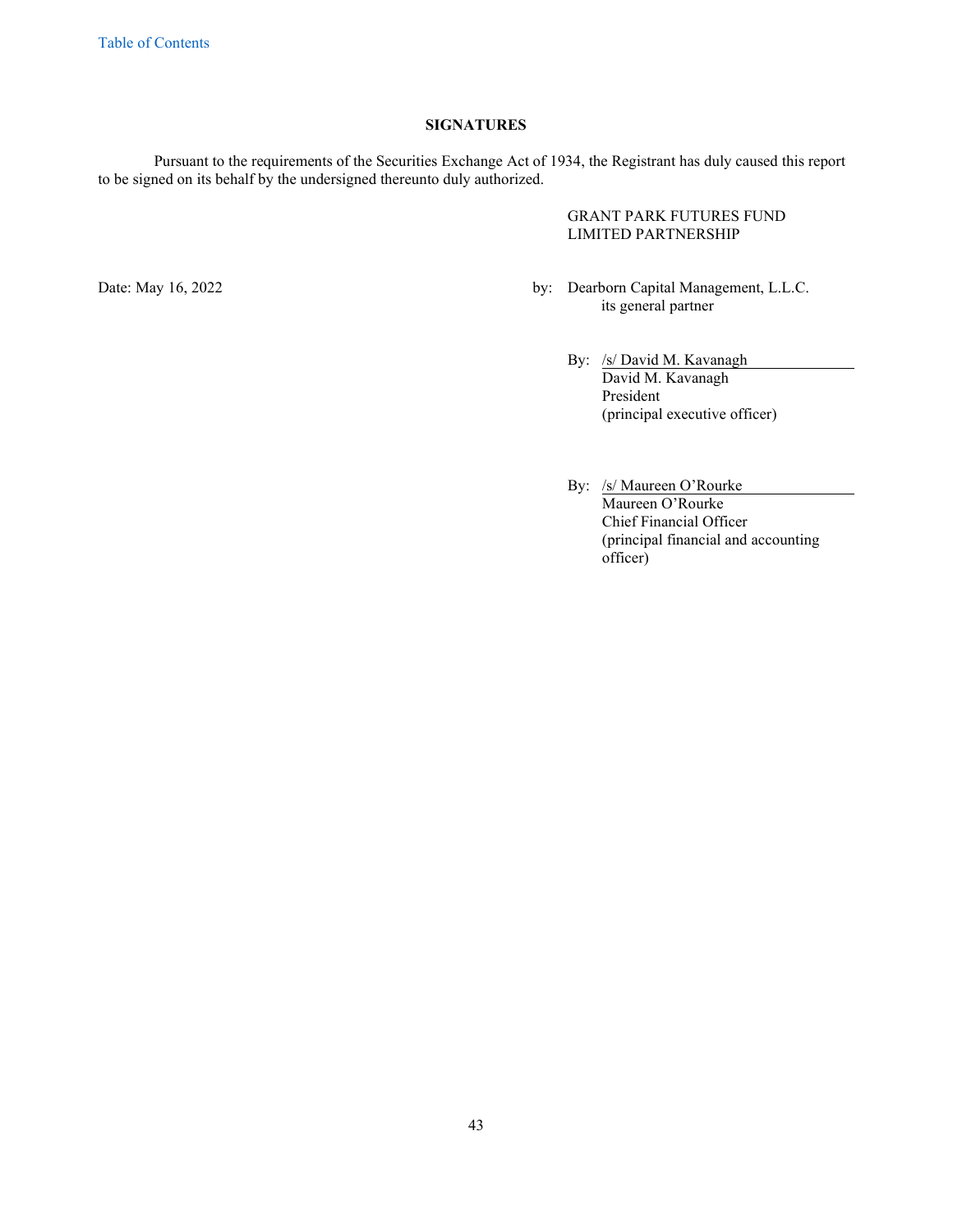## SIGNATURES

Pursuant to the requirements of the Securities Exchange Act of 1934, the Registrant has duly caused this report to be signed on its behalf by the undersigned thereunto duly authorized.

GRANT PARK FUTURES FUND
LIMITED PARTNERSHIP

Date: May 16, 2022

by: Dearborn Capital Management, L.L.C.
its general partner

By: /s/ David M. Kavanagh
David M. Kavanagh
President
(principal executive officer)

By: /s/ Maureen O'Rourke
Maureen O'Rourke
Chief Financial Officer
(principal financial and accounting officer)